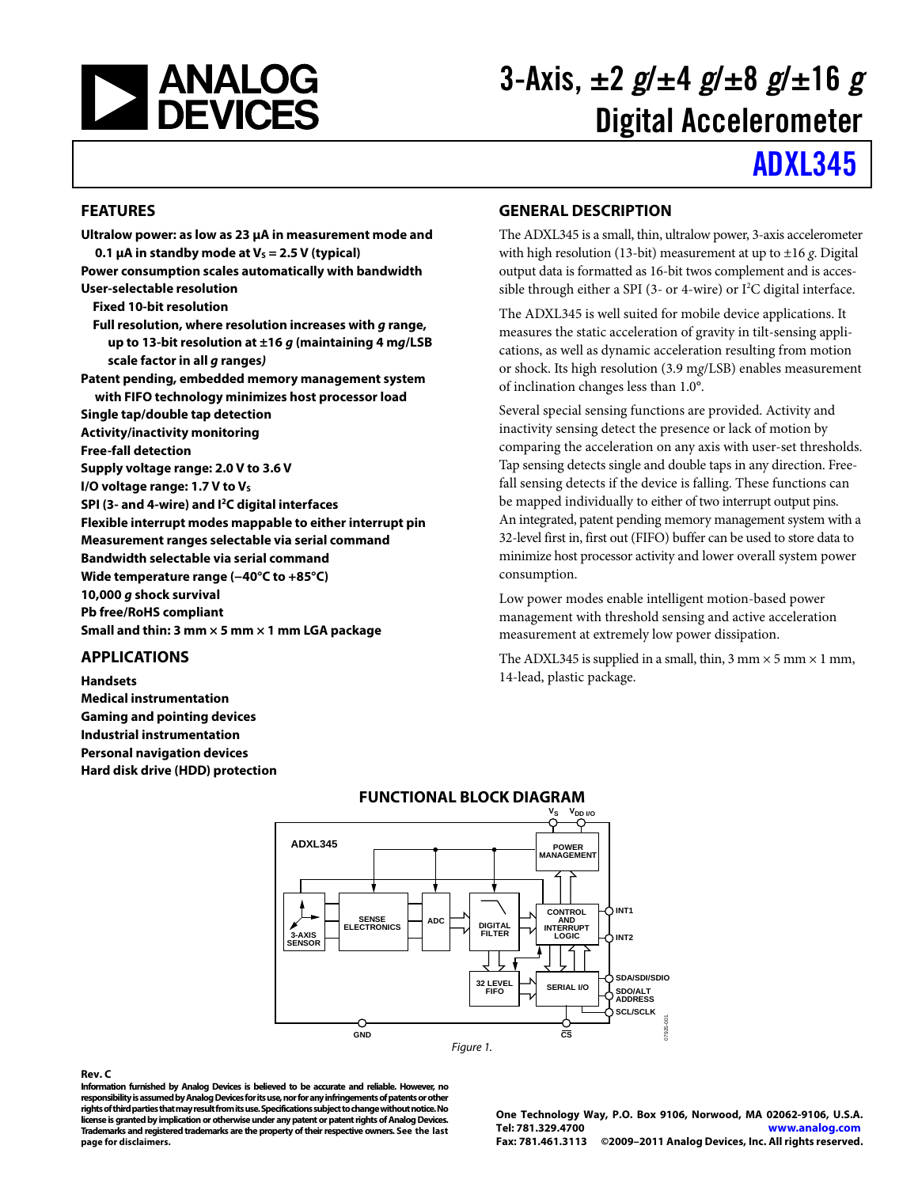# 3-Axis, ±2 *g*/±4 *g*/±8 *g*/±16 *g* Digital Accelerometer

# ADXL345

## FEATURES

**Ultralow power: as low as 23 µA in measurement mode and 0.1 µA in standby mode at $V_S$ = 2.5 V (typical)**
**Power consumption scales automatically with bandwidth**
**User-selectable resolution**
- **Fixed 10-bit resolution**
- **Full resolution, where resolution increases with *g* range, up to 13-bit resolution at ±16 *g* (maintaining 4 m*g*/LSB scale factor in all *g* ranges)**

**Patent pending, embedded memory management system with FIFO technology minimizes host processor load**
**Single tap/double tap detection**
**Activity/inactivity monitoring**
**Free-fall detection**
**Supply voltage range: 2.0 V to 3.6 V**
**I/O voltage range: 1.7 V to $V_S$**
**SPI (3- and 4-wire) and I²C digital interfaces**
**Flexible interrupt modes mappable to either interrupt pin**
**Measurement ranges selectable via serial command**
**Bandwidth selectable via serial command**
**Wide temperature range (−40°C to +85°C)**
**10,000 *g* shock survival**
**Pb free/RoHS compliant**
**Small and thin: 3 mm × 5 mm × 1 mm LGA package**

## APPLICATIONS

**Handsets**
**Medical instrumentation**
**Gaming and pointing devices**
**Industrial instrumentation**
**Personal navigation devices**
**Hard disk drive (HDD) protection**

## GENERAL DESCRIPTION

The ADXL345 is a small, thin, ultralow power, 3-axis accelerometer with high resolution (13-bit) measurement at up to ±16 *g*. Digital output data is formatted as 16-bit twos complement and is accessible through either a SPI (3- or 4-wire) or I²C digital interface.

The ADXL345 is well suited for mobile device applications. It measures the static acceleration of gravity in tilt-sensing applications, as well as dynamic acceleration resulting from motion or shock. Its high resolution (3.9 m*g*/LSB) enables measurement of inclination changes less than 1.0°.

Several special sensing functions are provided. Activity and inactivity sensing detect the presence or lack of motion by comparing the acceleration on any axis with user-set thresholds. Tap sensing detects single and double taps in any direction. Free-fall sensing detects if the device is falling. These functions can be mapped individually to either of two interrupt output pins. An integrated, patent pending memory management system with a 32-level first in, first out (FIFO) buffer can be used to store data to minimize host processor activity and lower overall system power consumption.

Low power modes enable intelligent motion-based power management with threshold sensing and active acceleration measurement at extremely low power dissipation.

The ADXL345 is supplied in a small, thin, 3 mm × 5 mm × 1 mm, 14-lead, plastic package.

## FUNCTIONAL BLOCK DIAGRAM

*Figure 1.*

**Rev. C**

**Information furnished by Analog Devices is believed to be accurate and reliable. However, no responsibility is assumed by Analog Devices for its use, nor for any infringements of patents or other rights of third parties that may result from its use. Specifications subject to change without notice. No license is granted by implication or otherwise under any patent or patent rights of Analog Devices. Trademarks and registered trademarks are the property of their respective owners. See the last page for disclaimers.**

**One Technology Way, P.O. Box 9106, Norwood, MA 02062-9106, U.S.A.**
**Tel: 781.329.4700 www.analog.com**
**Fax: 781.461.3113 ©2009–2011 Analog Devices, Inc. All rights reserved.**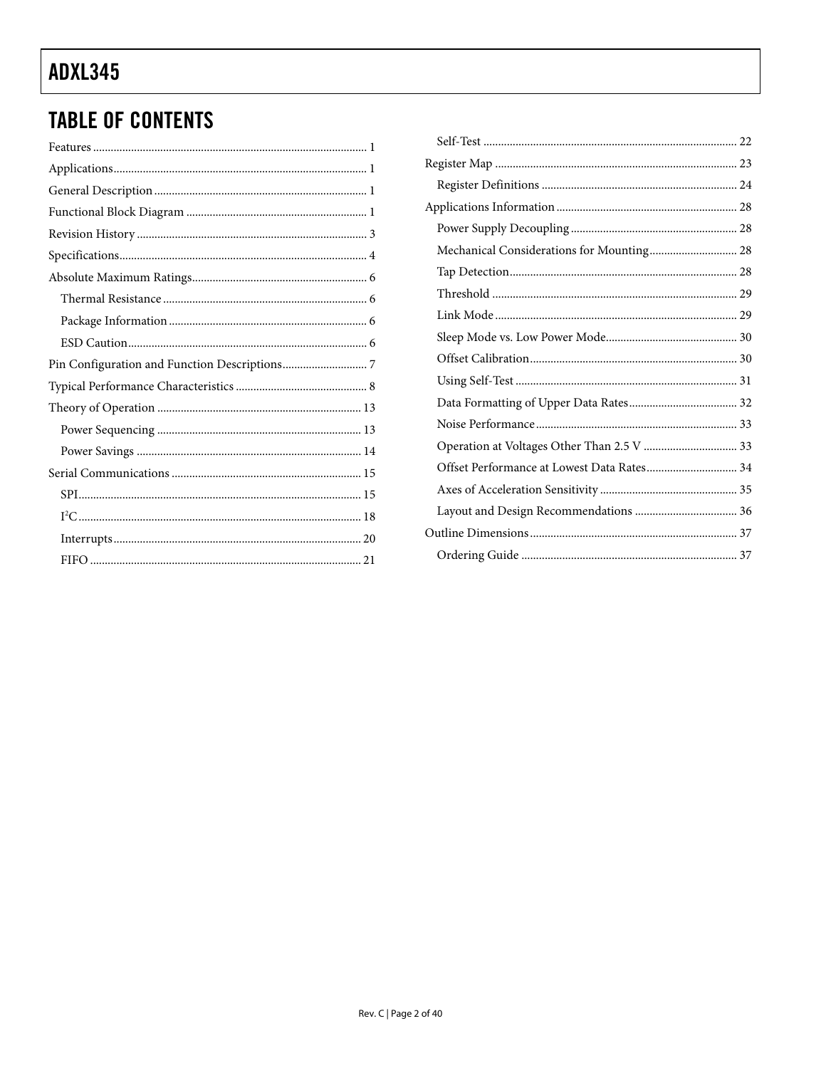## TABLE OF CONTENTS

Features ... 1
Applications ... 1
General Description ... 1
Functional Block Diagram ... 1
Revision History ... 3
Specifications ... 4
Absolute Maximum Ratings ... 6
- Thermal Resistance ... 6
- Package Information ... 6
- ESD Caution ... 6

Pin Configuration and Function Descriptions ... 7
Typical Performance Characteristics ... 8
Theory of Operation ... 13
- Power Sequencing ... 13
- Power Savings ... 14

Serial Communications ... 15
- SPI ... 15
- I$^2$C ... 18
- Interrupts ... 20
- FIFO ... 21
- Self-Test ... 22

Register Map ... 23
- Register Definitions ... 24

Applications Information ... 28
- Power Supply Decoupling ... 28
- Mechanical Considerations for Mounting ... 28
- Tap Detection ... 28
- Threshold ... 29
- Link Mode ... 29
- Sleep Mode vs. Low Power Mode ... 30
- Offset Calibration ... 30
- Using Self-Test ... 31
- Data Formatting of Upper Data Rates ... 32
- Noise Performance ... 33
- Operation at Voltages Other Than 2.5 V ... 33
- Offset Performance at Lowest Data Rates ... 34
- Axes of Acceleration Sensitivity ... 35
- Layout and Design Recommendations ... 36

Outline Dimensions ... 37
- Ordering Guide ... 37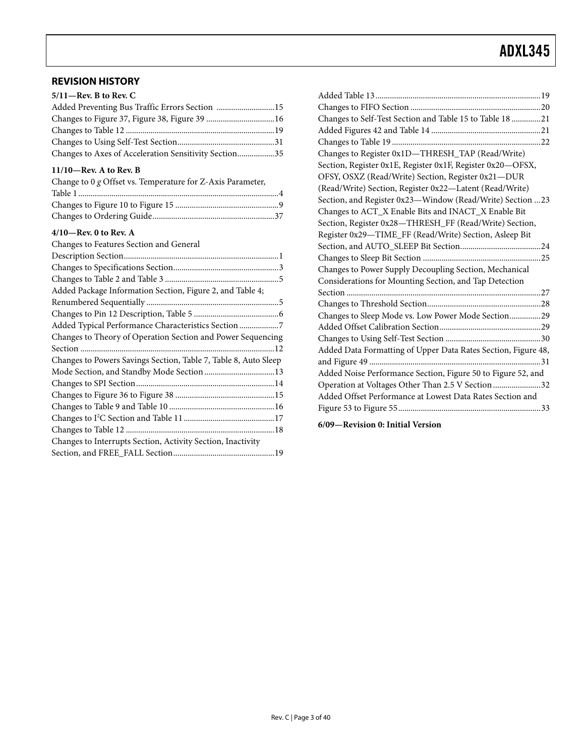## REVISION HISTORY

**5/11—Rev. B to Rev. C**

Added Preventing Bus Traffic Errors Section ............................15
Changes to Figure 37, Figure 38, Figure 39 .................................16
Changes to Table 12 .......................................................................19
Changes to Using Self-Test Section..............................................31
Changes to Axes of Acceleration Sensitivity Section..................35

**11/10—Rev. A to Rev. B**

Change to 0 *g* Offset vs. Temperature for Z-Axis Parameter, Table 1 ................................................................................................4
Changes to Figure 10 to Figure 15 .................................................9
Changes to Ordering Guide...........................................................37

**4/10—Rev. 0 to Rev. A**

Changes to Features Section and General Description Section..........................................................................1
Changes to Specifications Section...................................................3
Changes to Table 2 and Table 3 .......................................................5
Added Package Information Section, Figure 2, and Table 4; Renumbered Sequentially ...............................................................5
Changes to Pin 12 Description, Table 5 .........................................6
Added Typical Performance Characteristics Section ...................7
Changes to Theory of Operation Section and Power Sequencing Section .............................................................................................12
Changes to Powers Savings Section, Table 7, Table 8, Auto Sleep Mode Section, and Standby Mode Section ..................................13
Changes to SPI Section...................................................................14
Changes to Figure 36 to Figure 38 ................................................15
Changes to Table 9 and Table 10 ...................................................16
Changes to I²C Section and Table 11 ............................................17
Changes to Table 12 .......................................................................18
Changes to Interrupts Section, Activity Section, Inactivity Section, and FREE_FALL Section.................................................19
Added Table 13...............................................................................19
Changes to FIFO Section ...............................................................20
Changes to Self-Test Section and Table 15 to Table 18 ..............21
Added Figures 42 and Table 14 .....................................................21
Changes to Table 19 .......................................................................22
Changes to Register 0x1D—THRESH_TAP (Read/Write) Section, Register 0x1E, Register 0x1F, Register 0x20—OFSX, OFSY, OSXZ (Read/Write) Section, Register 0x21—DUR (Read/Write) Section, Register 0x22—Latent (Read/Write) Section, and Register 0x23—Window (Read/Write) Section ...23
Changes to ACT_X Enable Bits and INACT_X Enable Bit Section, Register 0x28—THRESH_FF (Read/Write) Section, Register 0x29—TIME_FF (Read/Write) Section, Asleep Bit Section, and AUTO_SLEEP Bit Section.......................................24
Changes to Sleep Bit Section .........................................................25
Changes to Power Supply Decoupling Section, Mechanical Considerations for Mounting Section, and Tap Detection Section .............................................................................................27
Changes to Threshold Section.......................................................28
Changes to Sleep Mode vs. Low Power Mode Section...............29
Added Offset Calibration Section.................................................29
Changes to Using Self-Test Section ..............................................30
Added Data Formatting of Upper Data Rates Section, Figure 48, and Figure 49 ..................................................................................31
Added Noise Performance Section, Figure 50 to Figure 52, and Operation at Voltages Other Than 2.5 V Section .......................32
Added Offset Performance at Lowest Data Rates Section and Figure 53 to Figure 55....................................................................33

**6/09—Revision 0: Initial Version**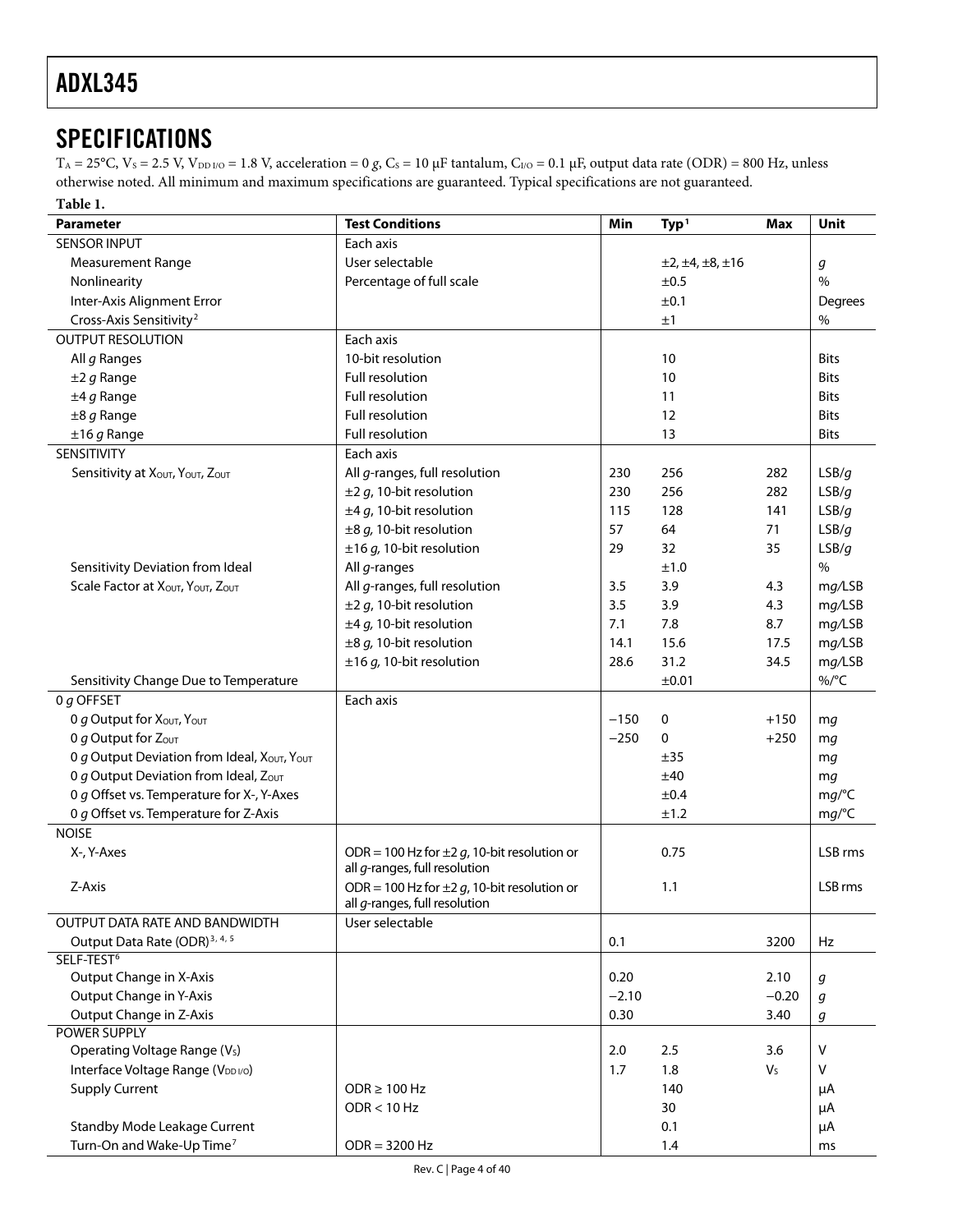# SPECIFICATIONS

$T_A$ = 25°C, $V_S$ = 2.5 V, $V_{DD\ I/O}$ = 1.8 V, acceleration = 0 *g*, $C_S$ = 10 µF tantalum, $C_{I/O}$ = 0.1 µF, output data rate (ODR) = 800 Hz, unless otherwise noted. All minimum and maximum specifications are guaranteed. Typical specifications are not guaranteed.

**Table 1.**

| Parameter | Test Conditions | Min | Typ[1] | Max | Unit |
|---|---|---|---|---|---|
| SENSOR INPUT | Each axis | | | | |
| Measurement Range | User selectable | | ±2, ±4, ±8, ±16 | | *g* |
| Nonlinearity | Percentage of full scale | | ±0.5 | | % |
| Inter-Axis Alignment Error | | | ±0.1 | | Degrees |
| Cross-Axis Sensitivity[2] | | | ±1 | | % |
| OUTPUT RESOLUTION | Each axis | | | | |
| All *g* Ranges | 10-bit resolution | | 10 | | Bits |
| ±2 *g* Range | Full resolution | | 10 | | Bits |
| ±4 *g* Range | Full resolution | | 11 | | Bits |
| ±8 *g* Range | Full resolution | | 12 | | Bits |
| ±16 *g* Range | Full resolution | | 13 | | Bits |
| SENSITIVITY | Each axis | | | | |
| Sensitivity at $X_{OUT}$, $Y_{OUT}$, $Z_{OUT}$ | All *g*-ranges, full resolution | 230 | 256 | 282 | LSB/*g* |
| | ±2 *g*, 10-bit resolution | 230 | 256 | 282 | LSB/*g* |
| | ±4 *g*, 10-bit resolution | 115 | 128 | 141 | LSB/*g* |
| | ±8 *g*, 10-bit resolution | 57 | 64 | 71 | LSB/*g* |
| | ±16 *g*, 10-bit resolution | 29 | 32 | 35 | LSB/*g* |
| Sensitivity Deviation from Ideal | All *g*-ranges | | ±1.0 | | % |
| Scale Factor at $X_{OUT}$, $Y_{OUT}$, $Z_{OUT}$ | All *g*-ranges, full resolution | 3.5 | 3.9 | 4.3 | m*g*/LSB |
| | ±2 *g*, 10-bit resolution | 3.5 | 3.9 | 4.3 | m*g*/LSB |
| | ±4 *g*, 10-bit resolution | 7.1 | 7.8 | 8.7 | m*g*/LSB |
| | ±8 *g*, 10-bit resolution | 14.1 | 15.6 | 17.5 | m*g*/LSB |
| | ±16 *g*, 10-bit resolution | 28.6 | 31.2 | 34.5 | m*g*/LSB |
| Sensitivity Change Due to Temperature | | | ±0.01 | | %/°C |
| 0 *g* OFFSET | Each axis | | | | |
| 0 *g* Output for $X_{OUT}$, $Y_{OUT}$ | | −150 | 0 | +150 | m*g* |
| 0 *g* Output for $Z_{OUT}$ | | −250 | 0 | +250 | m*g* |
| 0 *g* Output Deviation from Ideal, $X_{OUT}$, $Y_{OUT}$ | | | ±35 | | m*g* |
| 0 *g* Output Deviation from Ideal, $Z_{OUT}$ | | | ±40 | | m*g* |
| 0 *g* Offset vs. Temperature for X-, Y-Axes | | | ±0.4 | | m*g*/°C |
| 0 *g* Offset vs. Temperature for Z-Axis | | | ±1.2 | | m*g*/°C |
| NOISE | | | | | |
| X-, Y-Axes | ODR = 100 Hz for ±2 *g*, 10-bit resolution or all *g*-ranges, full resolution | | 0.75 | | LSB rms |
| Z-Axis | ODR = 100 Hz for ±2 *g*, 10-bit resolution or all *g*-ranges, full resolution | | 1.1 | | LSB rms |
| OUTPUT DATA RATE AND BANDWIDTH | User selectable | | | | |
| Output Data Rate (ODR)[3, 4, 5] | | 0.1 | | 3200 | Hz |
| SELF-TEST[6] | | | | | |
| Output Change in X-Axis | | 0.20 | | 2.10 | *g* |
| Output Change in Y-Axis | | −2.10 | | −0.20 | *g* |
| Output Change in Z-Axis | | 0.30 | | 3.40 | *g* |
| POWER SUPPLY | | | | | |
| Operating Voltage Range ($V_S$) | | 2.0 | 2.5 | 3.6 | V |
| Interface Voltage Range ($V_{DD\ I/O}$) | | 1.7 | 1.8 | $V_S$ | V |
| Supply Current | ODR ≥ 100 Hz | | 140 | | µA |
| | ODR < 10 Hz | | 30 | | µA |
| Standby Mode Leakage Current | | | 0.1 | | µA |
| Turn-On and Wake-Up Time[7] | ODR = 3200 Hz | | 1.4 | | ms |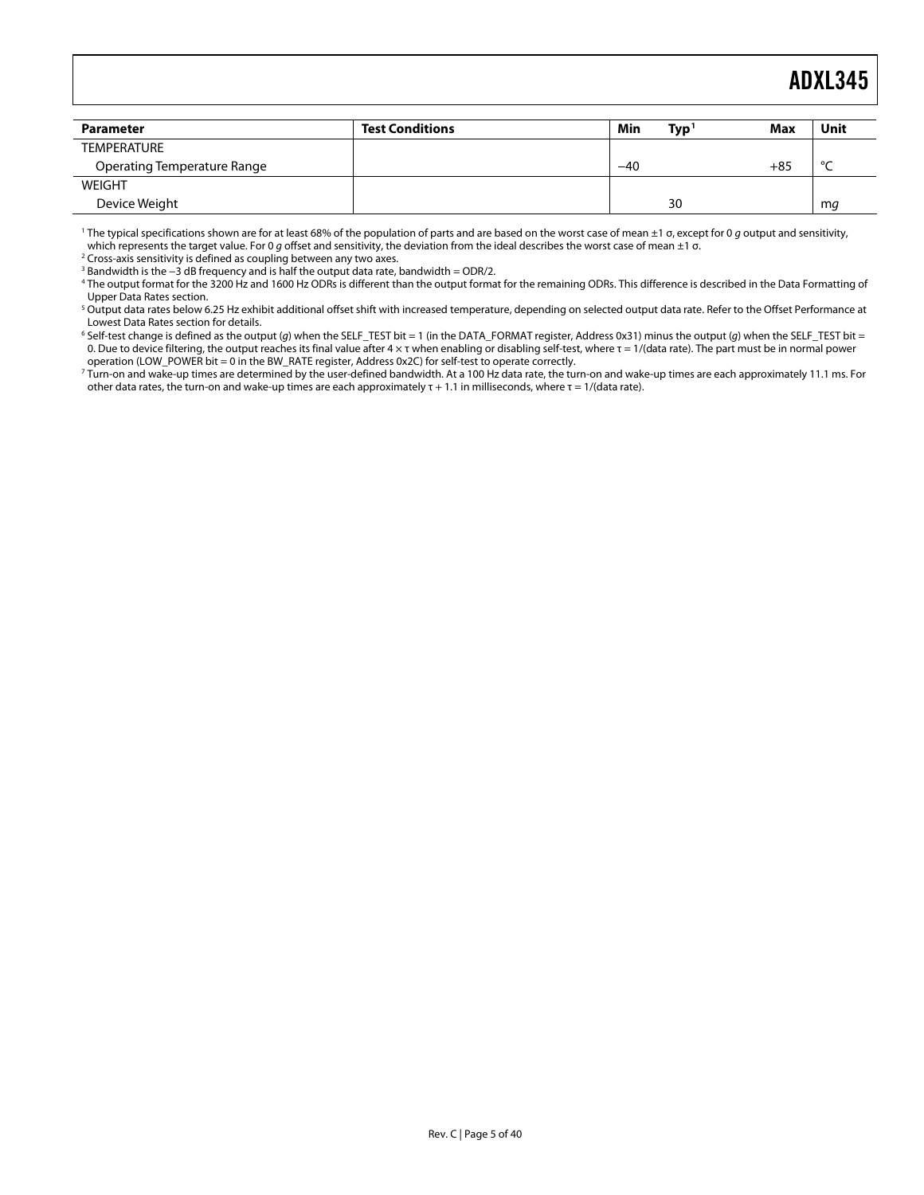| Parameter | Test Conditions | Min | Typ[1] | Max | Unit |
|---|---|---|---|---|---|
| TEMPERATURE | | | | | |
| Operating Temperature Range | | −40 | | +85 | °C |
| WEIGHT | | | | | |
| Device Weight | | | 30 | | m*g* |

[1] The typical specifications shown are for at least 68% of the population of parts and are based on the worst case of mean ±1 σ, except for 0 *g* output and sensitivity, which represents the target value. For 0 *g* offset and sensitivity, the deviation from the ideal describes the worst case of mean ±1 σ.

[2] Cross-axis sensitivity is defined as coupling between any two axes.

[3] Bandwidth is the −3 dB frequency and is half the output data rate, bandwidth = ODR/2.

[4] The output format for the 3200 Hz and 1600 Hz ODRs is different than the output format for the remaining ODRs. This difference is described in the Data Formatting of Upper Data Rates section.

[5] Output data rates below 6.25 Hz exhibit additional offset shift with increased temperature, depending on selected output data rate. Refer to the Offset Performance at Lowest Data Rates section for details.

[6] Self-test change is defined as the output (*g*) when the SELF_TEST bit = 1 (in the DATA_FORMAT register, Address 0x31) minus the output (*g*) when the SELF_TEST bit = 0. Due to device filtering, the output reaches its final value after $4 \times \tau$ when enabling or disabling self-test, where $\tau = 1/(\text{data rate})$. The part must be in normal power operation (LOW_POWER bit = 0 in the BW_RATE register, Address 0x2C) for self-test to operate correctly.

[7] Turn-on and wake-up times are determined by the user-defined bandwidth. At a 100 Hz data rate, the turn-on and wake-up times are each approximately 11.1 ms. For other data rates, the turn-on and wake-up times are each approximately $\tau + 1.1$ in milliseconds, where $\tau = 1/(\text{data rate})$.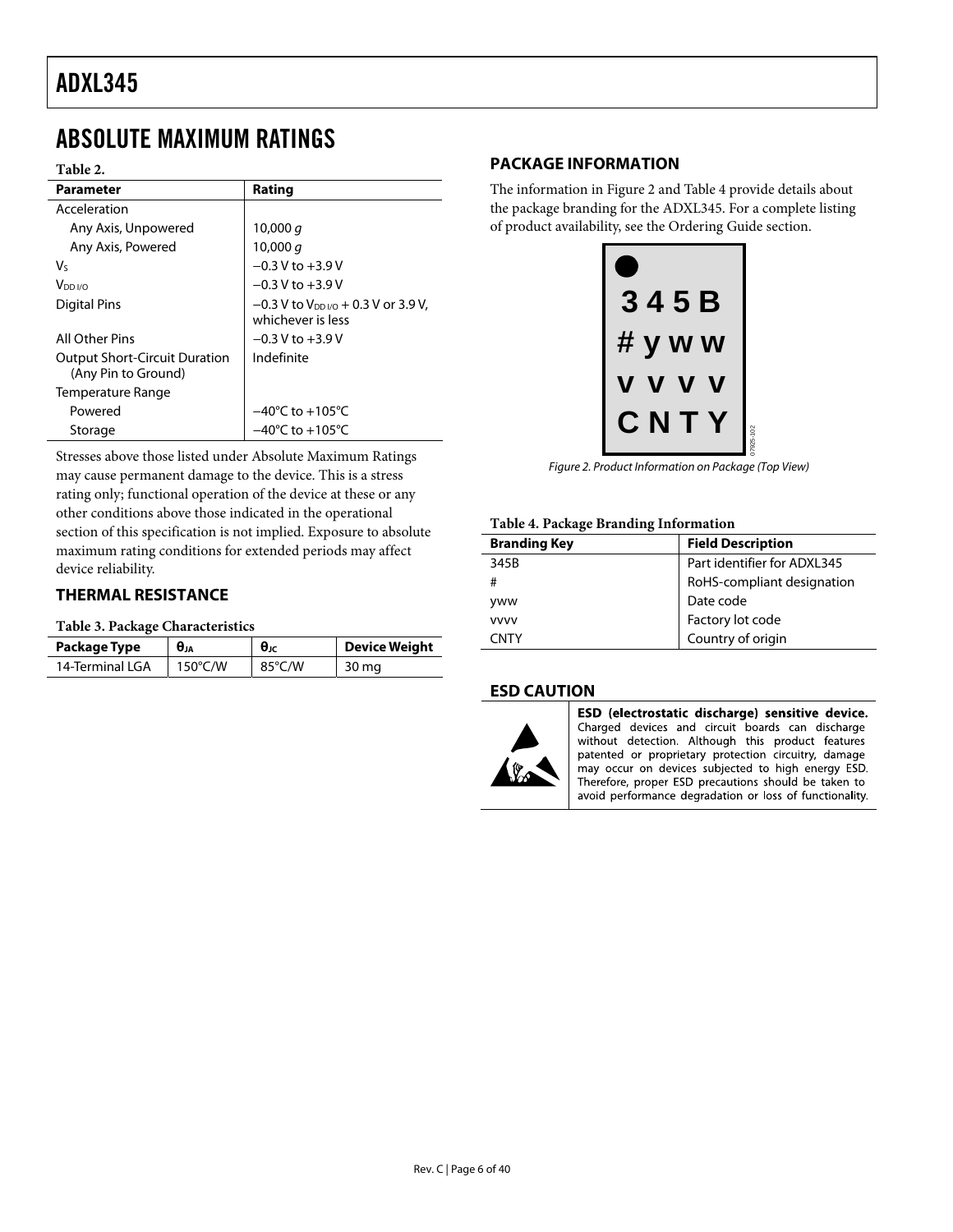# ABSOLUTE MAXIMUM RATINGS

**Table 2.**

| Parameter | Rating |
|---|---|
| Acceleration | |
| Any Axis, Unpowered | 10,000 *g* |
| Any Axis, Powered | 10,000 *g* |
| $V_S$ | −0.3 V to +3.9 V |
| $V_{DD\ I/O}$ | −0.3 V to +3.9 V |
| Digital Pins | −0.3 V to $V_{DD\ I/O}$ + 0.3 V or 3.9 V, whichever is less |
| All Other Pins | −0.3 V to +3.9 V |
| Output Short-Circuit Duration (Any Pin to Ground) | Indefinite |
| Temperature Range | |
| Powered | −40°C to +105°C |
| Storage | −40°C to +105°C |

Stresses above those listed under Absolute Maximum Ratings may cause permanent damage to the device. This is a stress rating only; functional operation of the device at these or any other conditions above those indicated in the operational section of this specification is not implied. Exposure to absolute maximum rating conditions for extended periods may affect device reliability.

## THERMAL RESISTANCE

**Table 3. Package Characteristics**

| Package Type | $\theta_{JA}$ | $\theta_{JC}$ | Device Weight |
|---|---|---|---|
| 14-Terminal LGA | 150°C/W | 85°C/W | 30 mg |

## PACKAGE INFORMATION

The information in Figure 2 and Table 4 provide details about the package branding for the ADXL345. For a complete listing of product availability, see the Ordering Guide section.

345B
# yww
vvvv
CNTY

*Figure 2. Product Information on Package (Top View)*

**Table 4. Package Branding Information**

| Branding Key | Field Description |
|---|---|
| 345B | Part identifier for ADXL345 |
| # | RoHS-compliant designation |
| yww | Date code |
| vvvv | Factory lot code |
| CNTY | Country of origin |

## ESD CAUTION

**ESD (electrostatic discharge) sensitive device.** Charged devices and circuit boards can discharge without detection. Although this product features patented or proprietary protection circuitry, damage may occur on devices subjected to high energy ESD. Therefore, proper ESD precautions should be taken to avoid performance degradation or loss of functionality.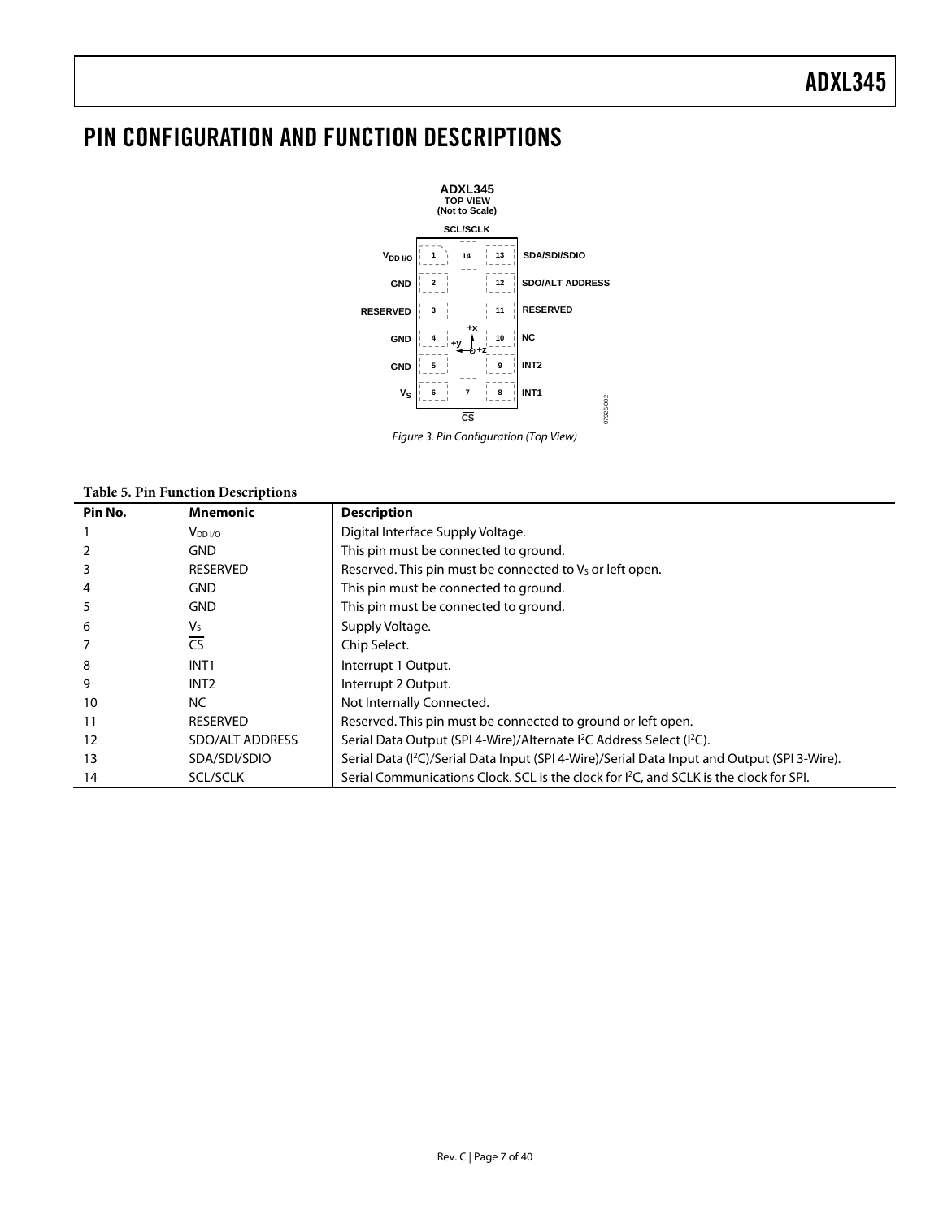# PIN CONFIGURATION AND FUNCTION DESCRIPTIONS

Figure 3. Pin Configuration (Top View)

**Table 5. Pin Function Descriptions**

| Pin No. | Mnemonic | Description |
|---|---|---|
| 1 | $V_{DD\ I/O}$ | Digital Interface Supply Voltage. |
| 2 | GND | This pin must be connected to ground. |
| 3 | RESERVED | Reserved. This pin must be connected to $V_S$ or left open. |
| 4 | GND | This pin must be connected to ground. |
| 5 | GND | This pin must be connected to ground. |
| 6 | $V_S$ | Supply Voltage. |
| 7 | $\overline{CS}$ | Chip Select. |
| 8 | INT1 | Interrupt 1 Output. |
| 9 | INT2 | Interrupt 2 Output. |
| 10 | NC | Not Internally Connected. |
| 11 | RESERVED | Reserved. This pin must be connected to ground or left open. |
| 12 | SDO/ALT ADDRESS | Serial Data Output (SPI 4-Wire)/Alternate $I^2C$ Address Select ($I^2C$). |
| 13 | SDA/SDI/SDIO | Serial Data ($I^2C$)/Serial Data Input (SPI 4-Wire)/Serial Data Input and Output (SPI 3-Wire). |
| 14 | SCL/SCLK | Serial Communications Clock. SCL is the clock for $I^2C$, and SCLK is the clock for SPI. |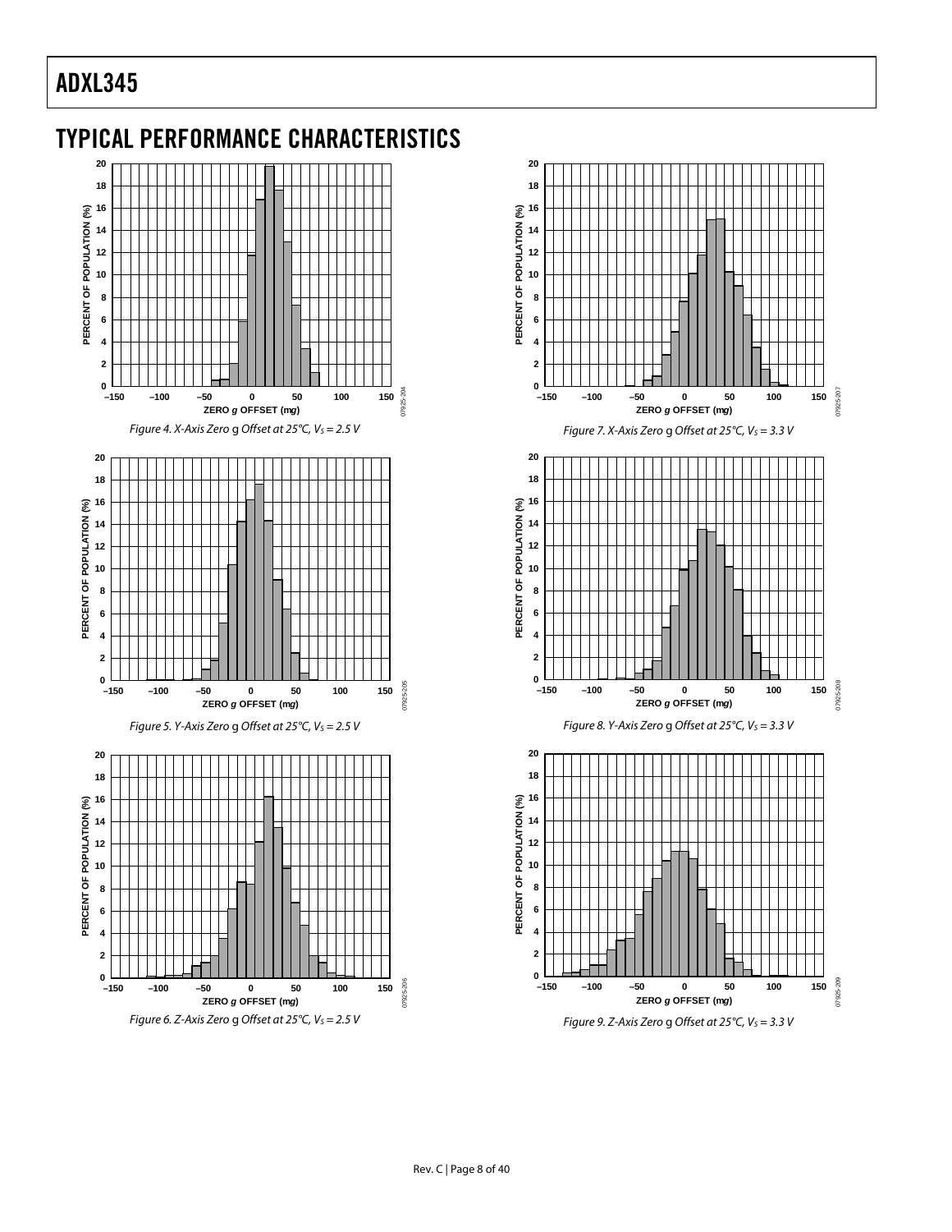## TYPICAL PERFORMANCE CHARACTERISTICS

Figure 4. X-Axis Zero g Offset at 25°C, $V_S$ = 2.5 V

Figure 5. Y-Axis Zero g Offset at 25°C, $V_S$ = 2.5 V

Figure 6. Z-Axis Zero g Offset at 25°C, $V_S$ = 2.5 V

Figure 7. X-Axis Zero g Offset at 25°C, $V_S$ = 3.3 V

Figure 8. Y-Axis Zero g Offset at 25°C, $V_S$ = 3.3 V

Figure 9. Z-Axis Zero g Offset at 25°C, $V_S$ = 3.3 V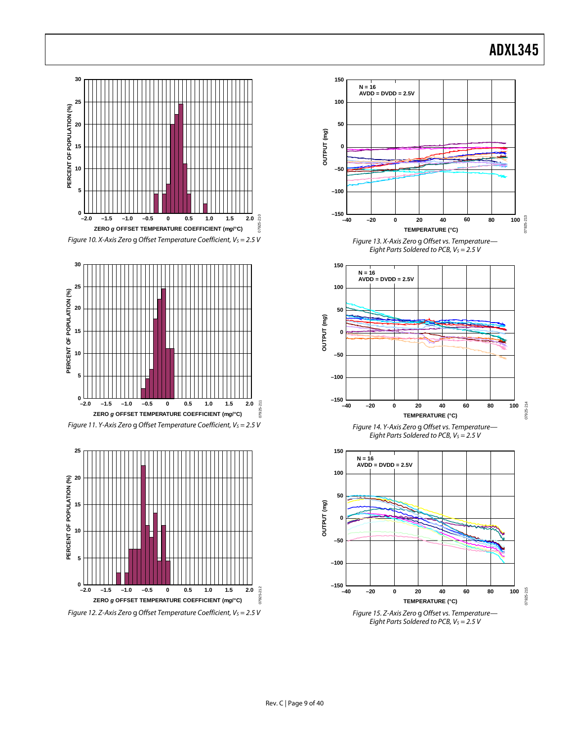Figure 10. X-Axis Zero g Offset Temperature Coefficient, $V_S$ = 2.5 V

Figure 11. Y-Axis Zero g Offset Temperature Coefficient, $V_S$ = 2.5 V

Figure 12. Z-Axis Zero g Offset Temperature Coefficient, $V_S$ = 2.5 V

Figure 13. X-Axis Zero g Offset vs. Temperature—Eight Parts Soldered to PCB, $V_S$ = 2.5 V

Figure 14. Y-Axis Zero g Offset vs. Temperature—Eight Parts Soldered to PCB, $V_S$ = 2.5 V

Figure 15. Z-Axis Zero g Offset vs. Temperature—Eight Parts Soldered to PCB, $V_S$ = 2.5 V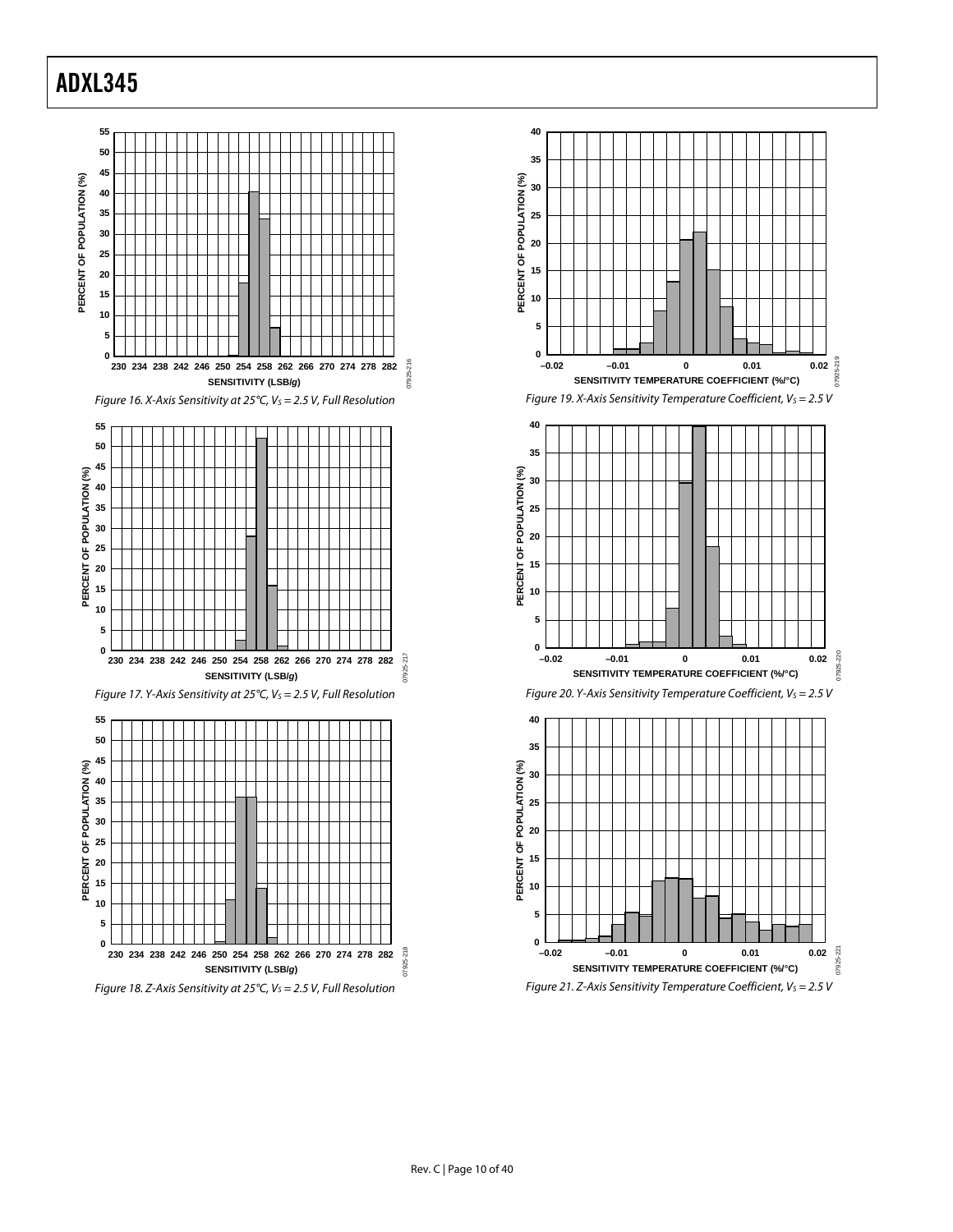Figure 16. X-Axis Sensitivity at 25°C, $V_S$ = 2.5 V, Full Resolution

Figure 17. Y-Axis Sensitivity at 25°C, $V_S$ = 2.5 V, Full Resolution

Figure 18. Z-Axis Sensitivity at 25°C, $V_S$ = 2.5 V, Full Resolution

Figure 19. X-Axis Sensitivity Temperature Coefficient, $V_S$ = 2.5 V

Figure 20. Y-Axis Sensitivity Temperature Coefficient, $V_S$ = 2.5 V

Figure 21. Z-Axis Sensitivity Temperature Coefficient, $V_S$ = 2.5 V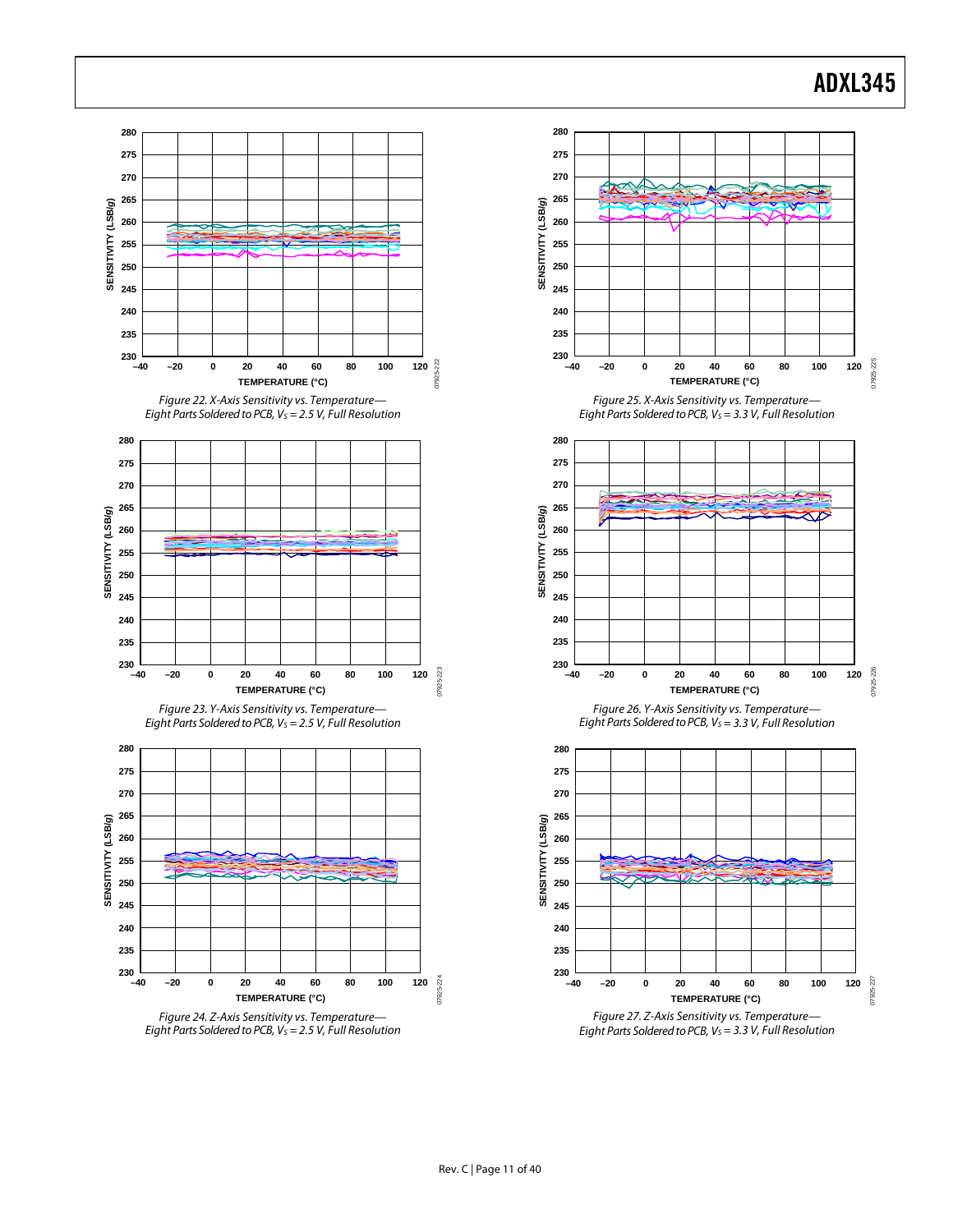Figure 22. X-Axis Sensitivity vs. Temperature—Eight Parts Soldered to PCB, $V_S$ = 2.5 V, Full Resolution

Figure 23. Y-Axis Sensitivity vs. Temperature—Eight Parts Soldered to PCB, $V_S$ = 2.5 V, Full Resolution

Figure 24. Z-Axis Sensitivity vs. Temperature—Eight Parts Soldered to PCB, $V_S$ = 2.5 V, Full Resolution

Figure 25. X-Axis Sensitivity vs. Temperature—Eight Parts Soldered to PCB, $V_S$ = 3.3 V, Full Resolution

Figure 26. Y-Axis Sensitivity vs. Temperature—Eight Parts Soldered to PCB, $V_S$ = 3.3 V, Full Resolution

Figure 27. Z-Axis Sensitivity vs. Temperature—Eight Parts Soldered to PCB, $V_S$ = 3.3 V, Full Resolution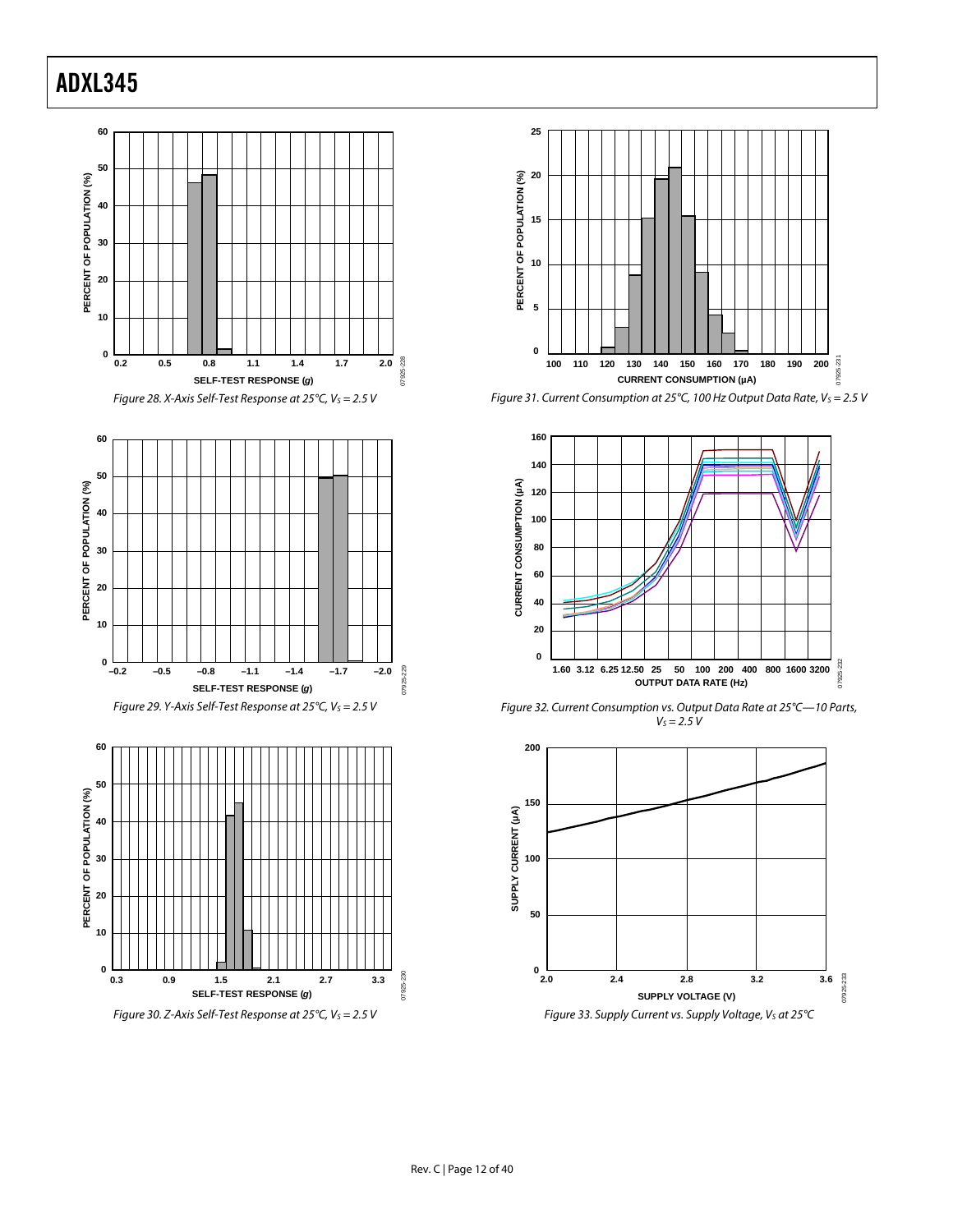Figure 28. X-Axis Self-Test Response at 25°C, $V_S$ = 2.5 V

Figure 29. Y-Axis Self-Test Response at 25°C, $V_S$ = 2.5 V

Figure 30. Z-Axis Self-Test Response at 25°C, $V_S$ = 2.5 V

Figure 31. Current Consumption at 25°C, 100 Hz Output Data Rate, $V_S$ = 2.5 V

Figure 32. Current Consumption vs. Output Data Rate at 25°C—10 Parts, $V_S$ = 2.5 V

Figure 33. Supply Current vs. Supply Voltage, $V_S$ at 25°C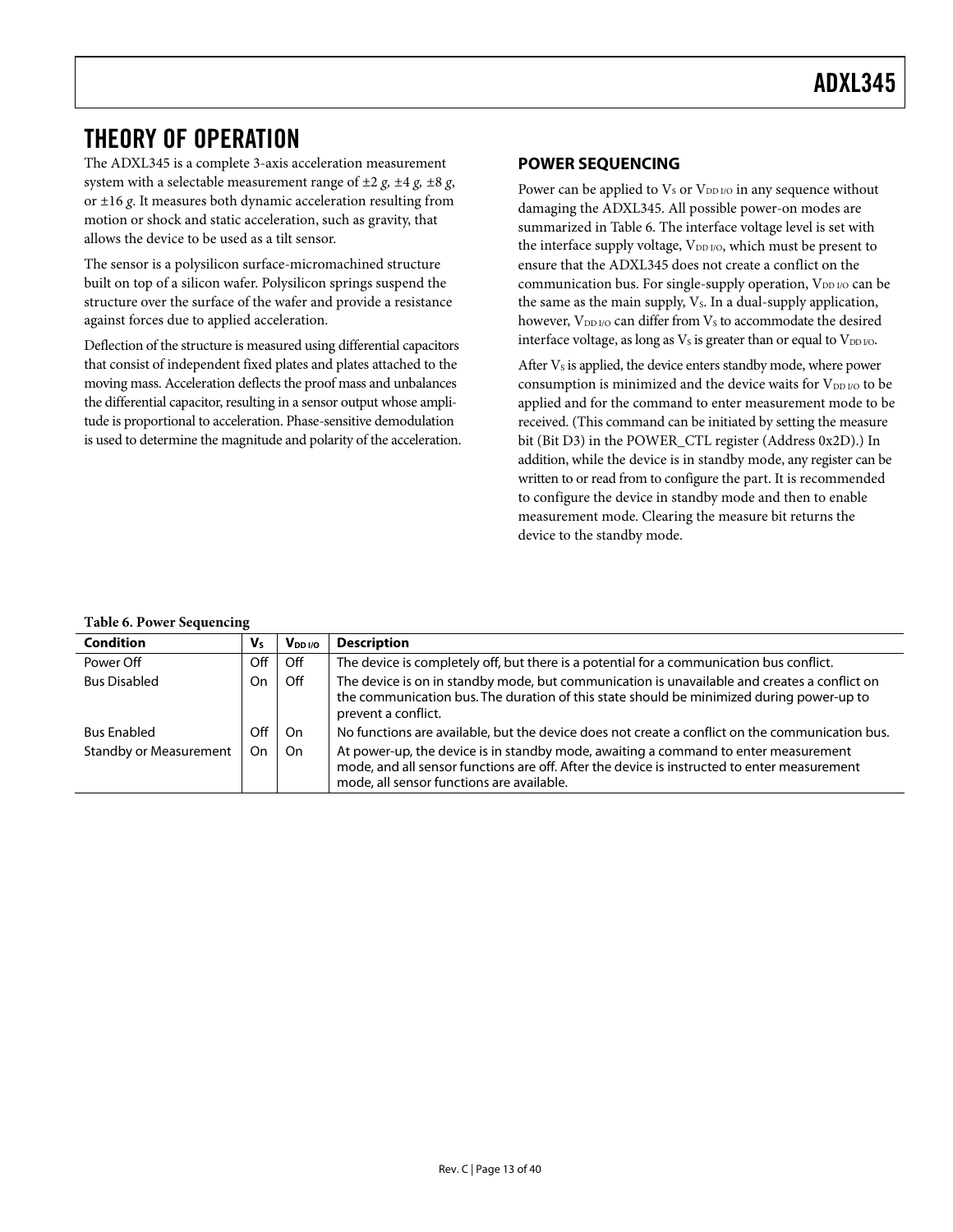# THEORY OF OPERATION

The ADXL345 is a complete 3-axis acceleration measurement system with a selectable measurement range of ±2 *g*, ±4 *g*, ±8 *g*, or ±16 *g*. It measures both dynamic acceleration resulting from motion or shock and static acceleration, such as gravity, that allows the device to be used as a tilt sensor.

The sensor is a polysilicon surface-micromachined structure built on top of a silicon wafer. Polysilicon springs suspend the structure over the surface of the wafer and provide a resistance against forces due to applied acceleration.

Deflection of the structure is measured using differential capacitors that consist of independent fixed plates and plates attached to the moving mass. Acceleration deflects the proof mass and unbalances the differential capacitor, resulting in a sensor output whose amplitude is proportional to acceleration. Phase-sensitive demodulation is used to determine the magnitude and polarity of the acceleration.

## POWER SEQUENCING

Power can be applied to $V_S$ or $V_{DD\,I/O}$ in any sequence without damaging the ADXL345. All possible power-on modes are summarized in Table 6. The interface voltage level is set with the interface supply voltage, $V_{DD\,I/O}$, which must be present to ensure that the ADXL345 does not create a conflict on the communication bus. For single-supply operation, $V_{DD\,I/O}$ can be the same as the main supply, $V_S$. In a dual-supply application, however, $V_{DD\,I/O}$ can differ from $V_S$ to accommodate the desired interface voltage, as long as $V_S$ is greater than or equal to $V_{DD\,I/O}$.

After $V_S$ is applied, the device enters standby mode, where power consumption is minimized and the device waits for $V_{DD\,I/O}$ to be applied and for the command to enter measurement mode to be received. (This command can be initiated by setting the measure bit (Bit D3) in the POWER_CTL register (Address 0x2D).) In addition, while the device is in standby mode, any register can be written to or read from to configure the part. It is recommended to configure the device in standby mode and then to enable measurement mode. Clearing the measure bit returns the device to the standby mode.

**Table 6. Power Sequencing**

| Condition | $V_S$ | $V_{DD\,I/O}$ | Description |
|---|---|---|---|
| Power Off | Off | Off | The device is completely off, but there is a potential for a communication bus conflict. |
| Bus Disabled | On | Off | The device is on in standby mode, but communication is unavailable and creates a conflict on the communication bus. The duration of this state should be minimized during power-up to prevent a conflict. |
| Bus Enabled | Off | On | No functions are available, but the device does not create a conflict on the communication bus. |
| Standby or Measurement | On | On | At power-up, the device is in standby mode, awaiting a command to enter measurement mode, and all sensor functions are off. After the device is instructed to enter measurement mode, all sensor functions are available. |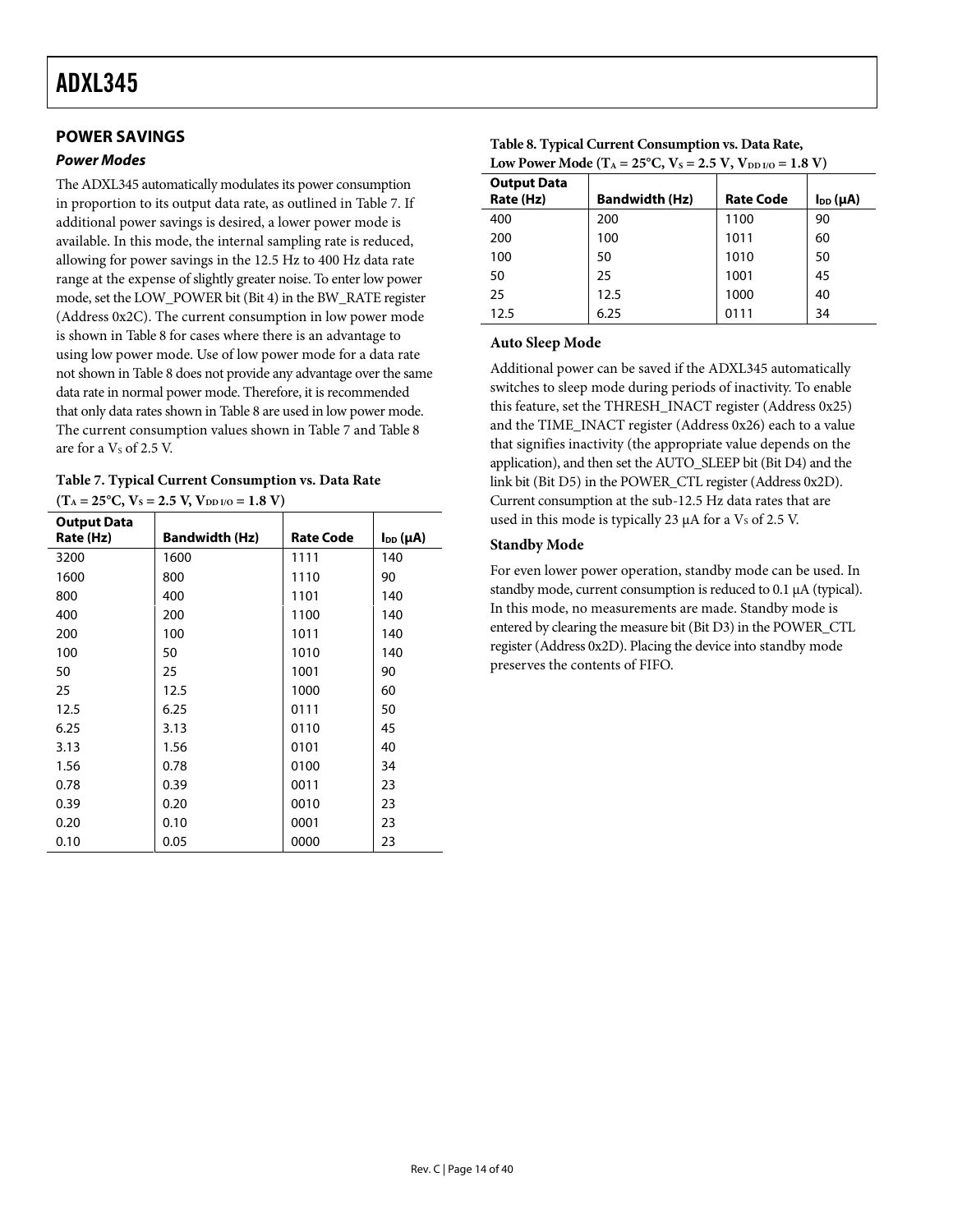## POWER SAVINGS

### *Power Modes*

The ADXL345 automatically modulates its power consumption in proportion to its output data rate, as outlined in Table 7. If additional power savings is desired, a lower power mode is available. In this mode, the internal sampling rate is reduced, allowing for power savings in the 12.5 Hz to 400 Hz data rate range at the expense of slightly greater noise. To enter low power mode, set the LOW_POWER bit (Bit 4) in the BW_RATE register (Address 0x2C). The current consumption in low power mode is shown in Table 8 for cases where there is an advantage to using low power mode. Use of low power mode for a data rate not shown in Table 8 does not provide any advantage over the same data rate in normal power mode. Therefore, it is recommended that only data rates shown in Table 8 are used in low power mode. The current consumption values shown in Table 7 and Table 8 are for a $V_S$ of 2.5 V.

**Table 7. Typical Current Consumption vs. Data Rate ($T_A$ = 25°C, $V_S$ = 2.5 V, $V_{DD\ I/O}$ = 1.8 V)**

| Output Data Rate (Hz) | Bandwidth (Hz) | Rate Code | $I_{DD}$ (µA) |
|---|---|---|---|
| 3200 | 1600 | 1111 | 140 |
| 1600 | 800 | 1110 | 90 |
| 800 | 400 | 1101 | 140 |
| 400 | 200 | 1100 | 140 |
| 200 | 100 | 1011 | 140 |
| 100 | 50 | 1010 | 140 |
| 50 | 25 | 1001 | 90 |
| 25 | 12.5 | 1000 | 60 |
| 12.5 | 6.25 | 0111 | 50 |
| 6.25 | 3.13 | 0110 | 45 |
| 3.13 | 1.56 | 0101 | 40 |
| 1.56 | 0.78 | 0100 | 34 |
| 0.78 | 0.39 | 0011 | 23 |
| 0.39 | 0.20 | 0010 | 23 |
| 0.20 | 0.10 | 0001 | 23 |
| 0.10 | 0.05 | 0000 | 23 |

**Table 8. Typical Current Consumption vs. Data Rate, Low Power Mode ($T_A$ = 25°C, $V_S$ = 2.5 V, $V_{DD\ I/O}$ = 1.8 V)**

| Output Data Rate (Hz) | Bandwidth (Hz) | Rate Code | $I_{DD}$ (µA) |
|---|---|---|---|
| 400 | 200 | 1100 | 90 |
| 200 | 100 | 1011 | 60 |
| 100 | 50 | 1010 | 50 |
| 50 | 25 | 1001 | 45 |
| 25 | 12.5 | 1000 | 40 |
| 12.5 | 6.25 | 0111 | 34 |

### Auto Sleep Mode

Additional power can be saved if the ADXL345 automatically switches to sleep mode during periods of inactivity. To enable this feature, set the THRESH_INACT register (Address 0x25) and the TIME_INACT register (Address 0x26) each to a value that signifies inactivity (the appropriate value depends on the application), and then set the AUTO_SLEEP bit (Bit D4) and the link bit (Bit D5) in the POWER_CTL register (Address 0x2D). Current consumption at the sub-12.5 Hz data rates that are used in this mode is typically 23 µA for a $V_S$ of 2.5 V.

### Standby Mode

For even lower power operation, standby mode can be used. In standby mode, current consumption is reduced to 0.1 µA (typical). In this mode, no measurements are made. Standby mode is entered by clearing the measure bit (Bit D3) in the POWER_CTL register (Address 0x2D). Placing the device into standby mode preserves the contents of FIFO.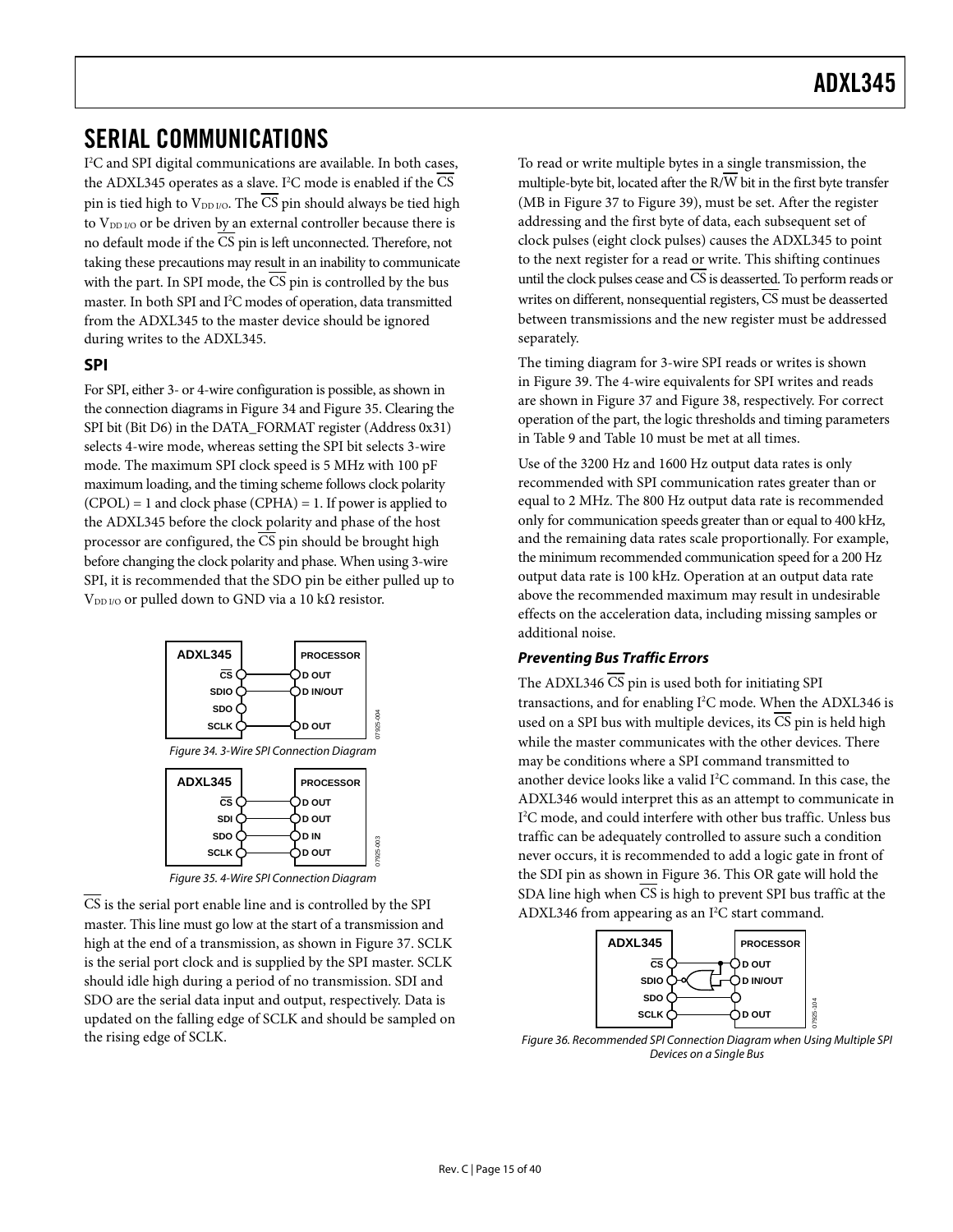# SERIAL COMMUNICATIONS

I²C and SPI digital communications are available. In both cases, the ADXL345 operates as a slave. I²C mode is enabled if the CS pin is tied high to $V_{DD\ I/O}$. The CS pin should always be tied high to $V_{DD\ I/O}$ or be driven by an external controller because there is no default mode if the CS pin is left unconnected. Therefore, not taking these precautions may result in an inability to communicate with the part. In SPI mode, the CS pin is controlled by the bus master. In both SPI and I²C modes of operation, data transmitted from the ADXL345 to the master device should be ignored during writes to the ADXL345.

## SPI

For SPI, either 3- or 4-wire configuration is possible, as shown in the connection diagrams in Figure 34 and Figure 35. Clearing the SPI bit (Bit D6) in the DATA_FORMAT register (Address 0x31) selects 4-wire mode, whereas setting the SPI bit selects 3-wire mode. The maximum SPI clock speed is 5 MHz with 100 pF maximum loading, and the timing scheme follows clock polarity (CPOL) = 1 and clock phase (CPHA) = 1. If power is applied to the ADXL345 before the clock polarity and phase of the host processor are configured, the CS pin should be brought high before changing the clock polarity and phase. When using 3-wire SPI, it is recommended that the SDO pin be either pulled up to $V_{DD\ I/O}$ or pulled down to GND via a 10 kΩ resistor.

*Figure 34. 3-Wire SPI Connection Diagram*

*Figure 35. 4-Wire SPI Connection Diagram*

CS is the serial port enable line and is controlled by the SPI master. This line must go low at the start of a transmission and high at the end of a transmission, as shown in Figure 37. SCLK is the serial port clock and is supplied by the SPI master. SCLK should idle high during a period of no transmission. SDI and SDO are the serial data input and output, respectively. Data is updated on the falling edge of SCLK and should be sampled on the rising edge of SCLK.

To read or write multiple bytes in a single transmission, the multiple-byte bit, located after the R/W bit in the first byte transfer (MB in Figure 37 to Figure 39), must be set. After the register addressing and the first byte of data, each subsequent set of clock pulses (eight clock pulses) causes the ADXL345 to point to the next register for a read or write. This shifting continues until the clock pulses cease and CS is deasserted. To perform reads or writes on different, nonsequential registers, CS must be deasserted between transmissions and the new register must be addressed separately.

The timing diagram for 3-wire SPI reads or writes is shown in Figure 39. The 4-wire equivalents for SPI writes and reads are shown in Figure 37 and Figure 38, respectively. For correct operation of the part, the logic thresholds and timing parameters in Table 9 and Table 10 must be met at all times.

Use of the 3200 Hz and 1600 Hz output data rates is only recommended with SPI communication rates greater than or equal to 2 MHz. The 800 Hz output data rate is recommended only for communication speeds greater than or equal to 400 kHz, and the remaining data rates scale proportionally. For example, the minimum recommended communication speed for a 200 Hz output data rate is 100 kHz. Operation at an output data rate above the recommended maximum may result in undesirable effects on the acceleration data, including missing samples or additional noise.

### *Preventing Bus Traffic Errors*

The ADXL346 CS pin is used both for initiating SPI transactions, and for enabling I²C mode. When the ADXL346 is used on a SPI bus with multiple devices, its CS pin is held high while the master communicates with the other devices. There may be conditions where a SPI command transmitted to another device looks like a valid I²C command. In this case, the ADXL346 would interpret this as an attempt to communicate in I²C mode, and could interfere with other bus traffic. Unless bus traffic can be adequately controlled to assure such a condition never occurs, it is recommended to add a logic gate in front of the SDI pin as shown in Figure 36. This OR gate will hold the SDA line high when CS is high to prevent SPI bus traffic at the ADXL346 from appearing as an I²C start command.

*Figure 36. Recommended SPI Connection Diagram when Using Multiple SPI Devices on a Single Bus*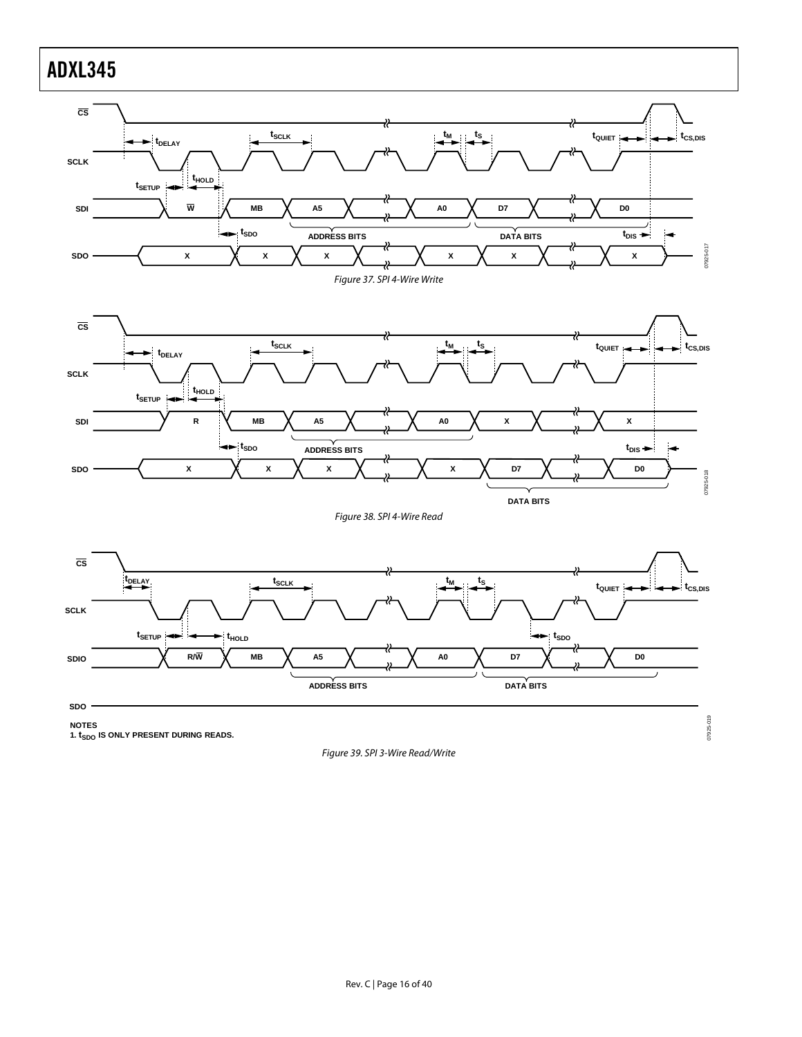Figure 37. SPI 4-Wire Write

Figure 38. SPI 4-Wire Read

NOTES
1. $t_{SDO}$ IS ONLY PRESENT DURING READS.

Figure 39. SPI 3-Wire Read/Write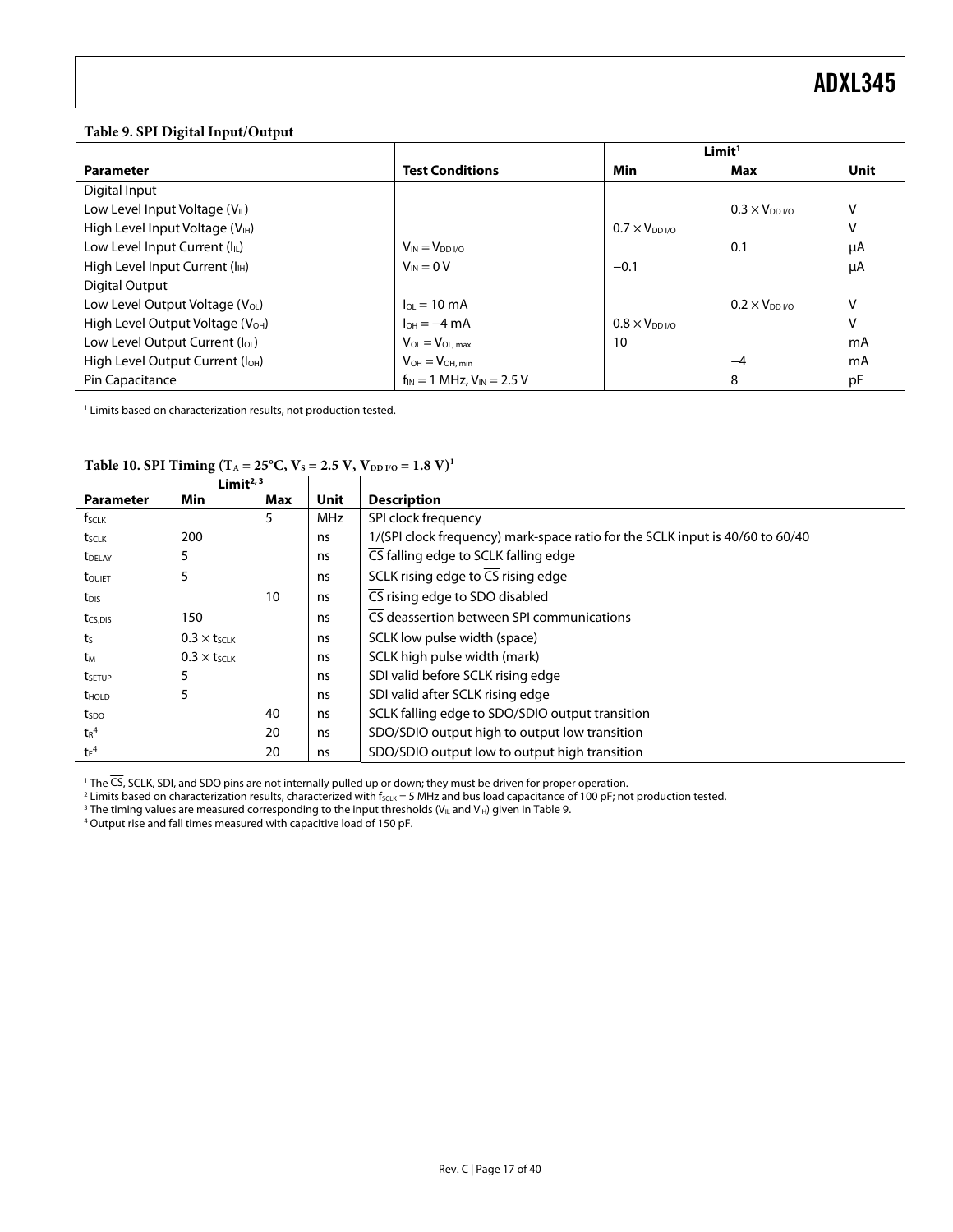**Table 9. SPI Digital Input/Output**

| Parameter | Test Conditions | Limit[1] Min | Max | Unit |
|---|---|---|---|---|
| Digital Input | | | | |
| Low Level Input Voltage ($V_{IL}$) | | | $0.3 \times V_{DD\,I/O}$ | V |
| High Level Input Voltage ($V_{IH}$) | | $0.7 \times V_{DD\,I/O}$ | | V |
| Low Level Input Current ($I_{IL}$) | $V_{IN} = V_{DD\,I/O}$ | | 0.1 | μA |
| High Level Input Current ($I_{IH}$) | $V_{IN} = 0$ V | −0.1 | | μA |
| Digital Output | | | | |
| Low Level Output Voltage ($V_{OL}$) | $I_{OL} = 10$ mA | | $0.2 \times V_{DD\,I/O}$ | V |
| High Level Output Voltage ($V_{OH}$) | $I_{OH} = -4$ mA | $0.8 \times V_{DD\,I/O}$ | | V |
| Low Level Output Current ($I_{OL}$) | $V_{OL} = V_{OL,\,max}$ | 10 | | mA |
| High Level Output Current ($I_{OH}$) | $V_{OH} = V_{OH,\,min}$ | | −4 | mA |
| Pin Capacitance | $f_{IN} = 1$ MHz, $V_{IN} = 2.5$ V | | 8 | pF |

[1] Limits based on characterization results, not production tested.

**Table 10. SPI Timing ($T_A = 25°C$, $V_S = 2.5$ V, $V_{DD\,I/O} = 1.8$ V)[1]**

| Parameter | Limit[2,3] Min | Max | Unit | Description |
|---|---|---|---|---|
| $f_{SCLK}$ | | 5 | MHz | SPI clock frequency |
| $t_{SCLK}$ | 200 | | ns | 1/(SPI clock frequency) mark-space ratio for the SCLK input is 40/60 to 60/40 |
| $t_{DELAY}$ | 5 | | ns | $\overline{CS}$ falling edge to SCLK falling edge |
| $t_{QUIET}$ | 5 | | ns | SCLK rising edge to $\overline{CS}$ rising edge |
| $t_{DIS}$ | | 10 | ns | $\overline{CS}$ rising edge to SDO disabled |
| $t_{CS,DIS}$ | 150 | | ns | $\overline{CS}$ deassertion between SPI communications |
| $t_S$ | $0.3 \times t_{SCLK}$ | | ns | SCLK low pulse width (space) |
| $t_M$ | $0.3 \times t_{SCLK}$ | | ns | SCLK high pulse width (mark) |
| $t_{SETUP}$ | 5 | | ns | SDI valid before SCLK rising edge |
| $t_{HOLD}$ | 5 | | ns | SDI valid after SCLK rising edge |
| $t_{SDO}$ | | 40 | ns | SCLK falling edge to SDO/SDIO output transition |
| $t_R$[4] | | 20 | ns | SDO/SDIO output high to output low transition |
| $t_F$[4] | | 20 | ns | SDO/SDIO output low to output high transition |

[1] The $\overline{CS}$, SCLK, SDI, and SDO pins are not internally pulled up or down; they must be driven for proper operation.
[2] Limits based on characterization results, characterized with $f_{SCLK} = 5$ MHz and bus load capacitance of 100 pF; not production tested.
[3] The timing values are measured corresponding to the input thresholds ($V_{IL}$ and $V_{IH}$) given in Table 9.
[4] Output rise and fall times measured with capacitive load of 150 pF.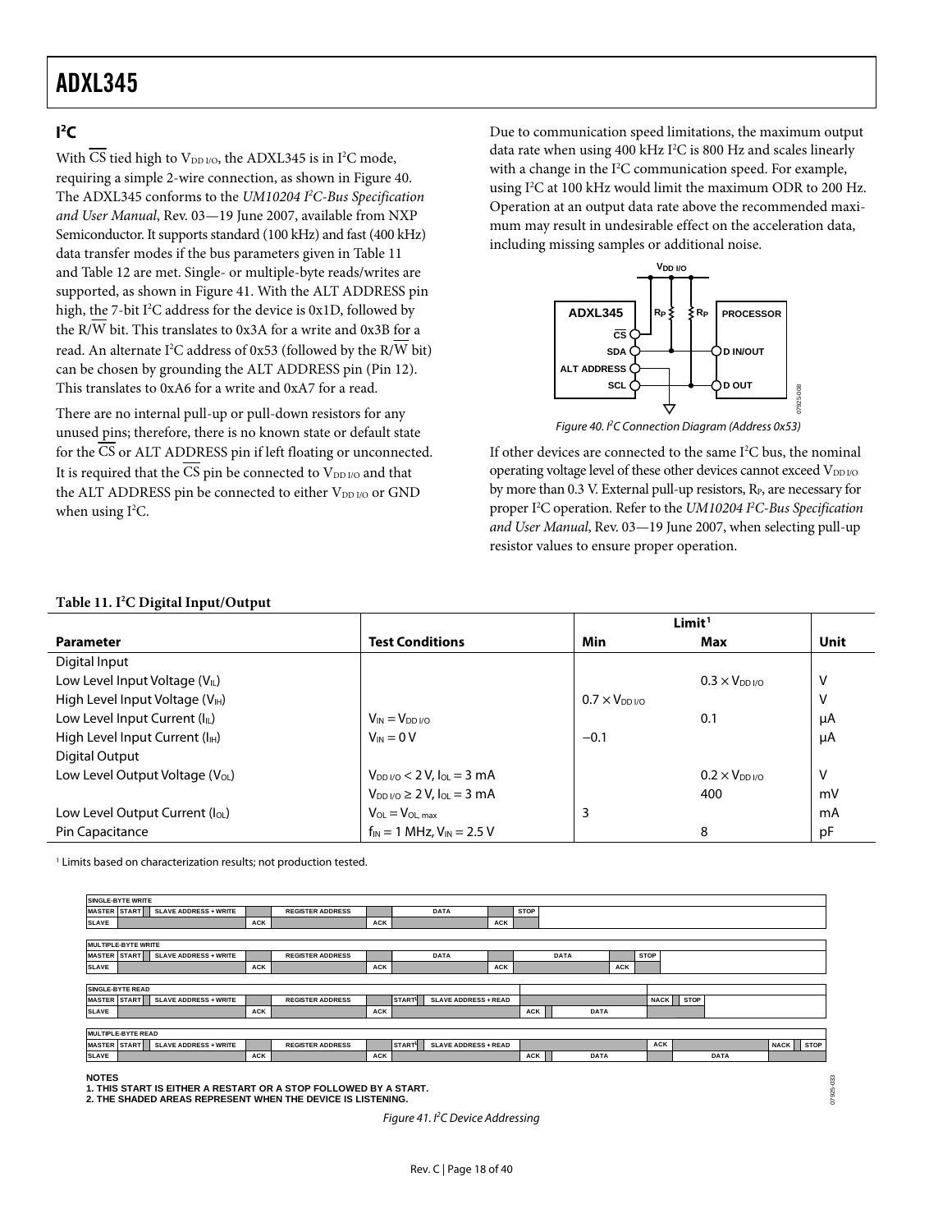## I²C

With $\overline{CS}$ tied high to $V_{DD\ I/O}$, the ADXL345 is in I²C mode, requiring a simple 2-wire connection, as shown in Figure 40. The ADXL345 conforms to the *UM10204 I²C-Bus Specification and User Manual*, Rev. 03—19 June 2007, available from NXP Semiconductor. It supports standard (100 kHz) and fast (400 kHz) data transfer modes if the bus parameters given in Table 11 and Table 12 are met. Single- or multiple-byte reads/writes are supported, as shown in Figure 41. With the ALT ADDRESS pin high, the 7-bit I²C address for the device is 0x1D, followed by the R/$\overline{W}$ bit. This translates to 0x3A for a write and 0x3B for a read. An alternate I²C address of 0x53 (followed by the R/$\overline{W}$ bit) can be chosen by grounding the ALT ADDRESS pin (Pin 12). This translates to 0xA6 for a write and 0xA7 for a read.

There are no internal pull-up or pull-down resistors for any unused pins; therefore, there is no known state or default state for the $\overline{CS}$ or ALT ADDRESS pin if left floating or unconnected. It is required that the $\overline{CS}$ pin be connected to $V_{DD\ I/O}$ and that the ALT ADDRESS pin be connected to either $V_{DD\ I/O}$ or GND when using I²C.

Due to communication speed limitations, the maximum output data rate when using 400 kHz I²C is 800 Hz and scales linearly with a change in the I²C communication speed. For example, using I²C at 100 kHz would limit the maximum ODR to 200 Hz. Operation at an output data rate above the recommended maximum may result in undesirable effect on the acceleration data, including missing samples or additional noise.

Figure 40. I²C Connection Diagram (Address 0x53)

If other devices are connected to the same I²C bus, the nominal operating voltage level of these other devices cannot exceed $V_{DD\ I/O}$ by more than 0.3 V. External pull-up resistors, $R_P$, are necessary for proper I²C operation. Refer to the *UM10204 I²C-Bus Specification and User Manual*, Rev. 03—19 June 2007, when selecting pull-up resistor values to ensure proper operation.

**Table 11. I²C Digital Input/Output**

| Parameter | Test Conditions | Limit[1] | | Unit |
|---|---|---|---|---|
| | | Min | Max | |
| Digital Input | | | | |
| Low Level Input Voltage ($V_{IL}$) | | | $0.3 \times V_{DD\ I/O}$ | V |
| High Level Input Voltage ($V_{IH}$) | | $0.7 \times V_{DD\ I/O}$ | | V |
| Low Level Input Current ($I_{IL}$) | $V_{IN} = V_{DD\ I/O}$ | | 0.1 | μA |
| High Level Input Current ($I_{IH}$) | $V_{IN} = 0$ V | −0.1 | | μA |
| Digital Output | | | | |
| Low Level Output Voltage ($V_{OL}$) | $V_{DD\ I/O} < 2$ V, $I_{OL} = 3$ mA | | $0.2 \times V_{DD\ I/O}$ | V |
| | $V_{DD\ I/O} \geq 2$ V, $I_{OL} = 3$ mA | | 400 | mV |
| Low Level Output Current ($I_{OL}$) | $V_{OL} = V_{OL,\ max}$ | 3 | | mA |
| Pin Capacitance | $f_{IN} = 1$ MHz, $V_{IN} = 2.5$ V | | 8 | pF |

[1] Limits based on characterization results; not production tested.

**SINGLE-BYTE WRITE**

| | | | | | | | | | |
|---|---|---|---|---|---|---|---|---|---|
| MASTER | START | SLAVE ADDRESS + WRITE | | REGISTER ADDRESS | | DATA | | STOP |
| SLAVE | | | ACK | | ACK | | ACK | |

**MULTIPLE-BYTE WRITE**

| | | | | | | | | | | | |
|---|---|---|---|---|---|---|---|---|---|---|---|
| MASTER | START | SLAVE ADDRESS + WRITE | | REGISTER ADDRESS | | DATA | | DATA | | STOP |
| SLAVE | | | ACK | | ACK | | ACK | | ACK | |

**SINGLE-BYTE READ**

| | | | | | | | | | | | |
|---|---|---|---|---|---|---|---|---|---|---|---|
| MASTER | START | SLAVE ADDRESS + WRITE | | REGISTER ADDRESS | | START[1] | SLAVE ADDRESS + READ | | | NACK | STOP |
| SLAVE | | | ACK | | ACK | | | ACK | DATA | | |

**MULTIPLE-BYTE READ**

| | | | | | | | | | | | | | |
|---|---|---|---|---|---|---|---|---|---|---|---|---|---|
| MASTER | START | SLAVE ADDRESS + WRITE | | REGISTER ADDRESS | | START[1] | SLAVE ADDRESS + READ | | | ACK | | NACK | STOP |
| SLAVE | | | ACK | | ACK | | | ACK | DATA | | DATA | | |

NOTES
1. THIS START IS EITHER A RESTART OR A STOP FOLLOWED BY A START.
2. THE SHADED AREAS REPRESENT WHEN THE DEVICE IS LISTENING.

Figure 41. I²C Device Addressing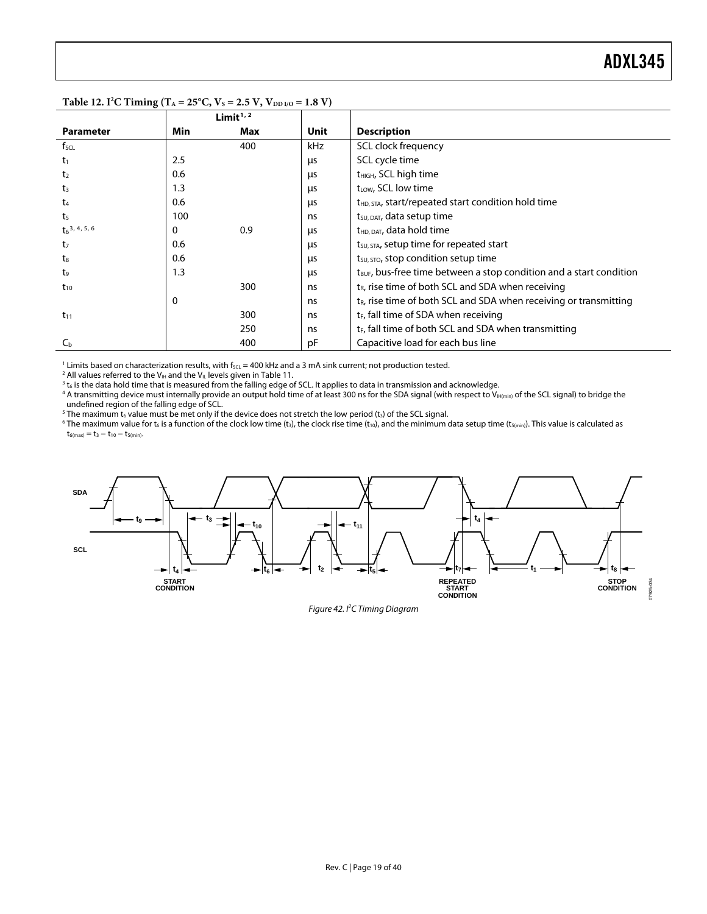**Table 12. $I^2C$ Timing ($T_A = 25°C$, $V_S = 2.5$ V, $V_{DD\ I/O} = 1.8$ V)**

| | Limit[1, 2] | | | |
|---|---|---|---|---|
| **Parameter** | **Min** | **Max** | **Unit** | **Description** |
| $f_{SCL}$ | | 400 | kHz | SCL clock frequency |
| $t_1$ | 2.5 | | μs | SCL cycle time |
| $t_2$ | 0.6 | | μs | $t_{HIGH}$, SCL high time |
| $t_3$ | 1.3 | | μs | $t_{LOW}$, SCL low time |
| $t_4$ | 0.6 | | μs | $t_{HD,\ STA}$, start/repeated start condition hold time |
| $t_5$ | 100 | | ns | $t_{SU,\ DAT}$, data setup time |
| $t_6$[3, 4, 5, 6] | 0 | 0.9 | μs | $t_{HD,\ DAT}$, data hold time |
| $t_7$ | 0.6 | | μs | $t_{SU,\ STA}$, setup time for repeated start |
| $t_8$ | 0.6 | | μs | $t_{SU,\ STO}$, stop condition setup time |
| $t_9$ | 1.3 | | μs | $t_{BUF}$, bus-free time between a stop condition and a start condition |
| $t_{10}$ | | 300 | ns | $t_R$, rise time of both SCL and SDA when receiving |
| | 0 | | ns | $t_R$, rise time of both SCL and SDA when receiving or transmitting |
| $t_{11}$ | | 300 | ns | $t_F$, fall time of SDA when receiving |
| | | 250 | ns | $t_F$, fall time of both SCL and SDA when transmitting |
| $C_b$ | | 400 | pF | Capacitive load for each bus line |

[1] Limits based on characterization results, with $f_{SCL} = 400$ kHz and a 3 mA sink current; not production tested.
[2] All values referred to the $V_{IH}$ and the $V_{IL}$ levels given in Table 11.
[3] $t_6$ is the data hold time that is measured from the falling edge of SCL. It applies to data in transmission and acknowledge.
[4] A transmitting device must internally provide an output hold time of at least 300 ns for the SDA signal (with respect to $V_{IH(min)}$ of the SCL signal) to bridge the undefined region of the falling edge of SCL.
[5] The maximum $t_6$ value must be met only if the device does not stretch the low period ($t_3$) of the SCL signal.
[6] The maximum value for $t_6$ is a function of the clock low time ($t_3$), the clock rise time ($t_{10}$), and the minimum data setup time ($t_{5(min)}$). This value is calculated as $t_{6(max)} = t_3 - t_{10} - t_{5(min)}$.

*Figure 42. $I^2C$ Timing Diagram*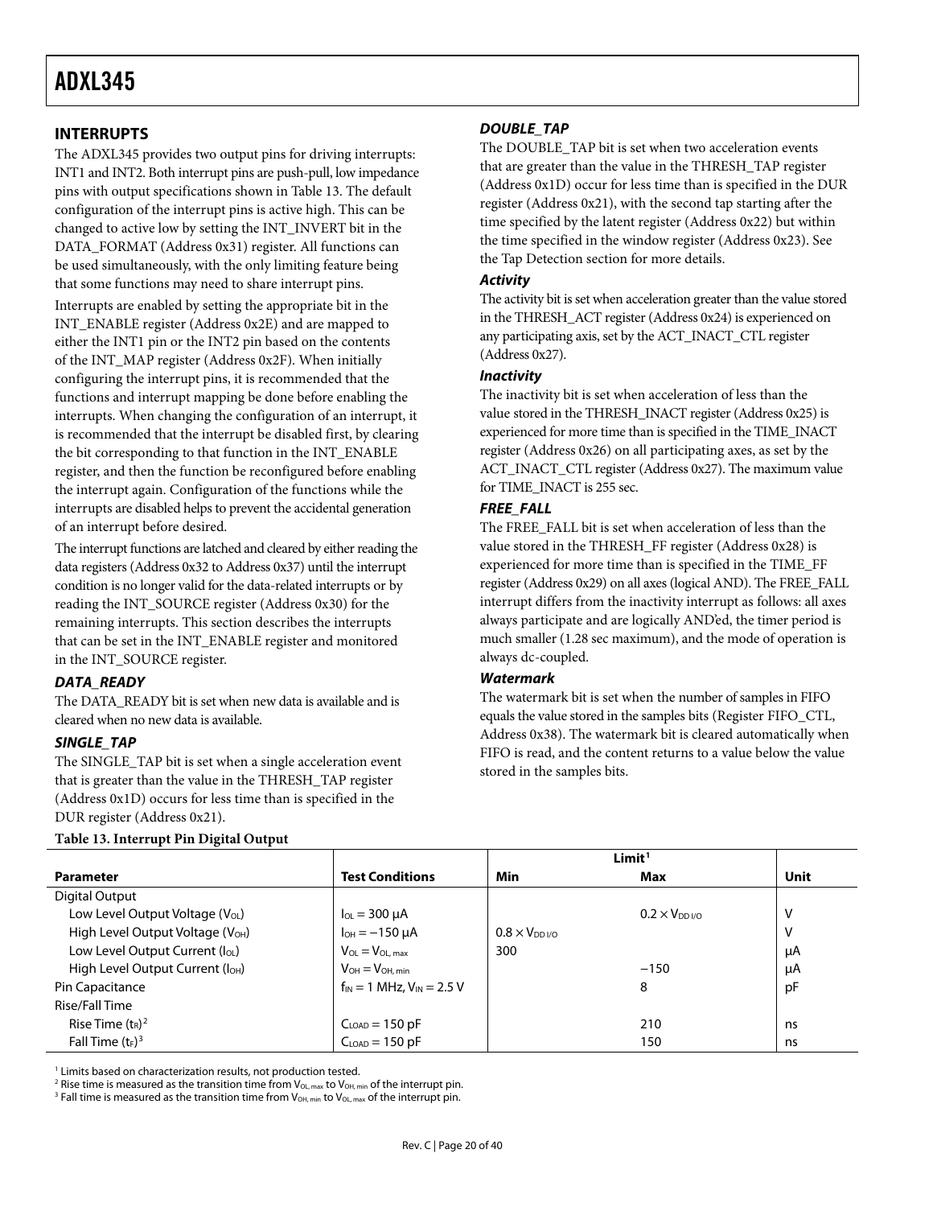## INTERRUPTS

The ADXL345 provides two output pins for driving interrupts: INT1 and INT2. Both interrupt pins are push-pull, low impedance pins with output specifications shown in Table 13. The default configuration of the interrupt pins is active high. This can be changed to active low by setting the INT_INVERT bit in the DATA_FORMAT (Address 0x31) register. All functions can be used simultaneously, with the only limiting feature being that some functions may need to share interrupt pins.

Interrupts are enabled by setting the appropriate bit in the INT_ENABLE register (Address 0x2E) and are mapped to either the INT1 pin or the INT2 pin based on the contents of the INT_MAP register (Address 0x2F). When initially configuring the interrupt pins, it is recommended that the functions and interrupt mapping be done before enabling the interrupts. When changing the configuration of an interrupt, it is recommended that the interrupt be disabled first, by clearing the bit corresponding to that function in the INT_ENABLE register, and then the function be reconfigured before enabling the interrupt again. Configuration of the functions while the interrupts are disabled helps to prevent the accidental generation of an interrupt before desired.

The interrupt functions are latched and cleared by either reading the data registers (Address 0x32 to Address 0x37) until the interrupt condition is no longer valid for the data-related interrupts or by reading the INT_SOURCE register (Address 0x30) for the remaining interrupts. This section describes the interrupts that can be set in the INT_ENABLE register and monitored in the INT_SOURCE register.

### *DATA_READY*

The DATA_READY bit is set when new data is available and is cleared when no new data is available.

### *SINGLE_TAP*

The SINGLE_TAP bit is set when a single acceleration event that is greater than the value in the THRESH_TAP register (Address 0x1D) occurs for less time than is specified in the DUR register (Address 0x21).

### *DOUBLE_TAP*

The DOUBLE_TAP bit is set when two acceleration events that are greater than the value in the THRESH_TAP register (Address 0x1D) occur for less time than is specified in the DUR register (Address 0x21), with the second tap starting after the time specified by the latent register (Address 0x22) but within the time specified in the window register (Address 0x23). See the Tap Detection section for more details.

### *Activity*

The activity bit is set when acceleration greater than the value stored in the THRESH_ACT register (Address 0x24) is experienced on any participating axis, set by the ACT_INACT_CTL register (Address 0x27).

### *Inactivity*

The inactivity bit is set when acceleration of less than the value stored in the THRESH_INACT register (Address 0x25) is experienced for more time than is specified in the TIME_INACT register (Address 0x26) on all participating axes, as set by the ACT_INACT_CTL register (Address 0x27). The maximum value for TIME_INACT is 255 sec.

### *FREE_FALL*

The FREE_FALL bit is set when acceleration of less than the value stored in the THRESH_FF register (Address 0x28) is experienced for more time than is specified in the TIME_FF register (Address 0x29) on all axes (logical AND). The FREE_FALL interrupt differs from the inactivity interrupt as follows: all axes always participate and are logically AND'ed, the timer period is much smaller (1.28 sec maximum), and the mode of operation is always dc-coupled.

### *Watermark*

The watermark bit is set when the number of samples in FIFO equals the value stored in the samples bits (Register FIFO_CTL, Address 0x38). The watermark bit is cleared automatically when FIFO is read, and the content returns to a value below the value stored in the samples bits.

**Table 13. Interrupt Pin Digital Output**

| | | Limit[1] | | |
|---|---|---|---|---|
| **Parameter** | **Test Conditions** | **Min** | **Max** | **Unit** |
| Digital Output | | | | |
| Low Level Output Voltage ($V_{OL}$) | $I_{OL}$ = 300 μA | | $0.2 \times V_{DD\ I/O}$ | V |
| High Level Output Voltage ($V_{OH}$) | $I_{OH}$ = −150 μA | $0.8 \times V_{DD\ I/O}$ | | V |
| Low Level Output Current ($I_{OL}$) | $V_{OL} = V_{OL,\ max}$ | 300 | | μA |
| High Level Output Current ($I_{OH}$) | $V_{OH} = V_{OH,\ min}$ | | −150 | μA |
| Pin Capacitance | $f_{IN}$ = 1 MHz, $V_{IN}$ = 2.5 V | | 8 | pF |
| Rise/Fall Time | | | | |
| Rise Time ($t_R$)[2] | $C_{LOAD}$ = 150 pF | | 210 | ns |
| Fall Time ($t_F$)[3] | $C_{LOAD}$ = 150 pF | | 150 | ns |

[1] Limits based on characterization results, not production tested.
[2] Rise time is measured as the transition time from $V_{OL,\ max}$ to $V_{OH,\ min}$ of the interrupt pin.
[3] Fall time is measured as the transition time from $V_{OH,\ min}$ to $V_{OL,\ max}$ of the interrupt pin.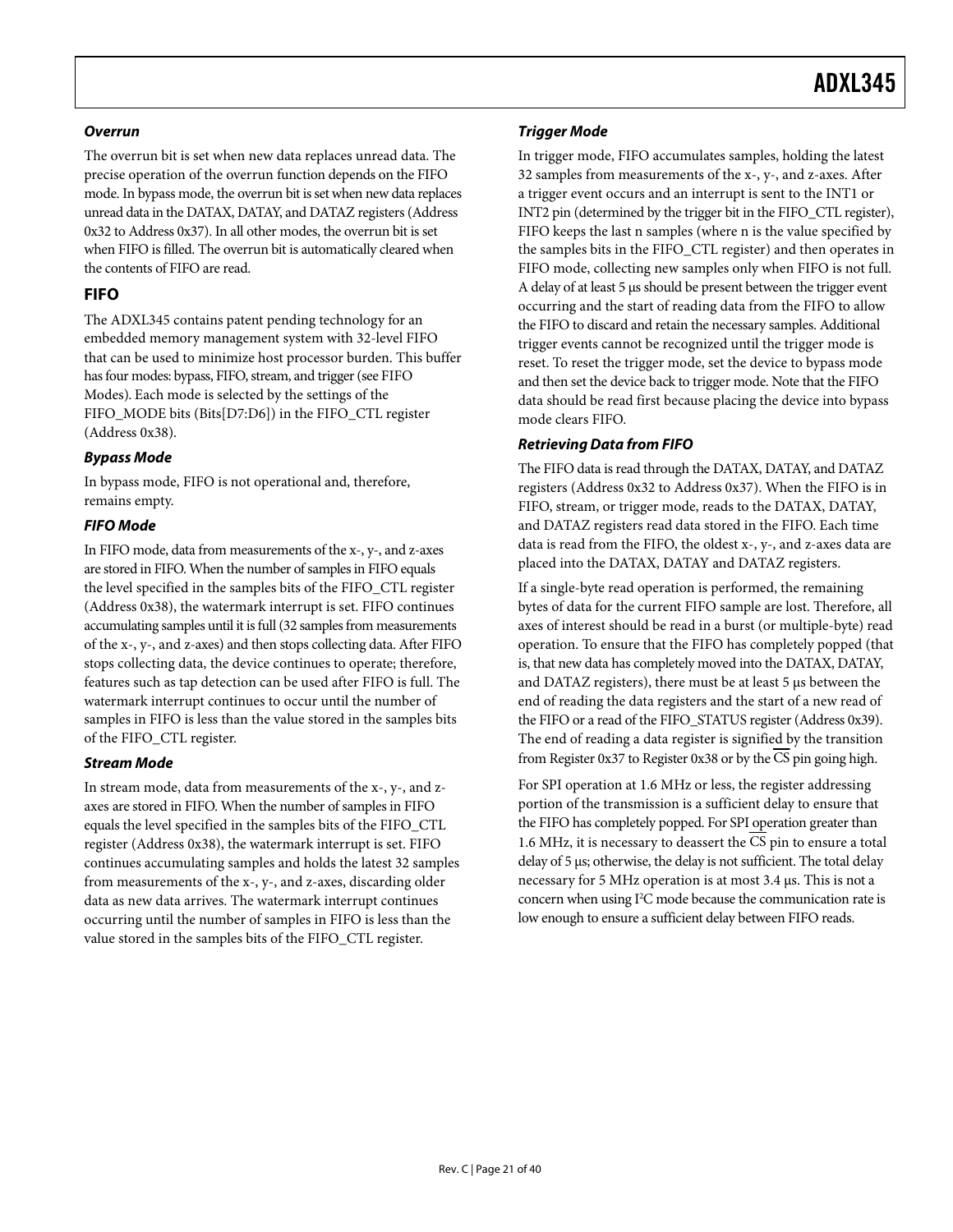### *Overrun*

The overrun bit is set when new data replaces unread data. The precise operation of the overrun function depends on the FIFO mode. In bypass mode, the overrun bit is set when new data replaces unread data in the DATAX, DATAY, and DATAZ registers (Address 0x32 to Address 0x37). In all other modes, the overrun bit is set when FIFO is filled. The overrun bit is automatically cleared when the contents of FIFO are read.

## FIFO

The ADXL345 contains patent pending technology for an embedded memory management system with 32-level FIFO that can be used to minimize host processor burden. This buffer has four modes: bypass, FIFO, stream, and trigger (see FIFO Modes). Each mode is selected by the settings of the FIFO_MODE bits (Bits[D7:D6]) in the FIFO_CTL register (Address 0x38).

### *Bypass Mode*

In bypass mode, FIFO is not operational and, therefore, remains empty.

### *FIFO Mode*

In FIFO mode, data from measurements of the x-, y-, and z-axes are stored in FIFO. When the number of samples in FIFO equals the level specified in the samples bits of the FIFO_CTL register (Address 0x38), the watermark interrupt is set. FIFO continues accumulating samples until it is full (32 samples from measurements of the x-, y-, and z-axes) and then stops collecting data. After FIFO stops collecting data, the device continues to operate; therefore, features such as tap detection can be used after FIFO is full. The watermark interrupt continues to occur until the number of samples in FIFO is less than the value stored in the samples bits of the FIFO_CTL register.

### *Stream Mode*

In stream mode, data from measurements of the x-, y-, and z-axes are stored in FIFO. When the number of samples in FIFO equals the level specified in the samples bits of the FIFO_CTL register (Address 0x38), the watermark interrupt is set. FIFO continues accumulating samples and holds the latest 32 samples from measurements of the x-, y-, and z-axes, discarding older data as new data arrives. The watermark interrupt continues occurring until the number of samples in FIFO is less than the value stored in the samples bits of the FIFO_CTL register.

### *Trigger Mode*

In trigger mode, FIFO accumulates samples, holding the latest 32 samples from measurements of the x-, y-, and z-axes. After a trigger event occurs and an interrupt is sent to the INT1 or INT2 pin (determined by the trigger bit in the FIFO_CTL register), FIFO keeps the last n samples (where n is the value specified by the samples bits in the FIFO_CTL register) and then operates in FIFO mode, collecting new samples only when FIFO is not full. A delay of at least 5 µs should be present between the trigger event occurring and the start of reading data from the FIFO to allow the FIFO to discard and retain the necessary samples. Additional trigger events cannot be recognized until the trigger mode is reset. To reset the trigger mode, set the device to bypass mode and then set the device back to trigger mode. Note that the FIFO data should be read first because placing the device into bypass mode clears FIFO.

### *Retrieving Data from FIFO*

The FIFO data is read through the DATAX, DATAY, and DATAZ registers (Address 0x32 to Address 0x37). When the FIFO is in FIFO, stream, or trigger mode, reads to the DATAX, DATAY, and DATAZ registers read data stored in the FIFO. Each time data is read from the FIFO, the oldest x-, y-, and z-axes data are placed into the DATAX, DATAY and DATAZ registers.

If a single-byte read operation is performed, the remaining bytes of data for the current FIFO sample are lost. Therefore, all axes of interest should be read in a burst (or multiple-byte) read operation. To ensure that the FIFO has completely popped (that is, that new data has completely moved into the DATAX, DATAY, and DATAZ registers), there must be at least 5 µs between the end of reading the data registers and the start of a new read of the FIFO or a read of the FIFO_STATUS register (Address 0x39). The end of reading a data register is signified by the transition from Register 0x37 to Register 0x38 or by the $\overline{CS}$ pin going high.

For SPI operation at 1.6 MHz or less, the register addressing portion of the transmission is a sufficient delay to ensure that the FIFO has completely popped. For SPI operation greater than 1.6 MHz, it is necessary to deassert the $\overline{CS}$ pin to ensure a total delay of 5 µs; otherwise, the delay is not sufficient. The total delay necessary for 5 MHz operation is at most 3.4 µs. This is not a concern when using I²C mode because the communication rate is low enough to ensure a sufficient delay between FIFO reads.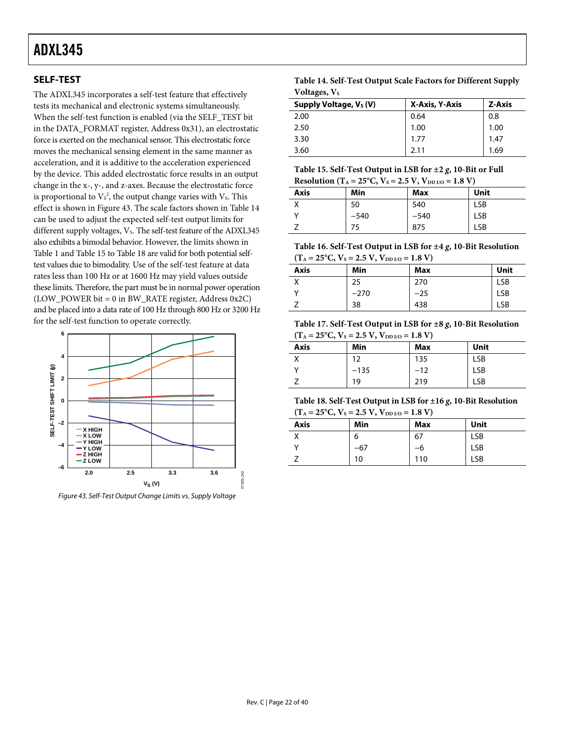## SELF-TEST

The ADXL345 incorporates a self-test feature that effectively tests its mechanical and electronic systems simultaneously. When the self-test function is enabled (via the SELF_TEST bit in the DATA_FORMAT register, Address 0x31), an electrostatic force is exerted on the mechanical sensor. This electrostatic force moves the mechanical sensing element in the same manner as acceleration, and it is additive to the acceleration experienced by the device. This added electrostatic force results in an output change in the x-, y-, and z-axes. Because the electrostatic force is proportional to $V_S^2$, the output change varies with $V_S$. This effect is shown in Figure 43. The scale factors shown in Table 14 can be used to adjust the expected self-test output limits for different supply voltages, $V_S$. The self-test feature of the ADXL345 also exhibits a bimodal behavior. However, the limits shown in Table 1 and Table 15 to Table 18 are valid for both potential self-test values due to bimodality. Use of the self-test feature at data rates less than 100 Hz or at 1600 Hz may yield values outside these limits. Therefore, the part must be in normal power operation (LOW_POWER bit = 0 in BW_RATE register, Address 0x2C) and be placed into a data rate of 100 Hz through 800 Hz or 3200 Hz for the self-test function to operate correctly.

*Figure 43. Self-Test Output Change Limits vs. Supply Voltage*

**Table 14. Self-Test Output Scale Factors for Different Supply Voltages, $V_S$**

| Supply Voltage, $V_S$ (V) | X-Axis, Y-Axis | Z-Axis |
|---|---|---|
| 2.00 | 0.64 | 0.8 |
| 2.50 | 1.00 | 1.00 |
| 3.30 | 1.77 | 1.47 |
| 3.60 | 2.11 | 1.69 |

**Table 15. Self-Test Output in LSB for ±2 *g*, 10-Bit or Full Resolution ($T_A$ = 25°C, $V_S$ = 2.5 V, $V_{DD\ I/O}$ = 1.8 V)**

| Axis | Min | Max | Unit |
|---|---|---|---|
| X | 50 | 540 | LSB |
| Y | −540 | −540 | LSB |
| Z | 75 | 875 | LSB |

**Table 16. Self-Test Output in LSB for ±4 *g*, 10-Bit Resolution ($T_A$ = 25°C, $V_S$ = 2.5 V, $V_{DD\ I/O}$ = 1.8 V)**

| Axis | Min | Max | Unit |
|---|---|---|---|
| X | 25 | 270 | LSB |
| Y | −270 | −25 | LSB |
| Z | 38 | 438 | LSB |

**Table 17. Self-Test Output in LSB for ±8 *g*, 10-Bit Resolution ($T_A$ = 25°C, $V_S$ = 2.5 V, $V_{DD\ I/O}$ = 1.8 V)**

| Axis | Min | Max | Unit |
|---|---|---|---|
| X | 12 | 135 | LSB |
| Y | −135 | −12 | LSB |
| Z | 19 | 219 | LSB |

**Table 18. Self-Test Output in LSB for ±16 *g*, 10-Bit Resolution ($T_A$ = 25°C, $V_S$ = 2.5 V, $V_{DD\ I/O}$ = 1.8 V)**

| Axis | Min | Max | Unit |
|---|---|---|---|
| X | 6 | 67 | LSB |
| Y | −67 | −6 | LSB |
| Z | 10 | 110 | LSB |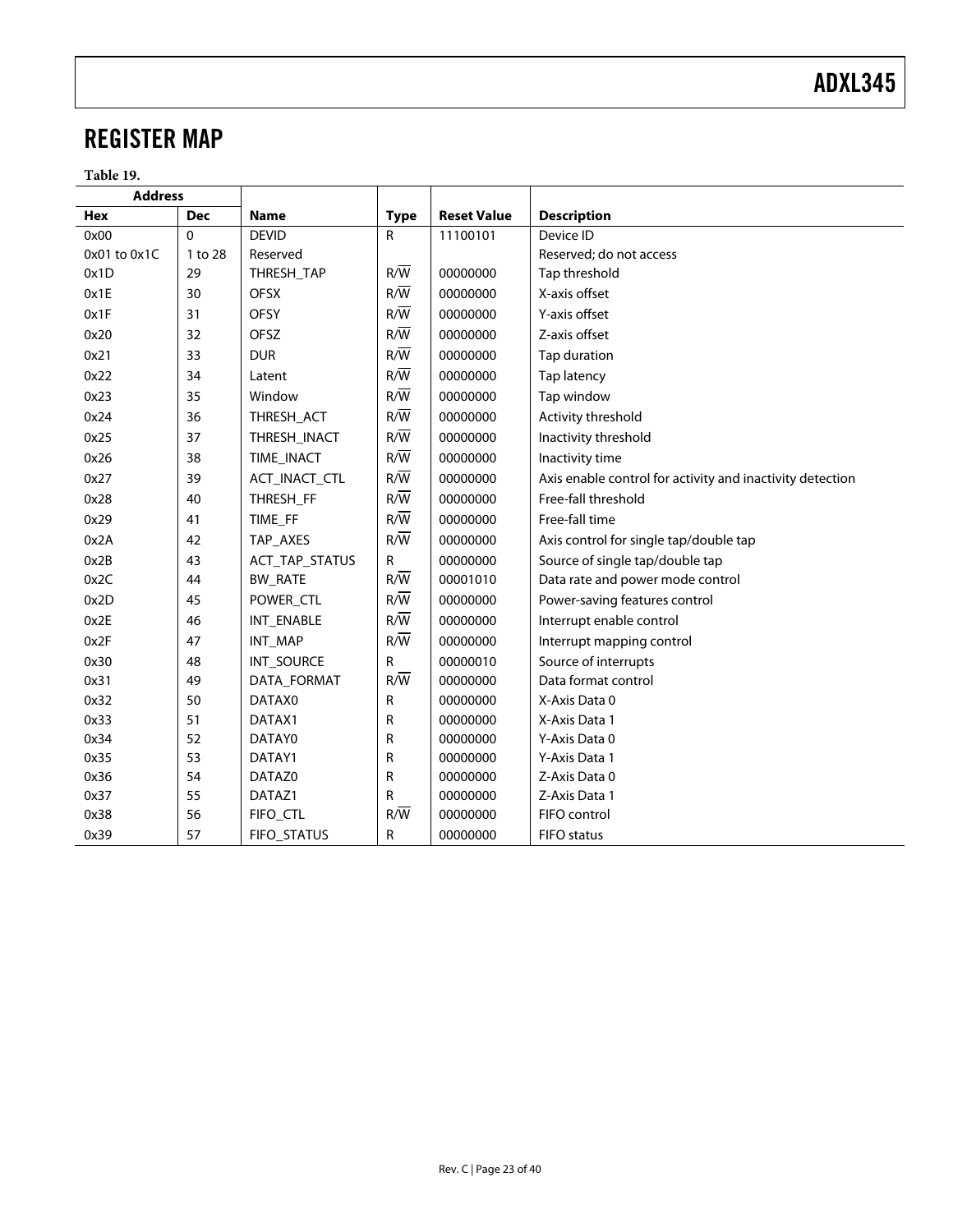## REGISTER MAP

**Table 19.**

| Address | | Name | Type | Reset Value | Description |
|---|---|---|---|---|---|
| Hex | Dec | | | | |
| 0x00 | 0 | DEVID | R | 11100101 | Device ID |
| 0x01 to 0x1C | 1 to 28 | Reserved | | | Reserved; do not access |
| 0x1D | 29 | THRESH_TAP | R/$\overline{W}$ | 00000000 | Tap threshold |
| 0x1E | 30 | OFSX | R/$\overline{W}$ | 00000000 | X-axis offset |
| 0x1F | 31 | OFSY | R/$\overline{W}$ | 00000000 | Y-axis offset |
| 0x20 | 32 | OFSZ | R/$\overline{W}$ | 00000000 | Z-axis offset |
| 0x21 | 33 | DUR | R/$\overline{W}$ | 00000000 | Tap duration |
| 0x22 | 34 | Latent | R/$\overline{W}$ | 00000000 | Tap latency |
| 0x23 | 35 | Window | R/$\overline{W}$ | 00000000 | Tap window |
| 0x24 | 36 | THRESH_ACT | R/$\overline{W}$ | 00000000 | Activity threshold |
| 0x25 | 37 | THRESH_INACT | R/$\overline{W}$ | 00000000 | Inactivity threshold |
| 0x26 | 38 | TIME_INACT | R/$\overline{W}$ | 00000000 | Inactivity time |
| 0x27 | 39 | ACT_INACT_CTL | R/$\overline{W}$ | 00000000 | Axis enable control for activity and inactivity detection |
| 0x28 | 40 | THRESH_FF | R/$\overline{W}$ | 00000000 | Free-fall threshold |
| 0x29 | 41 | TIME_FF | R/$\overline{W}$ | 00000000 | Free-fall time |
| 0x2A | 42 | TAP_AXES | R/$\overline{W}$ | 00000000 | Axis control for single tap/double tap |
| 0x2B | 43 | ACT_TAP_STATUS | R | 00000000 | Source of single tap/double tap |
| 0x2C | 44 | BW_RATE | R/$\overline{W}$ | 00001010 | Data rate and power mode control |
| 0x2D | 45 | POWER_CTL | R/$\overline{W}$ | 00000000 | Power-saving features control |
| 0x2E | 46 | INT_ENABLE | R/$\overline{W}$ | 00000000 | Interrupt enable control |
| 0x2F | 47 | INT_MAP | R/$\overline{W}$ | 00000000 | Interrupt mapping control |
| 0x30 | 48 | INT_SOURCE | R | 00000010 | Source of interrupts |
| 0x31 | 49 | DATA_FORMAT | R/$\overline{W}$ | 00000000 | Data format control |
| 0x32 | 50 | DATAX0 | R | 00000000 | X-Axis Data 0 |
| 0x33 | 51 | DATAX1 | R | 00000000 | X-Axis Data 1 |
| 0x34 | 52 | DATAY0 | R | 00000000 | Y-Axis Data 0 |
| 0x35 | 53 | DATAY1 | R | 00000000 | Y-Axis Data 1 |
| 0x36 | 54 | DATAZ0 | R | 00000000 | Z-Axis Data 0 |
| 0x37 | 55 | DATAZ1 | R | 00000000 | Z-Axis Data 1 |
| 0x38 | 56 | FIFO_CTL | R/$\overline{W}$ | 00000000 | FIFO control |
| 0x39 | 57 | FIFO_STATUS | R | 00000000 | FIFO status |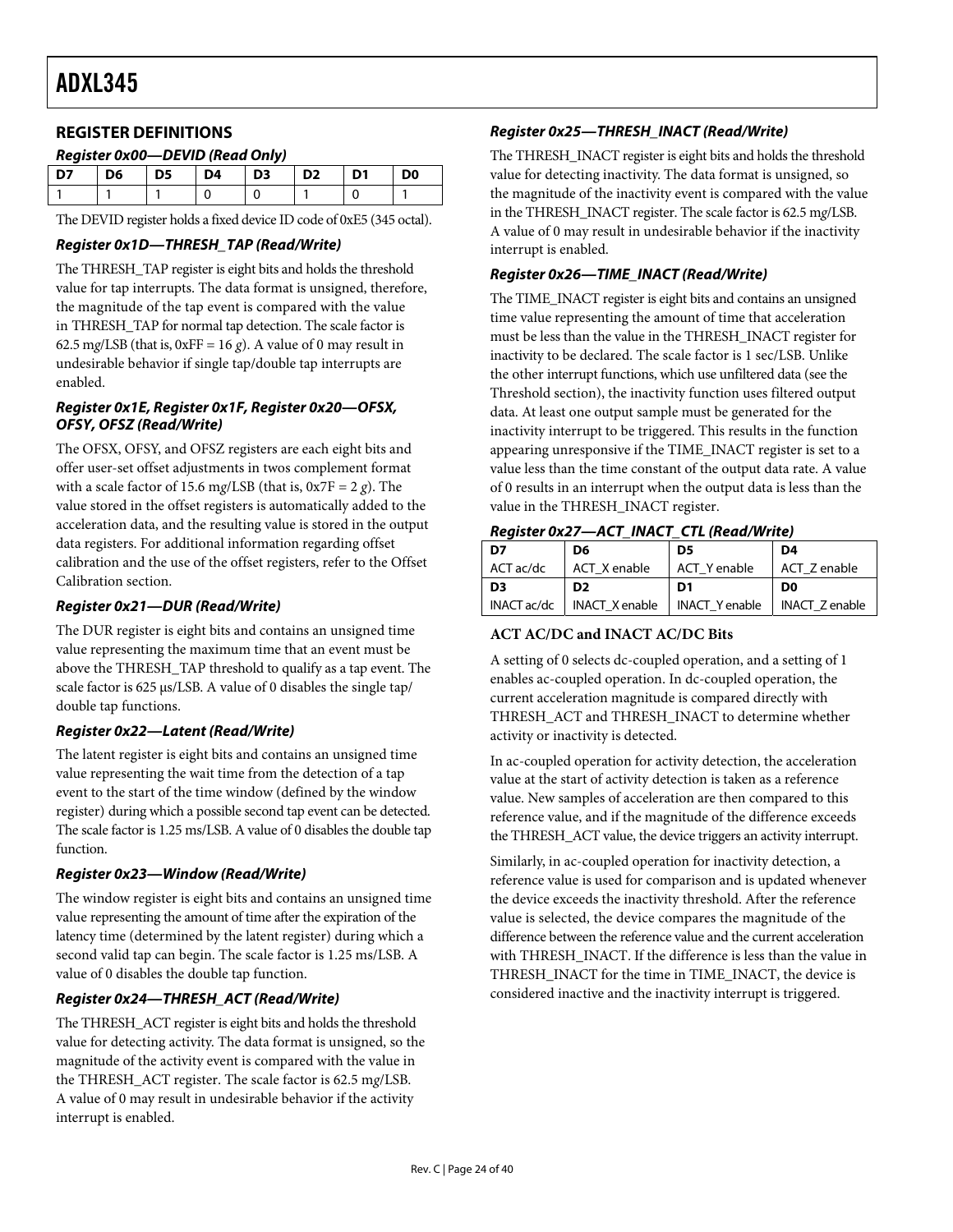## REGISTER DEFINITIONS

### Register 0x00—DEVID (Read Only)

| D7 | D6 | D5 | D4 | D3 | D2 | D1 | D0 |
|---|---|---|---|---|---|---|---|
| 1 | 1 | 1 | 0 | 0 | 1 | 0 | 1 |

The DEVID register holds a fixed device ID code of 0xE5 (345 octal).

### Register 0x1D—THRESH_TAP (Read/Write)

The THRESH_TAP register is eight bits and holds the threshold value for tap interrupts. The data format is unsigned, therefore, the magnitude of the tap event is compared with the value in THRESH_TAP for normal tap detection. The scale factor is 62.5 m*g*/LSB (that is, 0xFF = 16 *g*). A value of 0 may result in undesirable behavior if single tap/double tap interrupts are enabled.

### Register 0x1E, Register 0x1F, Register 0x20—OFSX, OFSY, OFSZ (Read/Write)

The OFSX, OFSY, and OFSZ registers are each eight bits and offer user-set offset adjustments in twos complement format with a scale factor of 15.6 m*g*/LSB (that is, 0x7F = 2 *g*). The value stored in the offset registers is automatically added to the acceleration data, and the resulting value is stored in the output data registers. For additional information regarding offset calibration and the use of the offset registers, refer to the Offset Calibration section.

### Register 0x21—DUR (Read/Write)

The DUR register is eight bits and contains an unsigned time value representing the maximum time that an event must be above the THRESH_TAP threshold to qualify as a tap event. The scale factor is 625 µs/LSB. A value of 0 disables the single tap/ double tap functions.

### Register 0x22—Latent (Read/Write)

The latent register is eight bits and contains an unsigned time value representing the wait time from the detection of a tap event to the start of the time window (defined by the window register) during which a possible second tap event can be detected. The scale factor is 1.25 ms/LSB. A value of 0 disables the double tap function.

### Register 0x23—Window (Read/Write)

The window register is eight bits and contains an unsigned time value representing the amount of time after the expiration of the latency time (determined by the latent register) during which a second valid tap can begin. The scale factor is 1.25 ms/LSB. A value of 0 disables the double tap function.

### Register 0x24—THRESH_ACT (Read/Write)

The THRESH_ACT register is eight bits and holds the threshold value for detecting activity. The data format is unsigned, so the magnitude of the activity event is compared with the value in the THRESH_ACT register. The scale factor is 62.5 m*g*/LSB. A value of 0 may result in undesirable behavior if the activity interrupt is enabled.

### Register 0x25—THRESH_INACT (Read/Write)

The THRESH_INACT register is eight bits and holds the threshold value for detecting inactivity. The data format is unsigned, so the magnitude of the inactivity event is compared with the value in the THRESH_INACT register. The scale factor is 62.5 m*g*/LSB. A value of 0 may result in undesirable behavior if the inactivity interrupt is enabled.

### Register 0x26—TIME_INACT (Read/Write)

The TIME_INACT register is eight bits and contains an unsigned time value representing the amount of time that acceleration must be less than the value in the THRESH_INACT register for inactivity to be declared. The scale factor is 1 sec/LSB. Unlike the other interrupt functions, which use unfiltered data (see the Threshold section), the inactivity function uses filtered output data. At least one output sample must be generated for the inactivity interrupt to be triggered. This results in the function appearing unresponsive if the TIME_INACT register is set to a value less than the time constant of the output data rate. A value of 0 results in an interrupt when the output data is less than the value in the THRESH_INACT register.

### Register 0x27—ACT_INACT_CTL (Read/Write)

| D7 | D6 | D5 | D4 |
|---|---|---|---|
| ACT ac/dc | ACT_X enable | ACT_Y enable | ACT_Z enable |
| **D3** | **D2** | **D1** | **D0** |
| INACT ac/dc | INACT_X enable | INACT_Y enable | INACT_Z enable |

#### ACT AC/DC and INACT AC/DC Bits

A setting of 0 selects dc-coupled operation, and a setting of 1 enables ac-coupled operation. In dc-coupled operation, the current acceleration magnitude is compared directly with THRESH_ACT and THRESH_INACT to determine whether activity or inactivity is detected.

In ac-coupled operation for activity detection, the acceleration value at the start of activity detection is taken as a reference value. New samples of acceleration are then compared to this reference value, and if the magnitude of the difference exceeds the THRESH_ACT value, the device triggers an activity interrupt.

Similarly, in ac-coupled operation for inactivity detection, a reference value is used for comparison and is updated whenever the device exceeds the inactivity threshold. After the reference value is selected, the device compares the magnitude of the difference between the reference value and the current acceleration with THRESH_INACT. If the difference is less than the value in THRESH_INACT for the time in TIME_INACT, the device is considered inactive and the inactivity interrupt is triggered.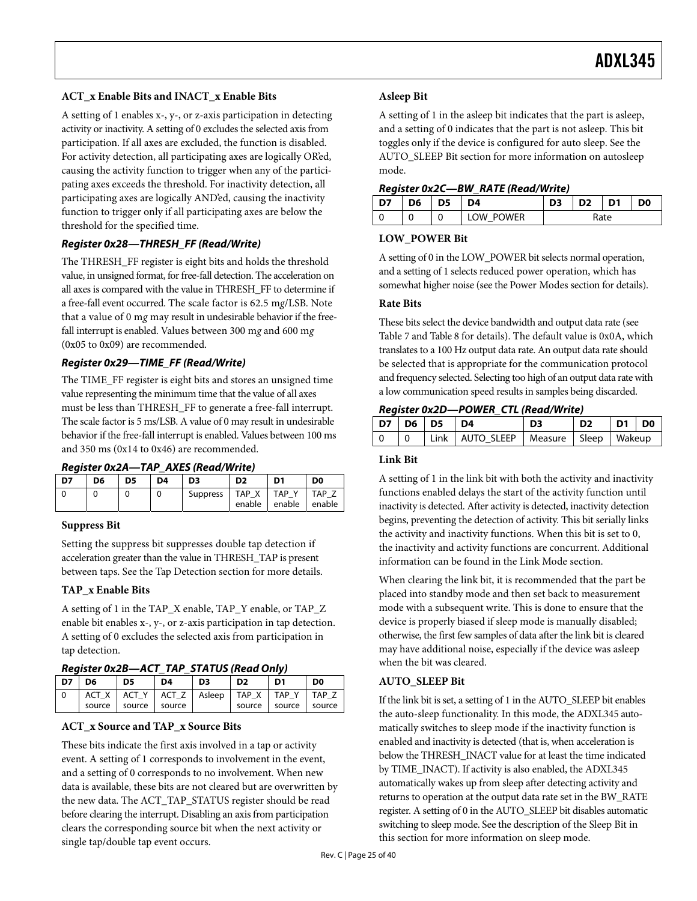#### ACT_x Enable Bits and INACT_x Enable Bits

A setting of 1 enables x-, y-, or z-axis participation in detecting activity or inactivity. A setting of 0 excludes the selected axis from participation. If all axes are excluded, the function is disabled. For activity detection, all participating axes are logically OR'ed, causing the activity function to trigger when any of the participating axes exceeds the threshold. For inactivity detection, all participating axes are logically AND'ed, causing the inactivity function to trigger only if all participating axes are below the threshold for the specified time.

### Register 0x28—THRESH_FF (Read/Write)

The THRESH_FF register is eight bits and holds the threshold value, in unsigned format, for free-fall detection. The acceleration on all axes is compared with the value in THRESH_FF to determine if a free-fall event occurred. The scale factor is 62.5 m*g*/LSB. Note that a value of 0 m*g* may result in undesirable behavior if the free-fall interrupt is enabled. Values between 300 m*g* and 600 m*g* (0x05 to 0x09) are recommended.

### Register 0x29—TIME_FF (Read/Write)

The TIME_FF register is eight bits and stores an unsigned time value representing the minimum time that the value of all axes must be less than THRESH_FF to generate a free-fall interrupt. The scale factor is 5 ms/LSB. A value of 0 may result in undesirable behavior if the free-fall interrupt is enabled. Values between 100 ms and 350 ms (0x14 to 0x46) are recommended.

### Register 0x2A—TAP_AXES (Read/Write)

| D7 | D6 | D5 | D4 | D3 | D2 | D1 | D0 |
|---|---|---|---|---|---|---|---|
| 0 | 0 | 0 | 0 | Suppress | TAP_X enable | TAP_Y enable | TAP_Z enable |

#### Suppress Bit

Setting the suppress bit suppresses double tap detection if acceleration greater than the value in THRESH_TAP is present between taps. See the Tap Detection section for more details.

#### TAP_x Enable Bits

A setting of 1 in the TAP_X enable, TAP_Y enable, or TAP_Z enable bit enables x-, y-, or z-axis participation in tap detection. A setting of 0 excludes the selected axis from participation in tap detection.

### Register 0x2B—ACT_TAP_STATUS (Read Only)

| D7 | D6 | D5 | D4 | D3 | D2 | D1 | D0 |
|---|---|---|---|---|---|---|---|
| 0 | ACT_X source | ACT_Y source | ACT_Z source | Asleep | TAP_X source | TAP_Y source | TAP_Z source |

#### ACT_x Source and TAP_x Source Bits

These bits indicate the first axis involved in a tap or activity event. A setting of 1 corresponds to involvement in the event, and a setting of 0 corresponds to no involvement. When new data is available, these bits are not cleared but are overwritten by the new data. The ACT_TAP_STATUS register should be read before clearing the interrupt. Disabling an axis from participation clears the corresponding source bit when the next activity or single tap/double tap event occurs.

#### Asleep Bit

A setting of 1 in the asleep bit indicates that the part is asleep, and a setting of 0 indicates that the part is not asleep. This bit toggles only if the device is configured for auto sleep. See the AUTO_SLEEP Bit section for more information on autosleep mode.

### Register 0x2C—BW_RATE (Read/Write)

| D7 | D6 | D5 | D4 | D3 | D2 | D1 | D0 |
|---|---|---|---|---|---|---|---|
| 0 | 0 | 0 | LOW_POWER | Rate | | | |

#### LOW_POWER Bit

A setting of 0 in the LOW_POWER bit selects normal operation, and a setting of 1 selects reduced power operation, which has somewhat higher noise (see the Power Modes section for details).

#### Rate Bits

These bits select the device bandwidth and output data rate (see Table 7 and Table 8 for details). The default value is 0x0A, which translates to a 100 Hz output data rate. An output data rate should be selected that is appropriate for the communication protocol and frequency selected. Selecting too high of an output data rate with a low communication speed results in samples being discarded.

### Register 0x2D—POWER_CTL (Read/Write)

| D7 | D6 | D5 | D4 | D3 | D2 | D1 | D0 |
|---|---|---|---|---|---|---|---|
| 0 | 0 | Link | AUTO_SLEEP | Measure | Sleep | Wakeup | |

#### Link Bit

A setting of 1 in the link bit with both the activity and inactivity functions enabled delays the start of the activity function until inactivity is detected. After activity is detected, inactivity detection begins, preventing the detection of activity. This bit serially links the activity and inactivity functions. When this bit is set to 0, the inactivity and activity functions are concurrent. Additional information can be found in the Link Mode section.

When clearing the link bit, it is recommended that the part be placed into standby mode and then set back to measurement mode with a subsequent write. This is done to ensure that the device is properly biased if sleep mode is manually disabled; otherwise, the first few samples of data after the link bit is cleared may have additional noise, especially if the device was asleep when the bit was cleared.

#### AUTO_SLEEP Bit

If the link bit is set, a setting of 1 in the AUTO_SLEEP bit enables the auto-sleep functionality. In this mode, the ADXL345 automatically switches to sleep mode if the inactivity function is enabled and inactivity is detected (that is, when acceleration is below the THRESH_INACT value for at least the time indicated by TIME_INACT). If activity is also enabled, the ADXL345 automatically wakes up from sleep after detecting activity and returns to operation at the output data rate set in the BW_RATE register. A setting of 0 in the AUTO_SLEEP bit disables automatic switching to sleep mode. See the description of the Sleep Bit in this section for more information on sleep mode.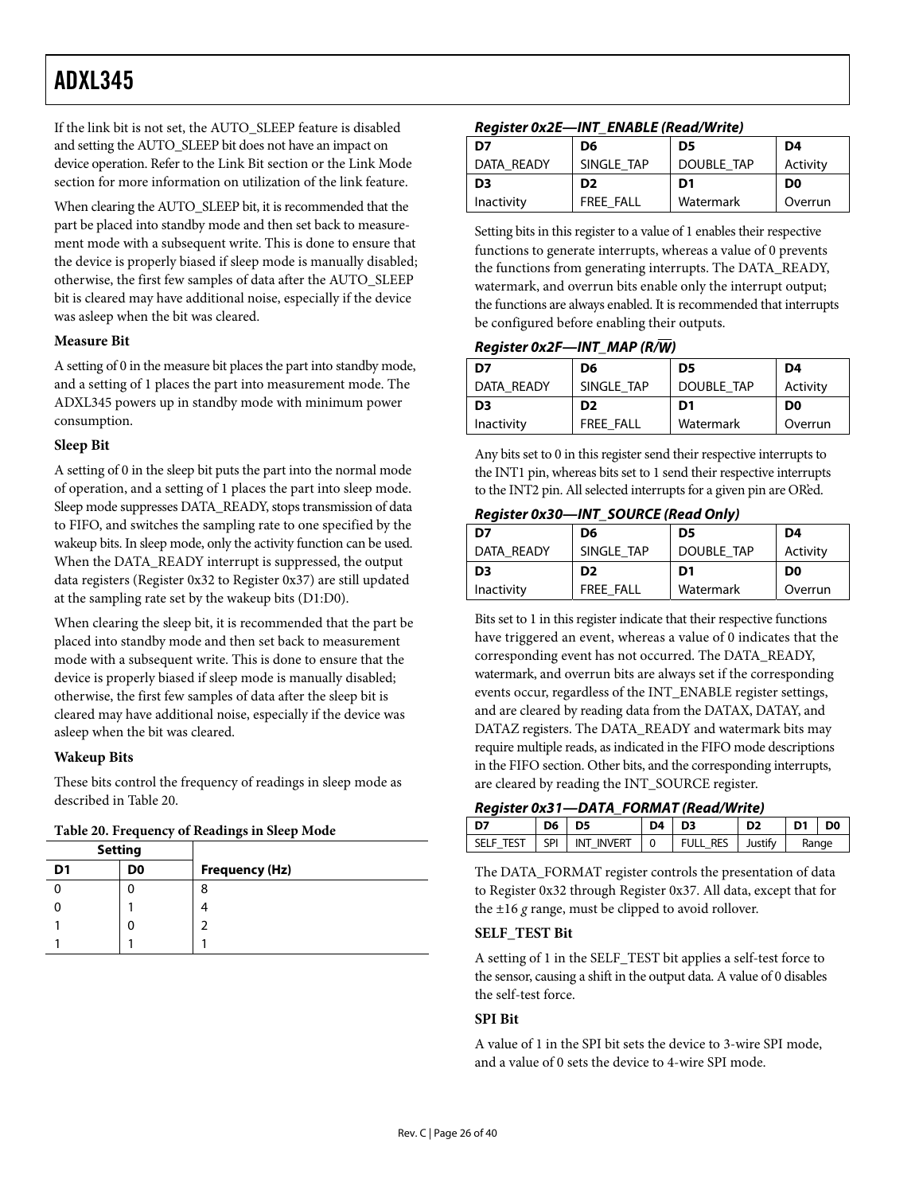If the link bit is not set, the AUTO_SLEEP feature is disabled and setting the AUTO_SLEEP bit does not have an impact on device operation. Refer to the Link Bit section or the Link Mode section for more information on utilization of the link feature.

When clearing the AUTO_SLEEP bit, it is recommended that the part be placed into standby mode and then set back to measurement mode with a subsequent write. This is done to ensure that the device is properly biased if sleep mode is manually disabled; otherwise, the first few samples of data after the AUTO_SLEEP bit is cleared may have additional noise, especially if the device was asleep when the bit was cleared.

### Measure Bit

A setting of 0 in the measure bit places the part into standby mode, and a setting of 1 places the part into measurement mode. The ADXL345 powers up in standby mode with minimum power consumption.

### Sleep Bit

A setting of 0 in the sleep bit puts the part into the normal mode of operation, and a setting of 1 places the part into sleep mode. Sleep mode suppresses DATA_READY, stops transmission of data to FIFO, and switches the sampling rate to one specified by the wakeup bits. In sleep mode, only the activity function can be used. When the DATA_READY interrupt is suppressed, the output data registers (Register 0x32 to Register 0x37) are still updated at the sampling rate set by the wakeup bits (D1:D0).

When clearing the sleep bit, it is recommended that the part be placed into standby mode and then set back to measurement mode with a subsequent write. This is done to ensure that the device is properly biased if sleep mode is manually disabled; otherwise, the first few samples of data after the sleep bit is cleared may have additional noise, especially if the device was asleep when the bit was cleared.

### Wakeup Bits

These bits control the frequency of readings in sleep mode as described in Table 20.

**Table 20. Frequency of Readings in Sleep Mode**

| Setting | | |
|---|---|---|
| **D1** | **D0** | **Frequency (Hz)** |
| 0 | 0 | 8 |
| 0 | 1 | 4 |
| 1 | 0 | 2 |
| 1 | 1 | 1 |

### *Register 0x2E—INT_ENABLE (Read/Write)*

| D7 | D6 | D5 | D4 |
|---|---|---|---|
| DATA_READY | SINGLE_TAP | DOUBLE_TAP | Activity |
| **D3** | **D2** | **D1** | **D0** |
| Inactivity | FREE_FALL | Watermark | Overrun |

Setting bits in this register to a value of 1 enables their respective functions to generate interrupts, whereas a value of 0 prevents the functions from generating interrupts. The DATA_READY, watermark, and overrun bits enable only the interrupt output; the functions are always enabled. It is recommended that interrupts be configured before enabling their outputs.

### *Register 0x2F—INT_MAP (R/$\overline{W}$)*

| D7 | D6 | D5 | D4 |
|---|---|---|---|
| DATA_READY | SINGLE_TAP | DOUBLE_TAP | Activity |
| **D3** | **D2** | **D1** | **D0** |
| Inactivity | FREE_FALL | Watermark | Overrun |

Any bits set to 0 in this register send their respective interrupts to the INT1 pin, whereas bits set to 1 send their respective interrupts to the INT2 pin. All selected interrupts for a given pin are OR'ed.

### *Register 0x30—INT_SOURCE (Read Only)*

| D7 | D6 | D5 | D4 |
|---|---|---|---|
| DATA_READY | SINGLE_TAP | DOUBLE_TAP | Activity |
| **D3** | **D2** | **D1** | **D0** |
| Inactivity | FREE_FALL | Watermark | Overrun |

Bits set to 1 in this register indicate that their respective functions have triggered an event, whereas a value of 0 indicates that the corresponding event has not occurred. The DATA_READY, watermark, and overrun bits are always set if the corresponding events occur, regardless of the INT_ENABLE register settings, and are cleared by reading data from the DATAX, DATAY, and DATAZ registers. The DATA_READY and watermark bits may require multiple reads, as indicated in the FIFO mode descriptions in the FIFO section. Other bits, and the corresponding interrupts, are cleared by reading the INT_SOURCE register.

### *Register 0x31—DATA_FORMAT (Read/Write)*

| D7 | D6 | D5 | D4 | D3 | D2 | D1 | D0 |
|---|---|---|---|---|---|---|---|
| SELF_TEST | SPI | INT_INVERT | 0 | FULL_RES | Justify | Range | |

The DATA_FORMAT register controls the presentation of data to Register 0x32 through Register 0x37. All data, except that for the ±16 *g* range, must be clipped to avoid rollover.

### SELF_TEST Bit

A setting of 1 in the SELF_TEST bit applies a self-test force to the sensor, causing a shift in the output data. A value of 0 disables the self-test force.

### SPI Bit

A value of 1 in the SPI bit sets the device to 3-wire SPI mode, and a value of 0 sets the device to 4-wire SPI mode.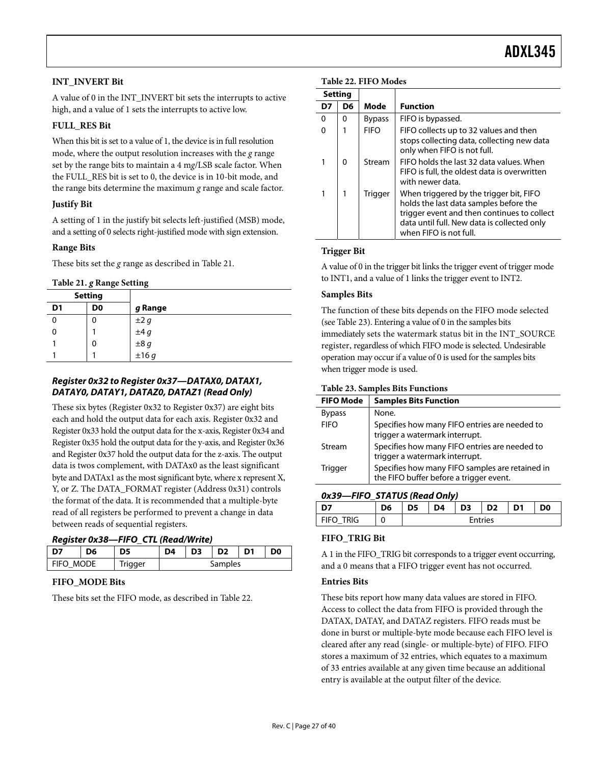### INT_INVERT Bit

A value of 0 in the INT_INVERT bit sets the interrupts to active high, and a value of 1 sets the interrupts to active low.

### FULL_RES Bit

When this bit is set to a value of 1, the device is in full resolution mode, where the output resolution increases with the *g* range set by the range bits to maintain a 4 m*g*/LSB scale factor. When the FULL_RES bit is set to 0, the device is in 10-bit mode, and the range bits determine the maximum *g* range and scale factor.

### Justify Bit

A setting of 1 in the justify bit selects left-justified (MSB) mode, and a setting of 0 selects right-justified mode with sign extension.

### Range Bits

These bits set the *g* range as described in Table 21.

**Table 21. *g* Range Setting**

| Setting | | |
|---|---|---|
| **D1** | **D0** | ***g* Range** |
| 0 | 0 | ±2 *g* |
| 0 | 1 | ±4 *g* |
| 1 | 0 | ±8 *g* |
| 1 | 1 | ±16 *g* |

### *Register 0x32 to Register 0x37—DATAX0, DATAX1, DATAY0, DATAY1, DATAZ0, DATAZ1 (Read Only)*

These six bytes (Register 0x32 to Register 0x37) are eight bits each and hold the output data for each axis. Register 0x32 and Register 0x33 hold the output data for the x-axis, Register 0x34 and Register 0x35 hold the output data for the y-axis, and Register 0x36 and Register 0x37 hold the output data for the z-axis. The output data is twos complement, with DATAx0 as the least significant byte and DATAx1 as the most significant byte, where x represent X, Y, or Z. The DATA_FORMAT register (Address 0x31) controls the format of the data. It is recommended that a multiple-byte read of all registers be performed to prevent a change in data between reads of sequential registers.

### *Register 0x38—FIFO_CTL (Read/Write)*

| D7 | D6 | D5 | D4 | D3 | D2 | D1 | D0 |
|---|---|---|---|---|---|---|---|
| FIFO_MODE | | Trigger | Samples | | | | |

### FIFO_MODE Bits

These bits set the FIFO mode, as described in Table 22.

**Table 22. FIFO Modes**

| Setting | | | |
|---|---|---|---|
| **D7** | **D6** | **Mode** | **Function** |
| 0 | 0 | Bypass | FIFO is bypassed. |
| 0 | 1 | FIFO | FIFO collects up to 32 values and then stops collecting data, collecting new data only when FIFO is not full. |
| 1 | 0 | Stream | FIFO holds the last 32 data values. When FIFO is full, the oldest data is overwritten with newer data. |
| 1 | 1 | Trigger | When triggered by the trigger bit, FIFO holds the last data samples before the trigger event and then continues to collect data until full. New data is collected only when FIFO is not full. |

### Trigger Bit

A value of 0 in the trigger bit links the trigger event of trigger mode to INT1, and a value of 1 links the trigger event to INT2.

### Samples Bits

The function of these bits depends on the FIFO mode selected (see Table 23). Entering a value of 0 in the samples bits immediately sets the watermark status bit in the INT_SOURCE register, regardless of which FIFO mode is selected. Undesirable operation may occur if a value of 0 is used for the samples bits when trigger mode is used.

**Table 23. Samples Bits Functions**

| FIFO Mode | Samples Bits Function |
|---|---|
| Bypass | None. |
| FIFO | Specifies how many FIFO entries are needed to trigger a watermark interrupt. |
| Stream | Specifies how many FIFO entries are needed to trigger a watermark interrupt. |
| Trigger | Specifies how many FIFO samples are retained in the FIFO buffer before a trigger event. |

### *0x39—FIFO_STATUS (Read Only)*

| D7 | D6 | D5 | D4 | D3 | D2 | D1 | D0 |
|---|---|---|---|---|---|---|---|
| FIFO_TRIG | 0 | Entries | | | | | |

### FIFO_TRIG Bit

A 1 in the FIFO_TRIG bit corresponds to a trigger event occurring, and a 0 means that a FIFO trigger event has not occurred.

### Entries Bits

These bits report how many data values are stored in FIFO. Access to collect the data from FIFO is provided through the DATAX, DATAY, and DATAZ registers. FIFO reads must be done in burst or multiple-byte mode because each FIFO level is cleared after any read (single- or multiple-byte) of FIFO. FIFO stores a maximum of 32 entries, which equates to a maximum of 33 entries available at any given time because an additional entry is available at the output filter of the device.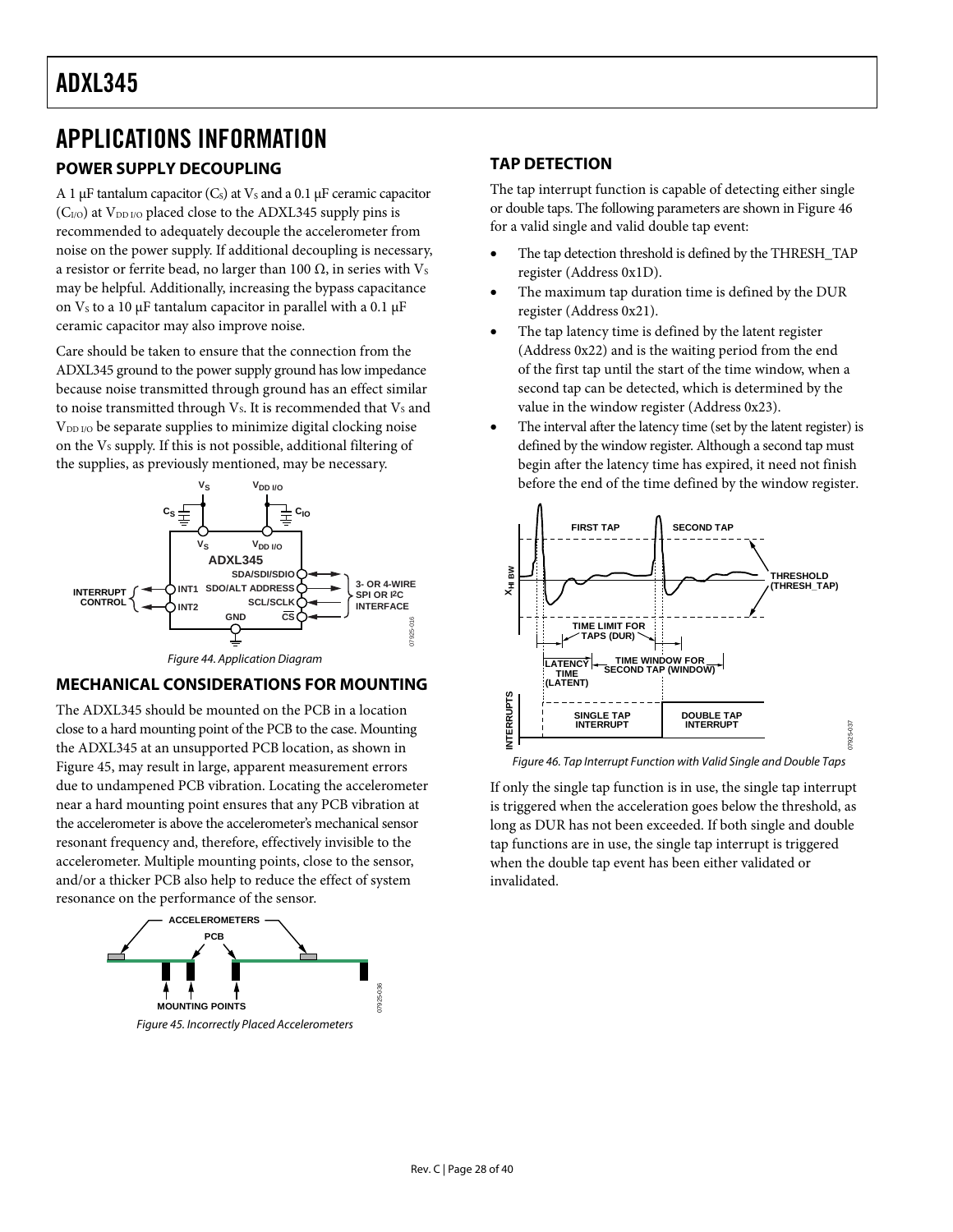# APPLICATIONS INFORMATION

## POWER SUPPLY DECOUPLING

A 1 μF tantalum capacitor ($C_S$) at $V_S$ and a 0.1 μF ceramic capacitor ($C_{I/O}$) at $V_{DD\ I/O}$ placed close to the ADXL345 supply pins is recommended to adequately decouple the accelerometer from noise on the power supply. If additional decoupling is necessary, a resistor or ferrite bead, no larger than 100 Ω, in series with $V_S$ may be helpful. Additionally, increasing the bypass capacitance on $V_S$ to a 10 μF tantalum capacitor in parallel with a 0.1 μF ceramic capacitor may also improve noise.

Care should be taken to ensure that the connection from the ADXL345 ground to the power supply ground has low impedance because noise transmitted through ground has an effect similar to noise transmitted through $V_S$. It is recommended that $V_S$ and $V_{DD\ I/O}$ be separate supplies to minimize digital clocking noise on the $V_S$ supply. If this is not possible, additional filtering of the supplies, as previously mentioned, may be necessary.

Figure 44. Application Diagram

## MECHANICAL CONSIDERATIONS FOR MOUNTING

The ADXL345 should be mounted on the PCB in a location close to a hard mounting point of the PCB to the case. Mounting the ADXL345 at an unsupported PCB location, as shown in Figure 45, may result in large, apparent measurement errors due to undampened PCB vibration. Locating the accelerometer near a hard mounting point ensures that any PCB vibration at the accelerometer is above the accelerometer's mechanical sensor resonant frequency and, therefore, effectively invisible to the accelerometer. Multiple mounting points, close to the sensor, and/or a thicker PCB also help to reduce the effect of system resonance on the performance of the sensor.

Figure 45. Incorrectly Placed Accelerometers

## TAP DETECTION

The tap interrupt function is capable of detecting either single or double taps. The following parameters are shown in Figure 46 for a valid single and valid double tap event:

- The tap detection threshold is defined by the THRESH_TAP register (Address 0x1D).
- The maximum tap duration time is defined by the DUR register (Address 0x21).
- The tap latency time is defined by the latent register (Address 0x22) and is the waiting period from the end of the first tap until the start of the time window, when a second tap can be detected, which is determined by the value in the window register (Address 0x23).
- The interval after the latency time (set by the latent register) is defined by the window register. Although a second tap must begin after the latency time has expired, it need not finish before the end of the time defined by the window register.

Figure 46. Tap Interrupt Function with Valid Single and Double Taps

If only the single tap function is in use, the single tap interrupt is triggered when the acceleration goes below the threshold, as long as DUR has not been exceeded. If both single and double tap functions are in use, the single tap interrupt is triggered when the double tap event has been either validated or invalidated.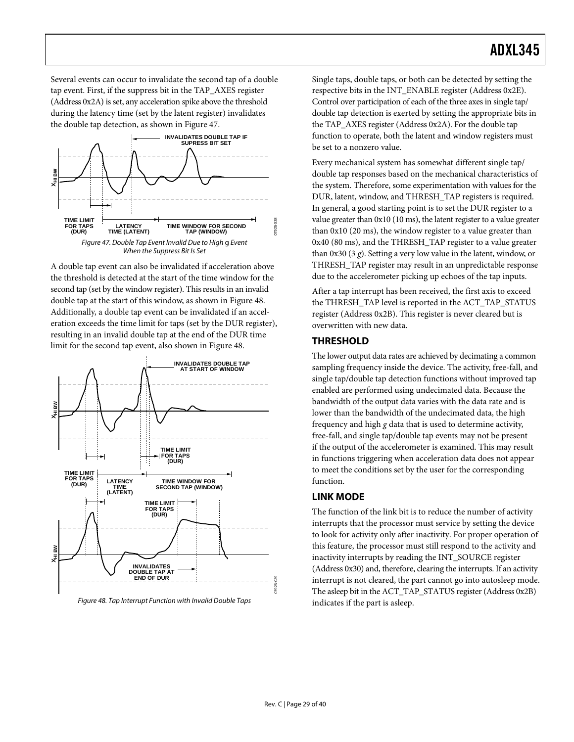Several events can occur to invalidate the second tap of a double tap event. First, if the suppress bit in the TAP_AXES register (Address 0x2A) is set, any acceleration spike above the threshold during the latency time (set by the latent register) invalidates the double tap detection, as shown in Figure 47.

*Figure 47. Double Tap Event Invalid Due to High g Event When the Suppress Bit Is Set*

A double tap event can also be invalidated if acceleration above the threshold is detected at the start of the time window for the second tap (set by the window register). This results in an invalid double tap at the start of this window, as shown in Figure 48. Additionally, a double tap event can be invalidated if an acceleration exceeds the time limit for taps (set by the DUR register), resulting in an invalid double tap at the end of the DUR time limit for the second tap event, also shown in Figure 48.

*Figure 48. Tap Interrupt Function with Invalid Double Taps*

Single taps, double taps, or both can be detected by setting the respective bits in the INT_ENABLE register (Address 0x2E). Control over participation of each of the three axes in single tap/double tap detection is exerted by setting the appropriate bits in the TAP_AXES register (Address 0x2A). For the double tap function to operate, both the latent and window registers must be set to a nonzero value.

Every mechanical system has somewhat different single tap/double tap responses based on the mechanical characteristics of the system. Therefore, some experimentation with values for the DUR, latent, window, and THRESH_TAP registers is required. In general, a good starting point is to set the DUR register to a value greater than 0x10 (10 ms), the latent register to a value greater than 0x10 (20 ms), the window register to a value greater than 0x40 (80 ms), and the THRESH_TAP register to a value greater than 0x30 (3 *g*). Setting a very low value in the latent, window, or THRESH_TAP register may result in an unpredictable response due to the accelerometer picking up echoes of the tap inputs.

After a tap interrupt has been received, the first axis to exceed the THRESH_TAP level is reported in the ACT_TAP_STATUS register (Address 0x2B). This register is never cleared but is overwritten with new data.

## THRESHOLD

The lower output data rates are achieved by decimating a common sampling frequency inside the device. The activity, free-fall, and single tap/double tap detection functions without improved tap enabled are performed using undecimated data. Because the bandwidth of the output data varies with the data rate and is lower than the bandwidth of the undecimated data, the high frequency and high *g* data that is used to determine activity, free-fall, and single tap/double tap events may not be present if the output of the accelerometer is examined. This may result in functions triggering when acceleration data does not appear to meet the conditions set by the user for the corresponding function.

## LINK MODE

The function of the link bit is to reduce the number of activity interrupts that the processor must service by setting the device to look for activity only after inactivity. For proper operation of this feature, the processor must still respond to the activity and inactivity interrupts by reading the INT_SOURCE register (Address 0x30) and, therefore, clearing the interrupts. If an activity interrupt is not cleared, the part cannot go into autosleep mode. The asleep bit in the ACT_TAP_STATUS register (Address 0x2B) indicates if the part is asleep.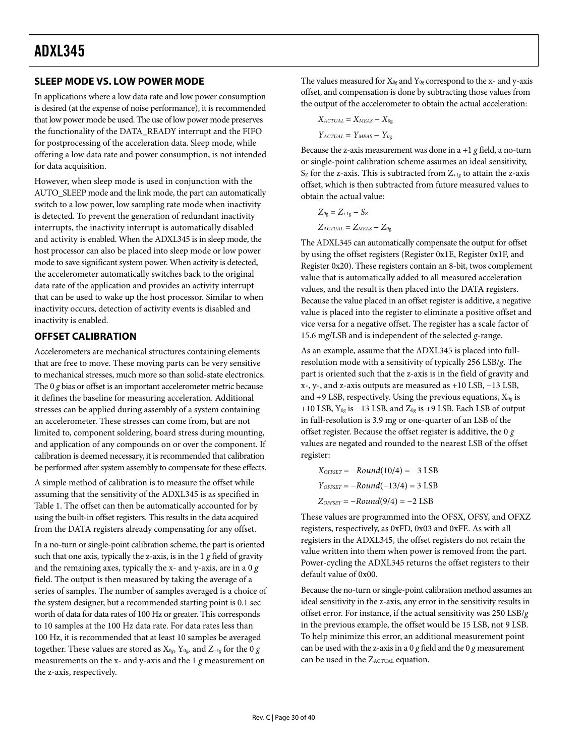## SLEEP MODE VS. LOW POWER MODE

In applications where a low data rate and low power consumption is desired (at the expense of noise performance), it is recommended that low power mode be used. The use of low power mode preserves the functionality of the DATA_READY interrupt and the FIFO for postprocessing of the acceleration data. Sleep mode, while offering a low data rate and power consumption, is not intended for data acquisition.

However, when sleep mode is used in conjunction with the AUTO_SLEEP mode and the link mode, the part can automatically switch to a low power, low sampling rate mode when inactivity is detected. To prevent the generation of redundant inactivity interrupts, the inactivity interrupt is automatically disabled and activity is enabled. When the ADXL345 is in sleep mode, the host processor can also be placed into sleep mode or low power mode to save significant system power. When activity is detected, the accelerometer automatically switches back to the original data rate of the application and provides an activity interrupt that can be used to wake up the host processor. Similar to when inactivity occurs, detection of activity events is disabled and inactivity is enabled.

## OFFSET CALIBRATION

Accelerometers are mechanical structures containing elements that are free to move. These moving parts can be very sensitive to mechanical stresses, much more so than solid-state electronics. The 0 *g* bias or offset is an important accelerometer metric because it defines the baseline for measuring acceleration. Additional stresses can be applied during assembly of a system containing an accelerometer. These stresses can come from, but are not limited to, component soldering, board stress during mounting, and application of any compounds on or over the component. If calibration is deemed necessary, it is recommended that calibration be performed after system assembly to compensate for these effects.

A simple method of calibration is to measure the offset while assuming that the sensitivity of the ADXL345 is as specified in Table 1. The offset can then be automatically accounted for by using the built-in offset registers. This results in the data acquired from the DATA registers already compensating for any offset.

In a no-turn or single-point calibration scheme, the part is oriented such that one axis, typically the z-axis, is in the 1 *g* field of gravity and the remaining axes, typically the x- and y-axis, are in a 0 *g* field. The output is then measured by taking the average of a series of samples. The number of samples averaged is a choice of the system designer, but a recommended starting point is 0.1 sec worth of data for data rates of 100 Hz or greater. This corresponds to 10 samples at the 100 Hz data rate. For data rates less than 100 Hz, it is recommended that at least 10 samples be averaged together. These values are stored as $X_{0g}$, $Y_{0g}$, and $Z_{+1g}$ for the 0 *g* measurements on the x- and y-axis and the 1 *g* measurement on the z-axis, respectively.

The values measured for $X_{0g}$ and $Y_{0g}$ correspond to the x- and y-axis offset, and compensation is done by subtracting those values from the output of the accelerometer to obtain the actual acceleration:

$$X_{ACTUAL} = X_{MEAS} - X_{0g}$$

$$Y_{ACTUAL} = Y_{MEAS} - Y_{0g}$$

Because the z-axis measurement was done in a +1 *g* field, a no-turn or single-point calibration scheme assumes an ideal sensitivity, $S_Z$ for the z-axis. This is subtracted from $Z_{+1g}$ to attain the z-axis offset, which is then subtracted from future measured values to obtain the actual value:

$$Z_{0g} = Z_{+1g} - S_Z$$

$$Z_{ACTUAL} = Z_{MEAS} - Z_{0g}$$

The ADXL345 can automatically compensate the output for offset by using the offset registers (Register 0x1E, Register 0x1F, and Register 0x20). These registers contain an 8-bit, twos complement value that is automatically added to all measured acceleration values, and the result is then placed into the DATA registers. Because the value placed in an offset register is additive, a negative value is placed into the register to eliminate a positive offset and vice versa for a negative offset. The register has a scale factor of 15.6 m*g*/LSB and is independent of the selected *g*-range.

As an example, assume that the ADXL345 is placed into full-resolution mode with a sensitivity of typically 256 LSB/*g*. The part is oriented such that the z-axis is in the field of gravity and x-, y-, and z-axis outputs are measured as +10 LSB, −13 LSB, and +9 LSB, respectively. Using the previous equations, $X_{0g}$ is +10 LSB, $Y_{0g}$ is −13 LSB, and $Z_{0g}$ is +9 LSB. Each LSB of output in full-resolution is 3.9 m*g* or one-quarter of an LSB of the offset register. Because the offset register is additive, the 0 *g* values are negated and rounded to the nearest LSB of the offset register:

$$X_{OFFSET} = -Round(10/4) = -3 \text{ LSB}$$

$$Y_{OFFSET} = -Round(-13/4) = 3 \text{ LSB}$$

$$Z_{OFFSET} = -Round(9/4) = -2 \text{ LSB}$$

These values are programmed into the OFSX, OFSY, and OFXZ registers, respectively, as 0xFD, 0x03 and 0xFE. As with all registers in the ADXL345, the offset registers do not retain the value written into them when power is removed from the part. Power-cycling the ADXL345 returns the offset registers to their default value of 0x00.

Because the no-turn or single-point calibration method assumes an ideal sensitivity in the z-axis, any error in the sensitivity results in offset error. For instance, if the actual sensitivity was 250 LSB/*g* in the previous example, the offset would be 15 LSB, not 9 LSB. To help minimize this error, an additional measurement point can be used with the z-axis in a 0 *g* field and the 0 *g* measurement can be used in the $Z_{ACTUAL}$ equation.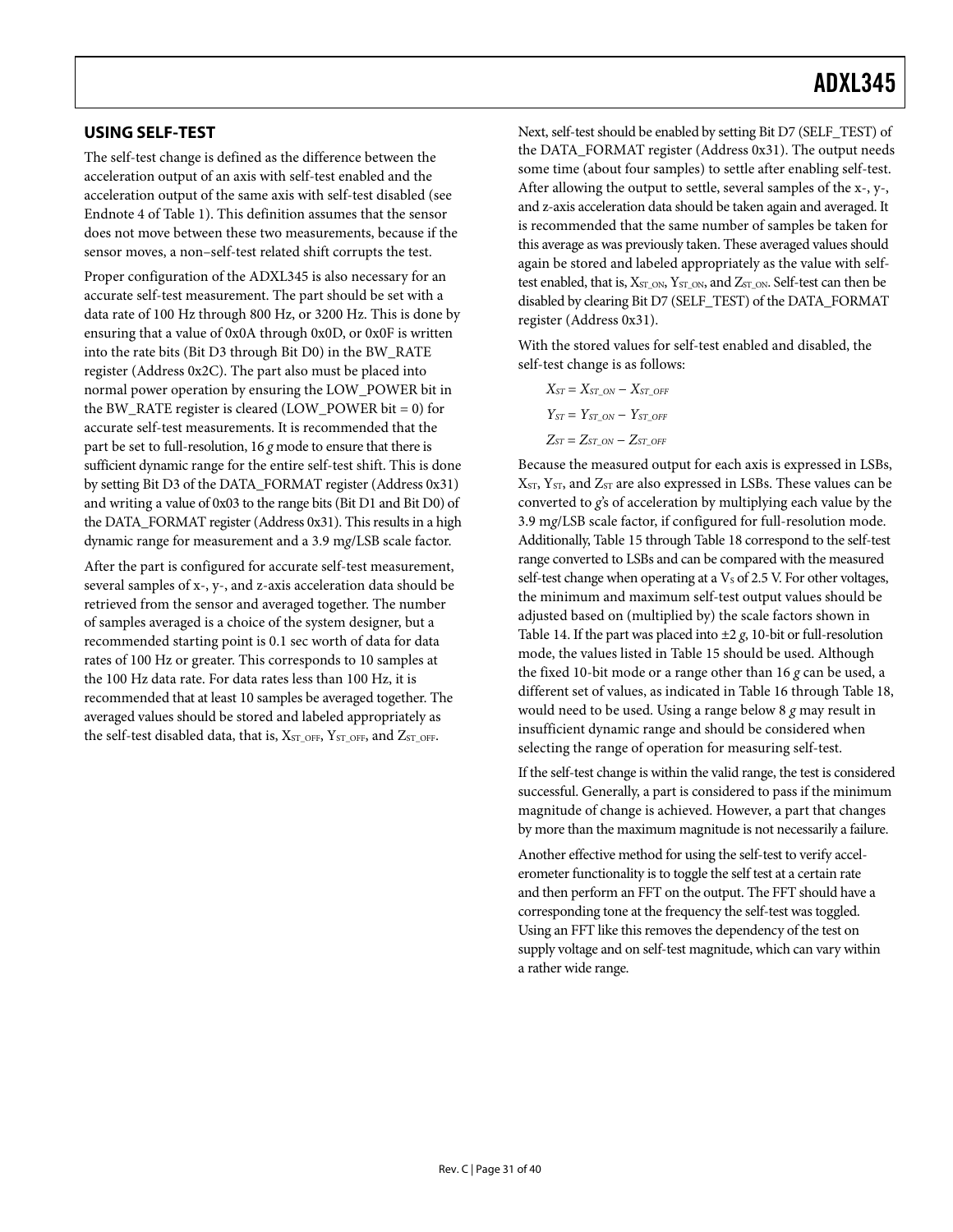## USING SELF-TEST

The self-test change is defined as the difference between the acceleration output of an axis with self-test enabled and the acceleration output of the same axis with self-test disabled (see Endnote 4 of Table 1). This definition assumes that the sensor does not move between these two measurements, because if the sensor moves, a non–self-test related shift corrupts the test.

Proper configuration of the ADXL345 is also necessary for an accurate self-test measurement. The part should be set with a data rate of 100 Hz through 800 Hz, or 3200 Hz. This is done by ensuring that a value of 0x0A through 0x0D, or 0x0F is written into the rate bits (Bit D3 through Bit D0) in the BW_RATE register (Address 0x2C). The part also must be placed into normal power operation by ensuring the LOW_POWER bit in the BW_RATE register is cleared (LOW_POWER bit = 0) for accurate self-test measurements. It is recommended that the part be set to full-resolution, 16 *g* mode to ensure that there is sufficient dynamic range for the entire self-test shift. This is done by setting Bit D3 of the DATA_FORMAT register (Address 0x31) and writing a value of 0x03 to the range bits (Bit D1 and Bit D0) of the DATA_FORMAT register (Address 0x31). This results in a high dynamic range for measurement and a 3.9 m*g*/LSB scale factor.

After the part is configured for accurate self-test measurement, several samples of x-, y-, and z-axis acceleration data should be retrieved from the sensor and averaged together. The number of samples averaged is a choice of the system designer, but a recommended starting point is 0.1 sec worth of data for data rates of 100 Hz or greater. This corresponds to 10 samples at the 100 Hz data rate. For data rates less than 100 Hz, it is recommended that at least 10 samples be averaged together. The averaged values should be stored and labeled appropriately as the self-test disabled data, that is, $X_{ST\_OFF}$, $Y_{ST\_OFF}$, and $Z_{ST\_OFF}$.

Next, self-test should be enabled by setting Bit D7 (SELF_TEST) of the DATA_FORMAT register (Address 0x31). The output needs some time (about four samples) to settle after enabling self-test. After allowing the output to settle, several samples of the x-, y-, and z-axis acceleration data should be taken again and averaged. It is recommended that the same number of samples be taken for this average as was previously taken. These averaged values should again be stored and labeled appropriately as the value with self-test enabled, that is, $X_{ST\_ON}$, $Y_{ST\_ON}$, and $Z_{ST\_ON}$. Self-test can then be disabled by clearing Bit D7 (SELF_TEST) of the DATA_FORMAT register (Address 0x31).

With the stored values for self-test enabled and disabled, the self-test change is as follows:

$$X_{ST} = X_{ST\_ON} - X_{ST\_OFF}$$

$$Y_{ST} = Y_{ST\_ON} - Y_{ST\_OFF}$$

$$Z_{ST} = Z_{ST\_ON} - Z_{ST\_OFF}$$

Because the measured output for each axis is expressed in LSBs, $X_{ST}$, $Y_{ST}$, and $Z_{ST}$ are also expressed in LSBs. These values can be converted to *g*'s of acceleration by multiplying each value by the 3.9 m*g*/LSB scale factor, if configured for full-resolution mode. Additionally, Table 15 through Table 18 correspond to the self-test range converted to LSBs and can be compared with the measured self-test change when operating at a $V_S$ of 2.5 V. For other voltages, the minimum and maximum self-test output values should be adjusted based on (multiplied by) the scale factors shown in Table 14. If the part was placed into ±2 *g*, 10-bit or full-resolution mode, the values listed in Table 15 should be used. Although the fixed 10-bit mode or a range other than 16 *g* can be used, a different set of values, as indicated in Table 16 through Table 18, would need to be used. Using a range below 8 *g* may result in insufficient dynamic range and should be considered when selecting the range of operation for measuring self-test.

If the self-test change is within the valid range, the test is considered successful. Generally, a part is considered to pass if the minimum magnitude of change is achieved. However, a part that changes by more than the maximum magnitude is not necessarily a failure.

Another effective method for using the self-test to verify accelerometer functionality is to toggle the self test at a certain rate and then perform an FFT on the output. The FFT should have a corresponding tone at the frequency the self-test was toggled. Using an FFT like this removes the dependency of the test on supply voltage and on self-test magnitude, which can vary within a rather wide range.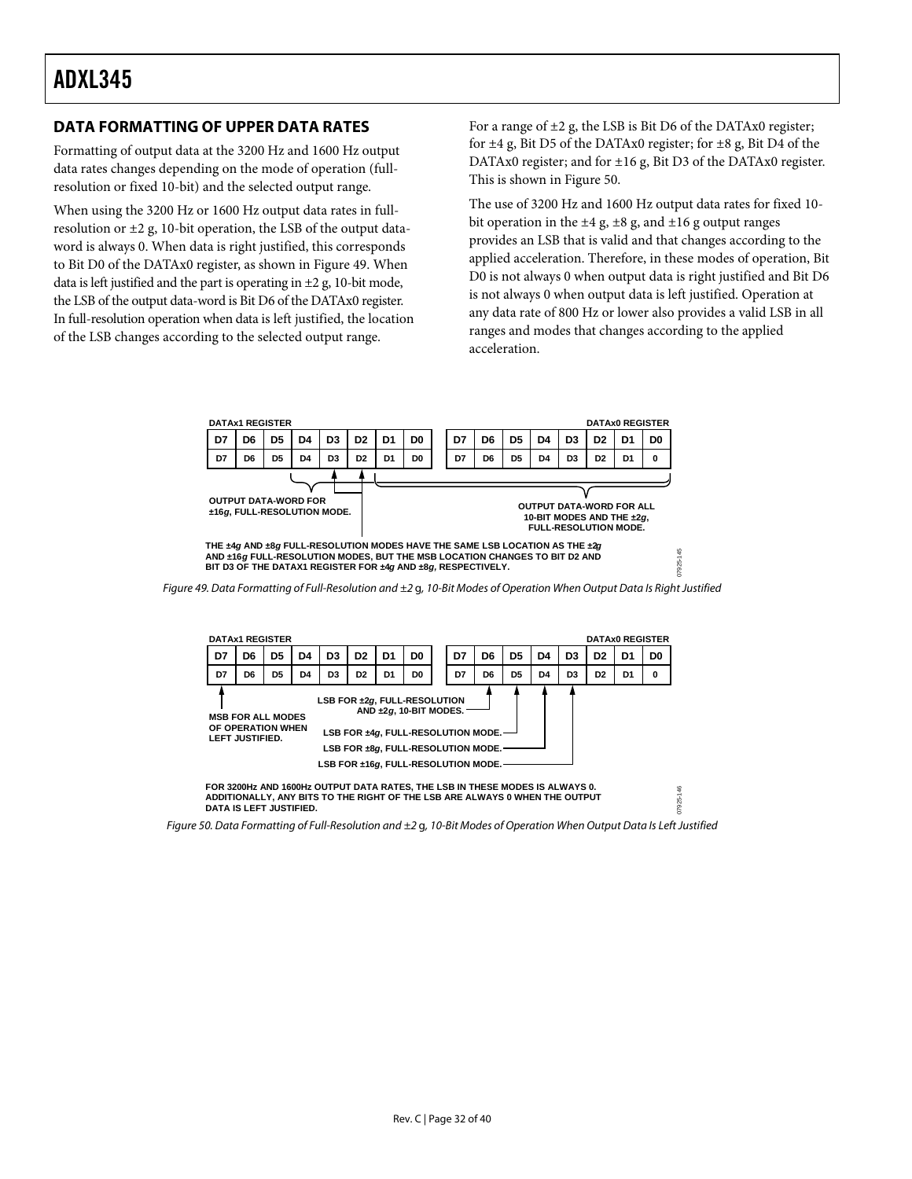## DATA FORMATTING OF UPPER DATA RATES

Formatting of output data at the 3200 Hz and 1600 Hz output data rates changes depending on the mode of operation (full-resolution or fixed 10-bit) and the selected output range.

When using the 3200 Hz or 1600 Hz output data rates in full-resolution or ±2 g, 10-bit operation, the LSB of the output data-word is always 0. When data is right justified, this corresponds to Bit D0 of the DATAx0 register, as shown in Figure 49. When data is left justified and the part is operating in ±2 g, 10-bit mode, the LSB of the output data-word is Bit D6 of the DATAx0 register. In full-resolution operation when data is left justified, the location of the LSB changes according to the selected output range.

For a range of ±2 g, the LSB is Bit D6 of the DATAx0 register; for ±4 g, Bit D5 of the DATAx0 register; for ±8 g, Bit D4 of the DATAx0 register; and for ±16 g, Bit D3 of the DATAx0 register. This is shown in Figure 50.

The use of 3200 Hz and 1600 Hz output data rates for fixed 10-bit operation in the ±4 g, ±8 g, and ±16 g output ranges provides an LSB that is valid and that changes according to the applied acceleration. Therefore, in these modes of operation, Bit D0 is not always 0 when output data is right justified and Bit D6 is not always 0 when output data is left justified. Operation at any data rate of 800 Hz or lower also provides a valid LSB in all ranges and modes that changes according to the applied acceleration.

| DATAx1 REGISTER | | | | | | | | DATAx0 REGISTER | | | | | | | |
|---|---|---|---|---|---|---|---|---|---|---|---|---|---|---|---|
| D7 | D6 | D5 | D4 | D3 | D2 | D1 | D0 | D7 | D6 | D5 | D4 | D3 | D2 | D1 | D0 |
| D7 | D6 | D5 | D4 | D3 | D2 | D1 | D0 | D7 | D6 | D5 | D4 | D3 | D2 | D1 | 0 |

OUTPUT DATA-WORD FOR ±16g, FULL-RESOLUTION MODE.

OUTPUT DATA-WORD FOR ALL 10-BIT MODES AND THE ±2g, FULL-RESOLUTION MODE.

THE ±4g AND ±8g FULL-RESOLUTION MODES HAVE THE SAME LSB LOCATION AS THE ±2g AND ±16g FULL-RESOLUTION MODES, BUT THE MSB LOCATION CHANGES TO BIT D2 AND BIT D3 OF THE DATAX1 REGISTER FOR ±4g AND ±8g, RESPECTIVELY.

*Figure 49. Data Formatting of Full-Resolution and ±2 g, 10-Bit Modes of Operation When Output Data Is Right Justified*

| DATAx1 REGISTER | | | | | | | | DATAx0 REGISTER | | | | | | | |
|---|---|---|---|---|---|---|---|---|---|---|---|---|---|---|---|
| D7 | D6 | D5 | D4 | D3 | D2 | D1 | D0 | D7 | D6 | D5 | D4 | D3 | D2 | D1 | D0 |
| D7 | D6 | D5 | D4 | D3 | D2 | D1 | D0 | D7 | D6 | D5 | D4 | D3 | D2 | D1 | 0 |

MSB FOR ALL MODES OF OPERATION WHEN LEFT JUSTIFIED.

LSB FOR ±2g, FULL-RESOLUTION AND ±2g, 10-BIT MODES.

LSB FOR ±4g, FULL-RESOLUTION MODE.

LSB FOR ±8g, FULL-RESOLUTION MODE.

LSB FOR ±16g, FULL-RESOLUTION MODE.

FOR 3200Hz AND 1600Hz OUTPUT DATA RATES, THE LSB IN THESE MODES IS ALWAYS 0. ADDITIONALLY, ANY BITS TO THE RIGHT OF THE LSB ARE ALWAYS 0 WHEN THE OUTPUT DATA IS LEFT JUSTIFIED.

*Figure 50. Data Formatting of Full-Resolution and ±2 g, 10-Bit Modes of Operation When Output Data Is Left Justified*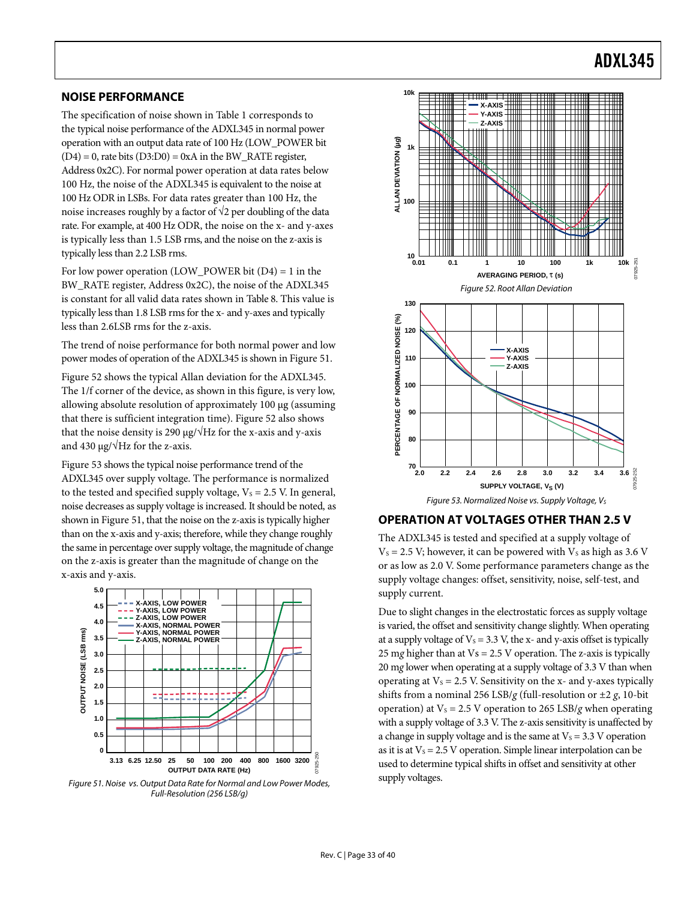## NOISE PERFORMANCE

The specification of noise shown in Table 1 corresponds to the typical noise performance of the ADXL345 in normal power operation with an output data rate of 100 Hz (LOW_POWER bit (D4) = 0, rate bits (D3:D0) = 0xA in the BW_RATE register, Address 0x2C). For normal power operation at data rates below 100 Hz, the noise of the ADXL345 is equivalent to the noise at 100 Hz ODR in LSBs. For data rates greater than 100 Hz, the noise increases roughly by a factor of $\sqrt{2}$ per doubling of the data rate. For example, at 400 Hz ODR, the noise on the x- and y-axes is typically less than 1.5 LSB rms, and the noise on the z-axis is typically less than 2.2 LSB rms.

For low power operation (LOW_POWER bit (D4) = 1 in the BW_RATE register, Address 0x2C), the noise of the ADXL345 is constant for all valid data rates shown in Table 8. This value is typically less than 1.8 LSB rms for the x- and y-axes and typically less than 2.6LSB rms for the z-axis.

The trend of noise performance for both normal power and low power modes of operation of the ADXL345 is shown in Figure 51.

Figure 52 shows the typical Allan deviation for the ADXL345. The 1/f corner of the device, as shown in this figure, is very low, allowing absolute resolution of approximately 100 µg (assuming that there is sufficient integration time). Figure 52 also shows that the noise density is 290 µg/√Hz for the x-axis and y-axis and 430 µg/√Hz for the z-axis.

Figure 53 shows the typical noise performance trend of the ADXL345 over supply voltage. The performance is normalized to the tested and specified supply voltage, $V_S$ = 2.5 V. In general, noise decreases as supply voltage is increased. It should be noted, as shown in Figure 51, that the noise on the z-axis is typically higher than on the x-axis and y-axis; therefore, while they change roughly the same in percentage over supply voltage, the magnitude of change on the z-axis is greater than the magnitude of change on the x-axis and y-axis.

*Figure 51. Noise vs. Output Data Rate for Normal and Low Power Modes, Full-Resolution (256 LSB/g)*

*Figure 52. Root Allan Deviation*

*Figure 53. Normalized Noise vs. Supply Voltage, $V_S$*

## OPERATION AT VOLTAGES OTHER THAN 2.5 V

The ADXL345 is tested and specified at a supply voltage of $V_S$ = 2.5 V; however, it can be powered with $V_S$ as high as 3.6 V or as low as 2.0 V. Some performance parameters change as the supply voltage changes: offset, sensitivity, noise, self-test, and supply current.

Due to slight changes in the electrostatic forces as supply voltage is varied, the offset and sensitivity change slightly. When operating at a supply voltage of $V_S$ = 3.3 V, the x- and y-axis offset is typically 25 m*g* higher than at Vs = 2.5 V operation. The z-axis is typically 20 m*g* lower when operating at a supply voltage of 3.3 V than when operating at $V_S$ = 2.5 V. Sensitivity on the x- and y-axes typically shifts from a nominal 256 LSB/*g* (full-resolution or ±2 *g*, 10-bit operation) at $V_S$ = 2.5 V operation to 265 LSB/*g* when operating with a supply voltage of 3.3 V. The z-axis sensitivity is unaffected by a change in supply voltage and is the same at $V_S$ = 3.3 V operation as it is at $V_S$ = 2.5 V operation. Simple linear interpolation can be used to determine typical shifts in offset and sensitivity at other supply voltages.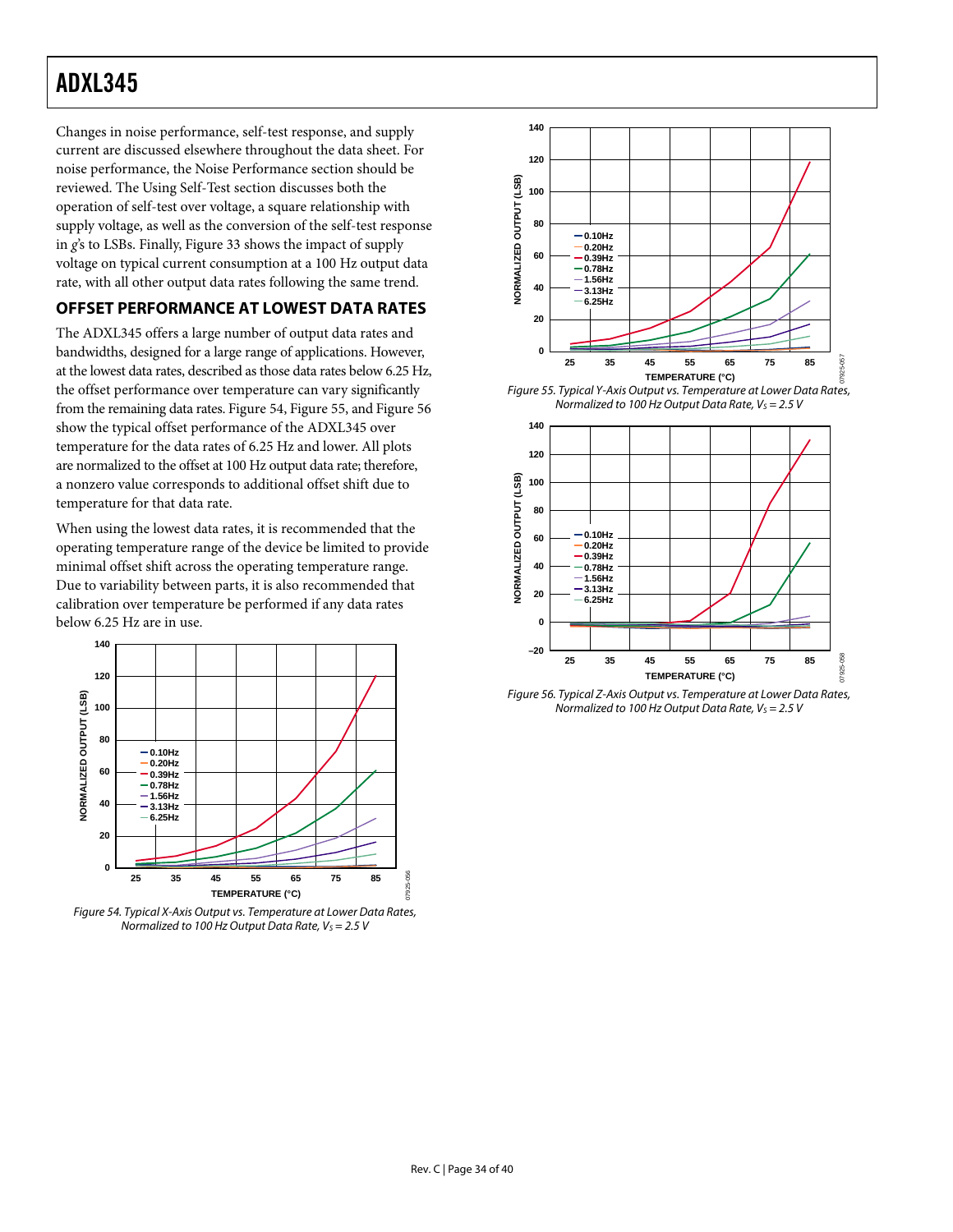Changes in noise performance, self-test response, and supply current are discussed elsewhere throughout the data sheet. For noise performance, the Noise Performance section should be reviewed. The Using Self-Test section discusses both the operation of self-test over voltage, a square relationship with supply voltage, as well as the conversion of the self-test response in *g*'s to LSBs. Finally, Figure 33 shows the impact of supply voltage on typical current consumption at a 100 Hz output data rate, with all other output data rates following the same trend.

## OFFSET PERFORMANCE AT LOWEST DATA RATES

The ADXL345 offers a large number of output data rates and bandwidths, designed for a large range of applications. However, at the lowest data rates, described as those data rates below 6.25 Hz, the offset performance over temperature can vary significantly from the remaining data rates. Figure 54, Figure 55, and Figure 56 show the typical offset performance of the ADXL345 over temperature for the data rates of 6.25 Hz and lower. All plots are normalized to the offset at 100 Hz output data rate; therefore, a nonzero value corresponds to additional offset shift due to temperature for that data rate.

When using the lowest data rates, it is recommended that the operating temperature range of the device be limited to provide minimal offset shift across the operating temperature range. Due to variability between parts, it is also recommended that calibration over temperature be performed if any data rates below 6.25 Hz are in use.

*Figure 54. Typical X-Axis Output vs. Temperature at Lower Data Rates, Normalized to 100 Hz Output Data Rate, $V_S$ = 2.5 V*

*Figure 55. Typical Y-Axis Output vs. Temperature at Lower Data Rates, Normalized to 100 Hz Output Data Rate, $V_S$ = 2.5 V*

*Figure 56. Typical Z-Axis Output vs. Temperature at Lower Data Rates, Normalized to 100 Hz Output Data Rate, $V_S$ = 2.5 V*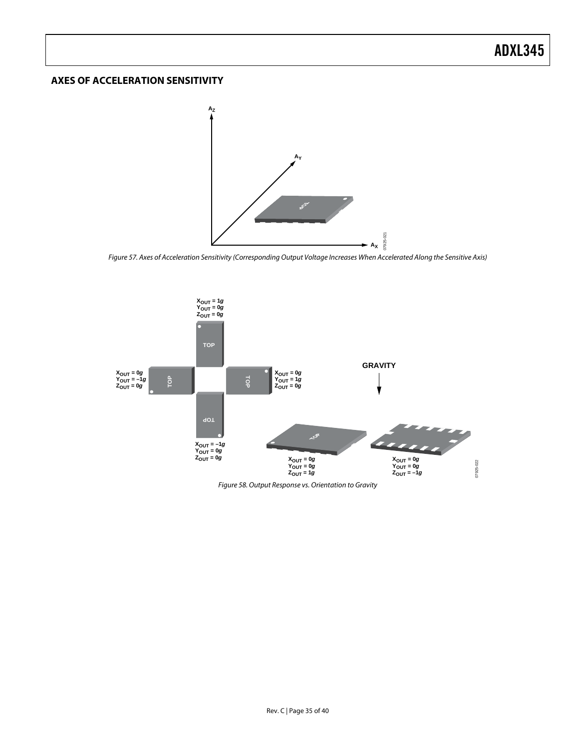## AXES OF ACCELERATION SENSITIVITY

Figure 57. Axes of Acceleration Sensitivity (Corresponding Output Voltage Increases When Accelerated Along the Sensitive Axis)

Figure 58. Output Response vs. Orientation to Gravity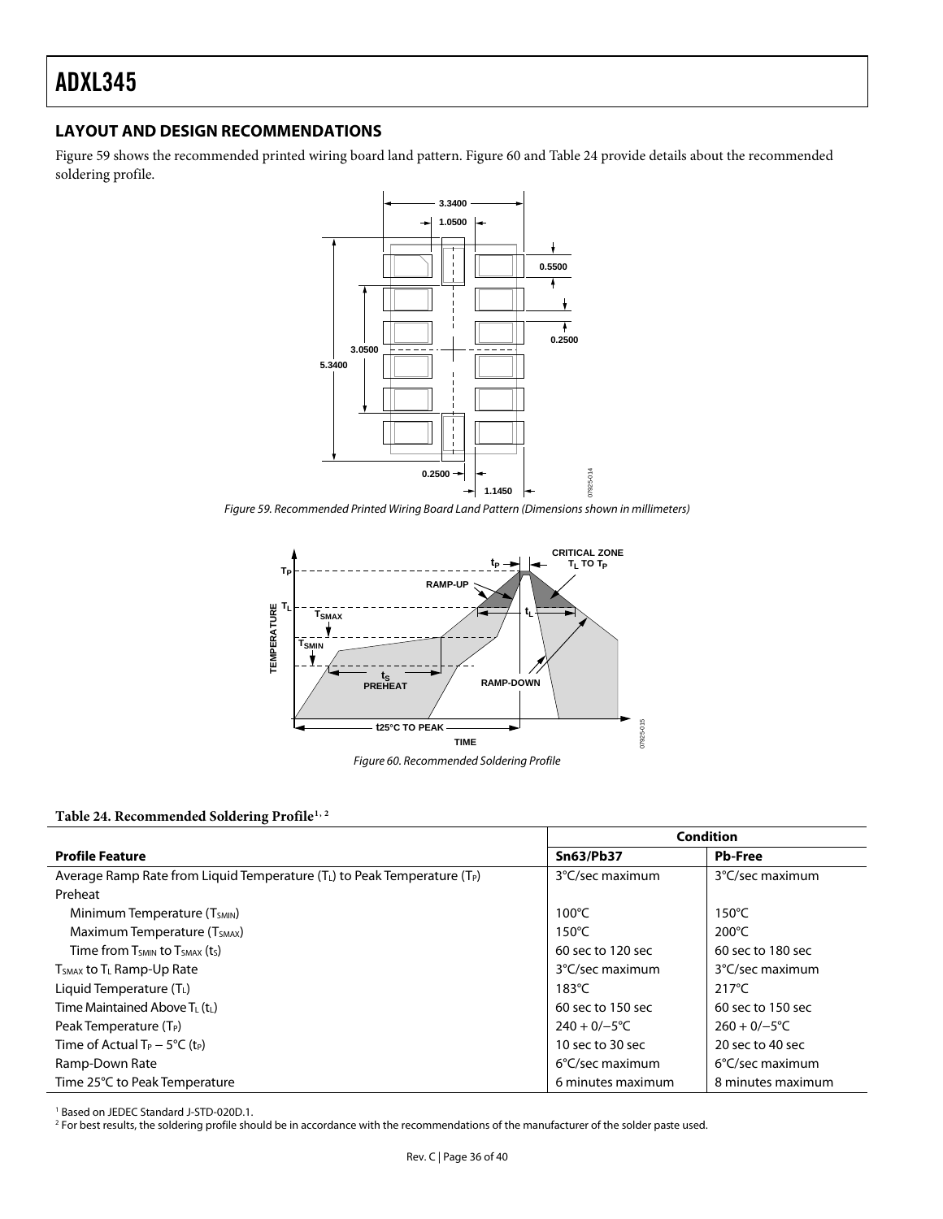## LAYOUT AND DESIGN RECOMMENDATIONS

Figure 59 shows the recommended printed wiring board land pattern. Figure 60 and Table 24 provide details about the recommended soldering profile.

*Figure 59. Recommended Printed Wiring Board Land Pattern (Dimensions shown in millimeters)*

*Figure 60. Recommended Soldering Profile*

**Table 24. Recommended Soldering Profile[1, 2]**

| Profile Feature | Condition | |
|---|---|---|
| | **Sn63/Pb37** | **Pb-Free** |
| Average Ramp Rate from Liquid Temperature ($T_L$) to Peak Temperature ($T_P$) | 3°C/sec maximum | 3°C/sec maximum |
| Preheat | | |
| Minimum Temperature ($T_{SMIN}$) | 100°C | 150°C |
| Maximum Temperature ($T_{SMAX}$) | 150°C | 200°C |
| Time from $T_{SMIN}$ to $T_{SMAX}$ ($t_S$) | 60 sec to 120 sec | 60 sec to 180 sec |
| $T_{SMAX}$ to $T_L$ Ramp-Up Rate | 3°C/sec maximum | 3°C/sec maximum |
| Liquid Temperature ($T_L$) | 183°C | 217°C |
| Time Maintained Above $T_L$ ($t_L$) | 60 sec to 150 sec | 60 sec to 150 sec |
| Peak Temperature ($T_P$) | 240 + 0/−5°C | 260 + 0/−5°C |
| Time of Actual $T_P$ − 5°C ($t_P$) | 10 sec to 30 sec | 20 sec to 40 sec |
| Ramp-Down Rate | 6°C/sec maximum | 6°C/sec maximum |
| Time 25°C to Peak Temperature | 6 minutes maximum | 8 minutes maximum |

[1] Based on JEDEC Standard J-STD-020D.1.
[2] For best results, the soldering profile should be in accordance with the recommendations of the manufacturer of the solder paste used.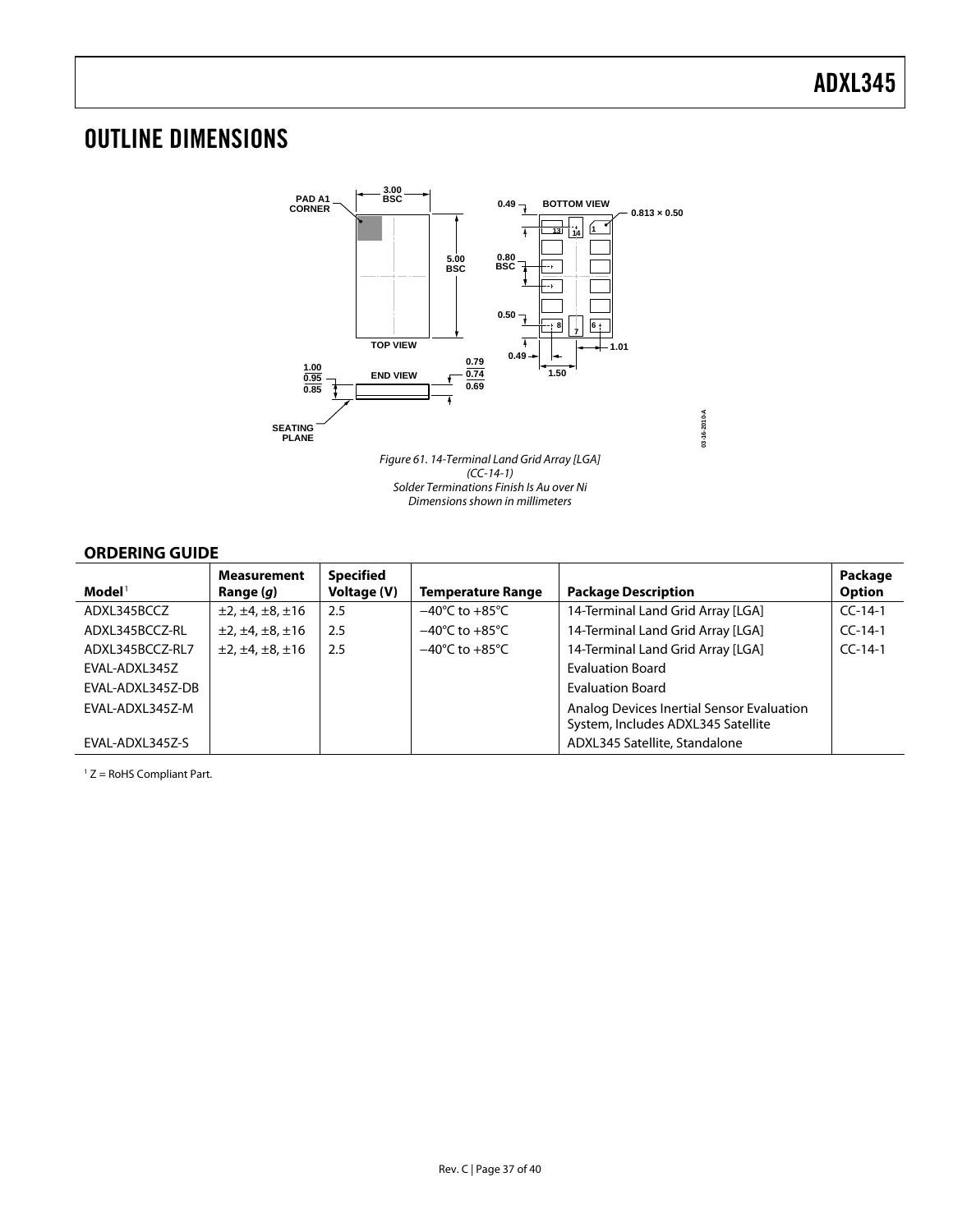## OUTLINE DIMENSIONS

Figure 61. 14-Terminal Land Grid Array [LGA]
(CC-14-1)
Solder Terminations Finish Is Au over Ni
Dimensions shown in millimeters

### ORDERING GUIDE

| Model[1] | Measurement Range (*g*) | Specified Voltage (V) | Temperature Range | Package Description | Package Option |
|---|---|---|---|---|---|
| ADXL345BCCZ | ±2, ±4, ±8, ±16 | 2.5 | −40°C to +85°C | 14-Terminal Land Grid Array [LGA] | CC-14-1 |
| ADXL345BCCZ-RL | ±2, ±4, ±8, ±16 | 2.5 | −40°C to +85°C | 14-Terminal Land Grid Array [LGA] | CC-14-1 |
| ADXL345BCCZ-RL7 | ±2, ±4, ±8, ±16 | 2.5 | −40°C to +85°C | 14-Terminal Land Grid Array [LGA] | CC-14-1 |
| EVAL-ADXL345Z | | | | Evaluation Board | |
| EVAL-ADXL345Z-DB | | | | Evaluation Board | |
| EVAL-ADXL345Z-M | | | | Analog Devices Inertial Sensor Evaluation System, Includes ADXL345 Satellite | |
| EVAL-ADXL345Z-S | | | | ADXL345 Satellite, Standalone | |

[1] Z = RoHS Compliant Part.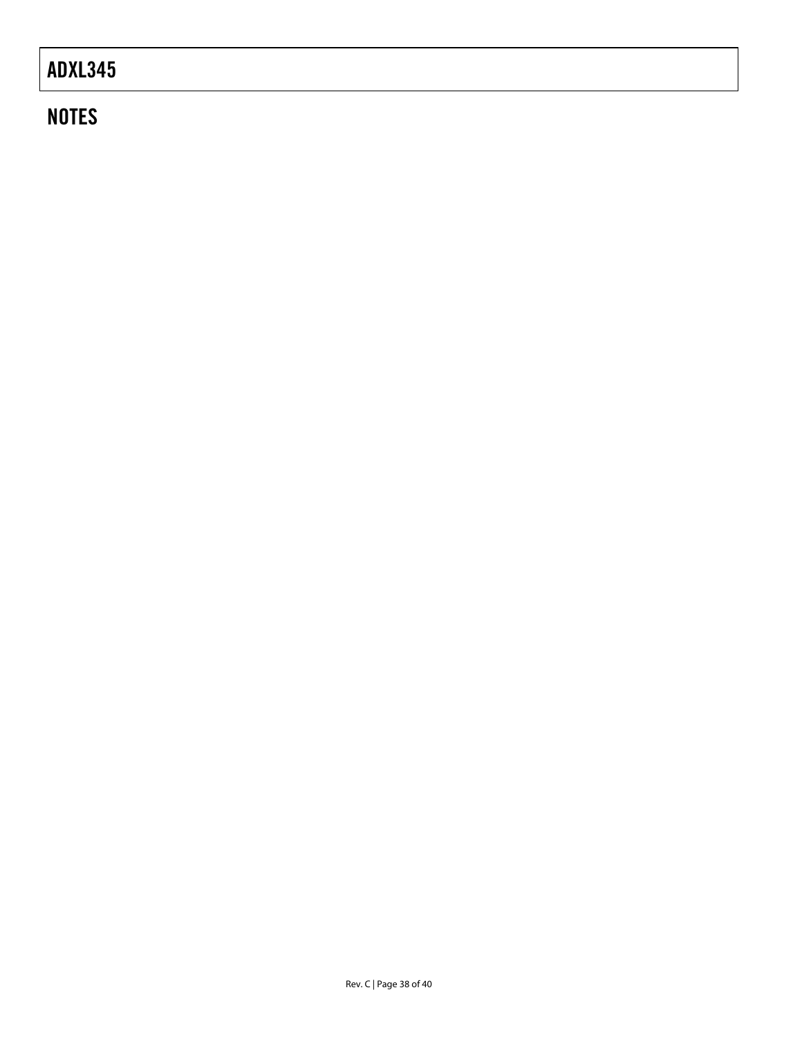## NOTES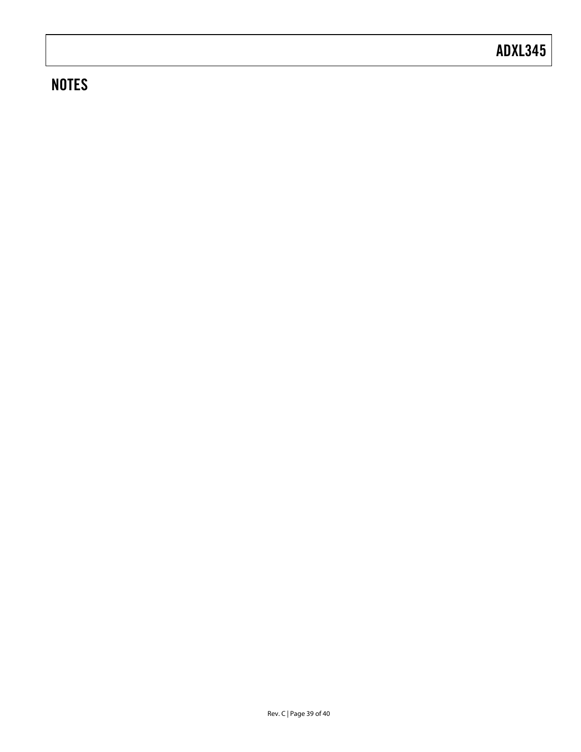## NOTES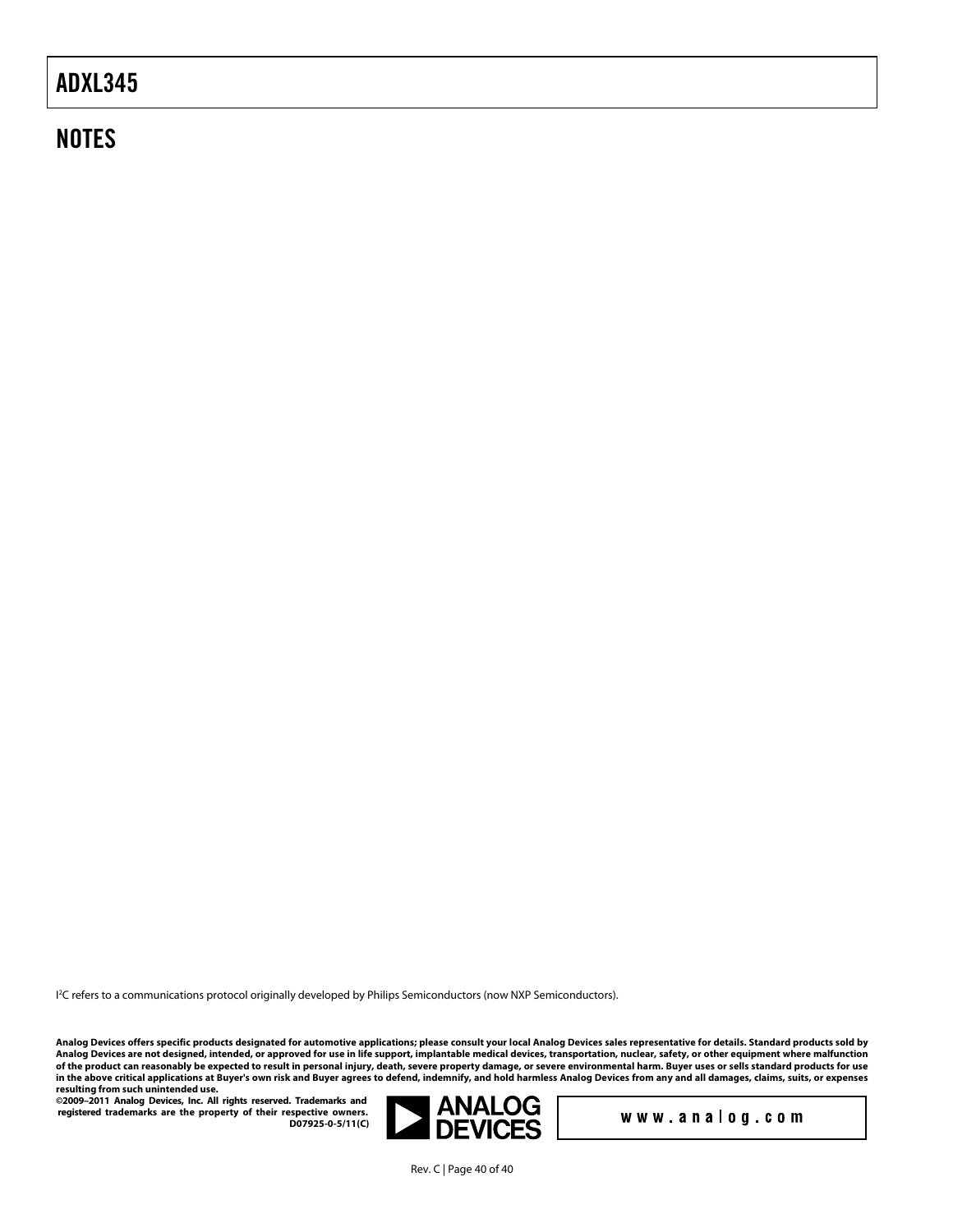## NOTES

I²C refers to a communications protocol originally developed by Philips Semiconductors (now NXP Semiconductors).

**Analog Devices offers specific products designated for automotive applications; please consult your local Analog Devices sales representative for details. Standard products sold by Analog Devices are not designed, intended, or approved for use in life support, implantable medical devices, transportation, nuclear, safety, or other equipment where malfunction of the product can reasonably be expected to result in personal injury, death, severe property damage, or severe environmental harm. Buyer uses or sells standard products for use in the above critical applications at Buyer's own risk and Buyer agrees to defend, indemnify, and hold harmless Analog Devices from any and all damages, claims, suits, or expenses resulting from such unintended use.**

**©2009–2011 Analog Devices, Inc. All rights reserved. Trademarks and registered trademarks are the property of their respective owners. D07925-0-5/11(C)**

ANALOG DEVICES

www.analog.com